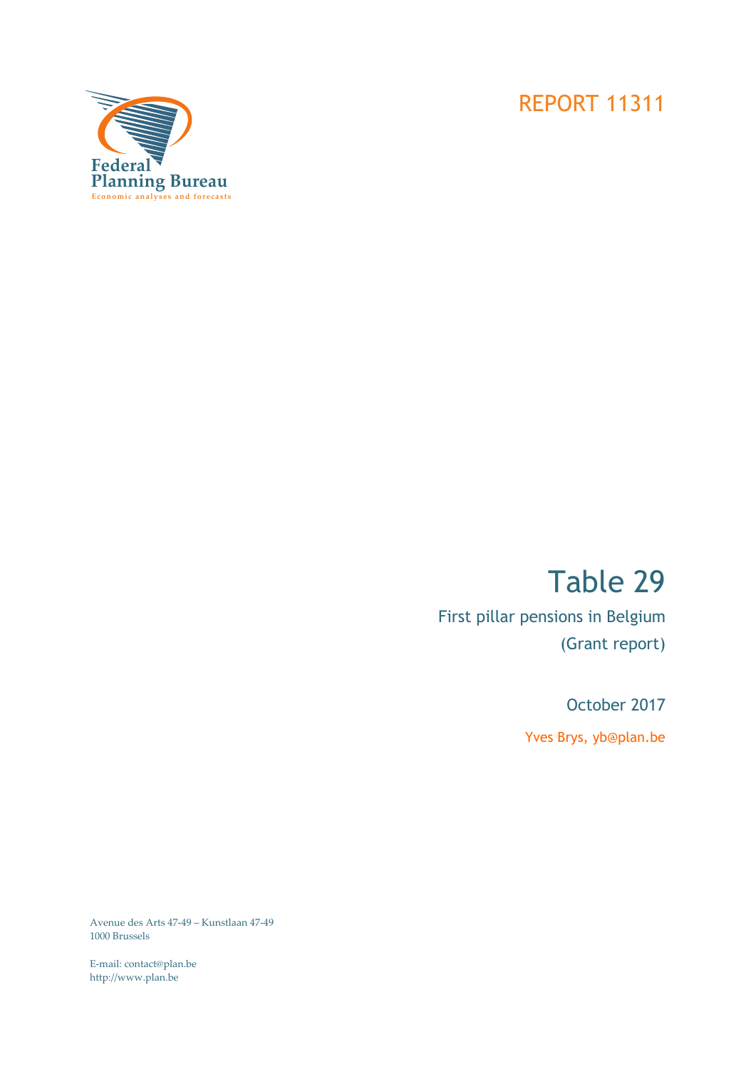Federal Planning Bureau
Economic analyses and forecasts

REPORT 11311

# Table 29

First pillar pensions in Belgium
(Grant report)

October 2017

Yves Brys, yb@plan.be

Avenue des Arts 47-49 – Kunstlaan 47-49
1000 Brussels

E-mail: contact@plan.be
http://www.plan.be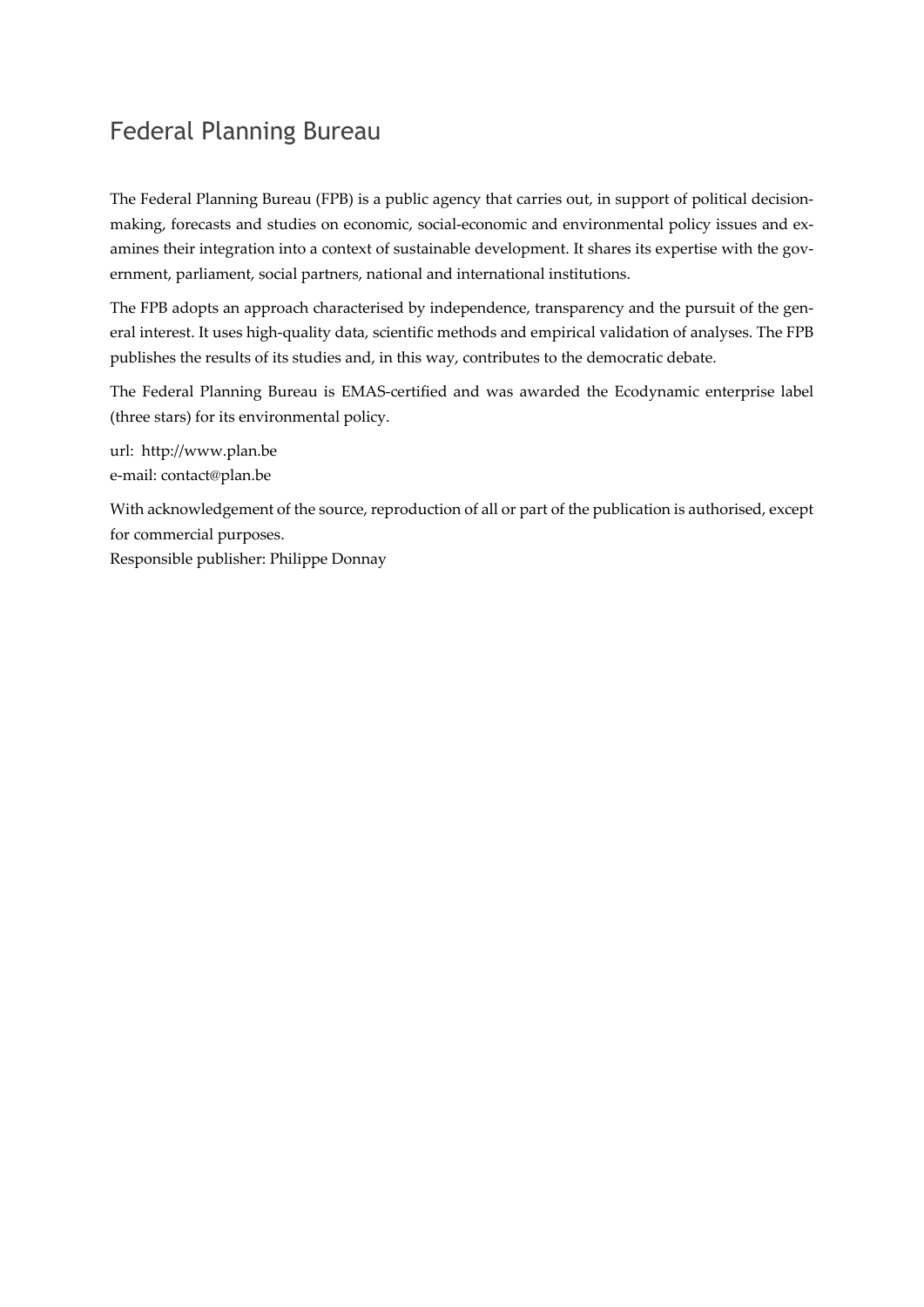# Federal Planning Bureau

The Federal Planning Bureau (FPB) is a public agency that carries out, in support of political decision-making, forecasts and studies on economic, social-economic and environmental policy issues and examines their integration into a context of sustainable development. It shares its expertise with the government, parliament, social partners, national and international institutions.

The FPB adopts an approach characterised by independence, transparency and the pursuit of the general interest. It uses high-quality data, scientific methods and empirical validation of analyses. The FPB publishes the results of its studies and, in this way, contributes to the democratic debate.

The Federal Planning Bureau is EMAS-certified and was awarded the Ecodynamic enterprise label (three stars) for its environmental policy.

url: http://www.plan.be
e-mail: contact@plan.be

With acknowledgement of the source, reproduction of all or part of the publication is authorised, except for commercial purposes.
Responsible publisher: Philippe Donnay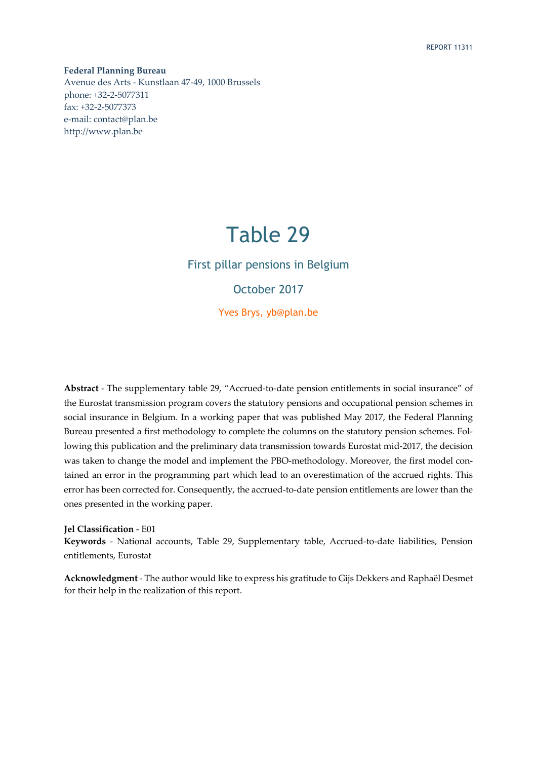REPORT 11311

**Federal Planning Bureau**
Avenue des Arts - Kunstlaan 47-49, 1000 Brussels
phone: +32-2-5077311
fax: +32-2-5077373
e-mail: contact@plan.be
http://www.plan.be

# Table 29

## First pillar pensions in Belgium

October 2017

Yves Brys, yb@plan.be

**Abstract** - The supplementary table 29, "Accrued-to-date pension entitlements in social insurance" of the Eurostat transmission program covers the statutory pensions and occupational pension schemes in social insurance in Belgium. In a working paper that was published May 2017, the Federal Planning Bureau presented a first methodology to complete the columns on the statutory pension schemes. Following this publication and the preliminary data transmission towards Eurostat mid-2017, the decision was taken to change the model and implement the PBO-methodology. Moreover, the first model contained an error in the programming part which lead to an overestimation of the accrued rights. This error has been corrected for. Consequently, the accrued-to-date pension entitlements are lower than the ones presented in the working paper.

**Jel Classification** - E01
**Keywords** - National accounts, Table 29, Supplementary table, Accrued-to-date liabilities, Pension entitlements, Eurostat

**Acknowledgment** - The author would like to express his gratitude to Gijs Dekkers and Raphaël Desmet for their help in the realization of this report.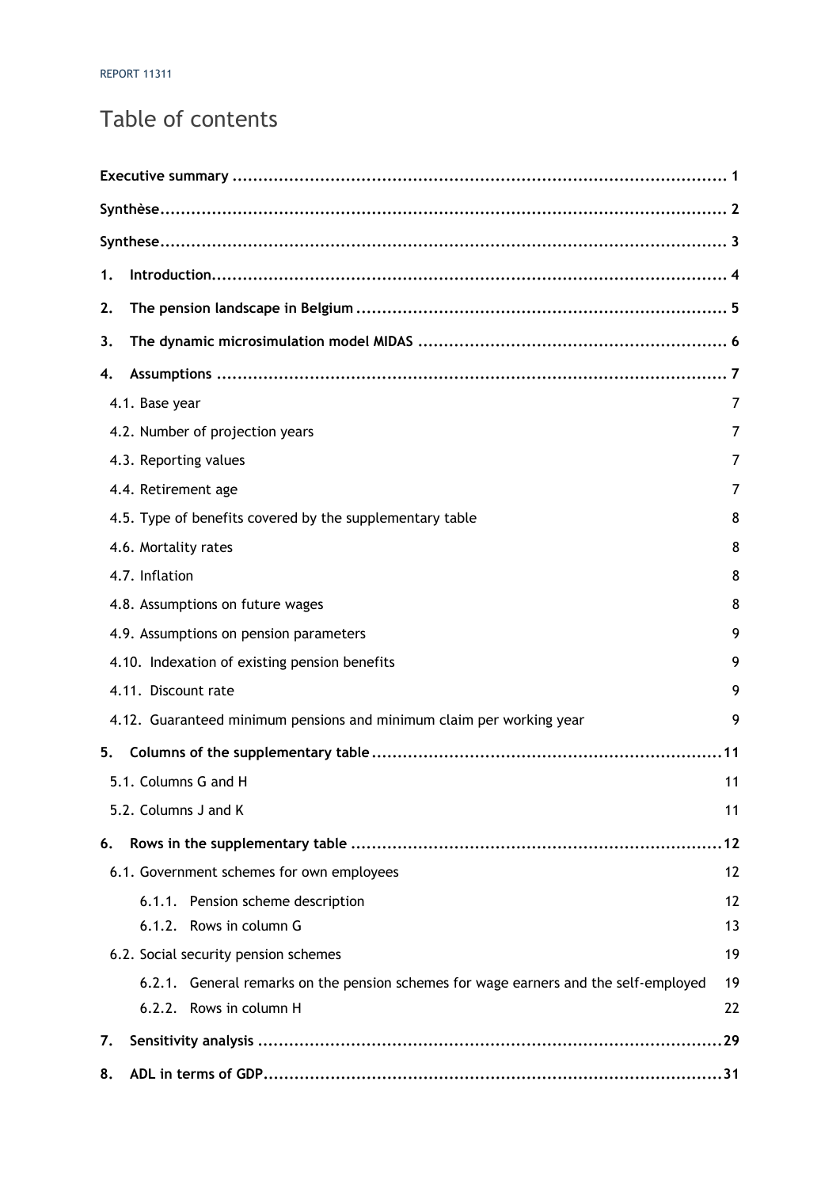# Table of contents

**Executive summary** ............................................................................................. 1

**Synthèse**............................................................................................................. 2

**Synthese**.............................................................................................................. 3

**1. Introduction**..................................................................................................... 4

**2. The pension landscape in Belgium** ....................................................................... 5

**3. The dynamic microsimulation model MIDAS** ........................................................... 6

**4. Assumptions** ...................................................................................................... 7

- 4.1. Base year 7
- 4.2. Number of projection years 7
- 4.3. Reporting values 7
- 4.4. Retirement age 7
- 4.5. Type of benefits covered by the supplementary table 8
- 4.6. Mortality rates 8
- 4.7. Inflation 8
- 4.8. Assumptions on future wages 8
- 4.9. Assumptions on pension parameters 9
- 4.10. Indexation of existing pension benefits 9
- 4.11. Discount rate 9
- 4.12. Guaranteed minimum pensions and minimum claim per working year 9

**5. Columns of the supplementary table** ....................................................................11

- 5.1. Columns G and H 11
- 5.2. Columns J and K 11

**6. Rows in the supplementary table** .........................................................................12

- 6.1. Government schemes for own employees 12
  - 6.1.1. Pension scheme description 12
  - 6.1.2. Rows in column G 13
- 6.2. Social security pension schemes 19
  - 6.2.1. General remarks on the pension schemes for wage earners and the self-employed 19
  - 6.2.2. Rows in column H 22

**7. Sensitivity analysis** ...........................................................................................29

**8. ADL in terms of GDP**..........................................................................................31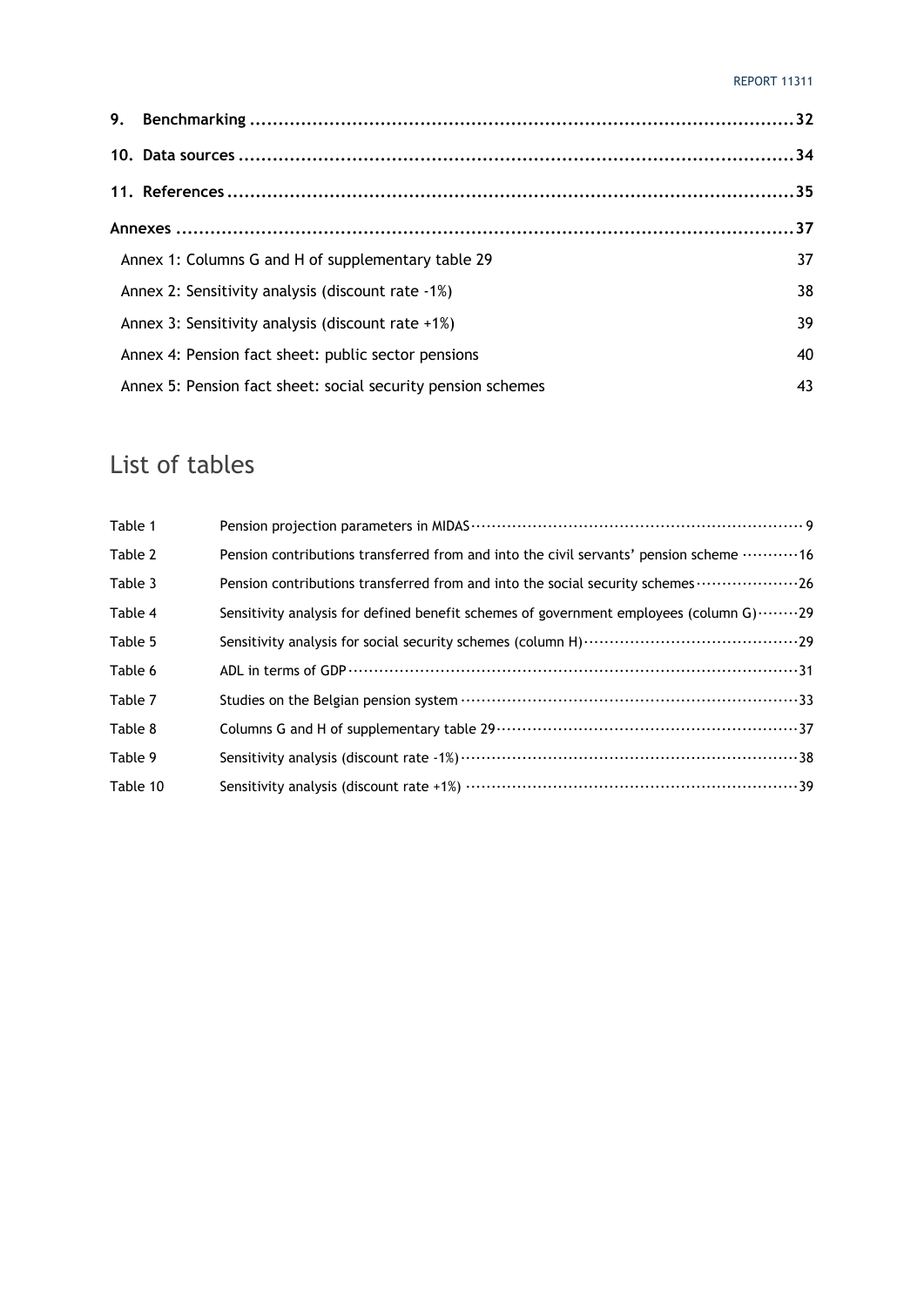**9. Benchmarking** ........................................................................................ **32**

**10. Data sources** ........................................................................................ **34**

**11. References** ........................................................................................ **35**

**Annexes** ........................................................................................ **37**

Annex 1: Columns G and H of supplementary table 29 ........ 37

Annex 2: Sensitivity analysis (discount rate -1%) ........ 38

Annex 3: Sensitivity analysis (discount rate +1%) ........ 39

Annex 4: Pension fact sheet: public sector pensions ........ 40

Annex 5: Pension fact sheet: social security pension schemes ........ 43

## List of tables

| | | |
|---|---|---|
| Table 1 | Pension projection parameters in MIDAS | 9 |
| Table 2 | Pension contributions transferred from and into the civil servants' pension scheme | 16 |
| Table 3 | Pension contributions transferred from and into the social security schemes | 26 |
| Table 4 | Sensitivity analysis for defined benefit schemes of government employees (column G) | 29 |
| Table 5 | Sensitivity analysis for social security schemes (column H) | 29 |
| Table 6 | ADL in terms of GDP | 31 |
| Table 7 | Studies on the Belgian pension system | 33 |
| Table 8 | Columns G and H of supplementary table 29 | 37 |
| Table 9 | Sensitivity analysis (discount rate -1%) | 38 |
| Table 10 | Sensitivity analysis (discount rate +1%) | 39 |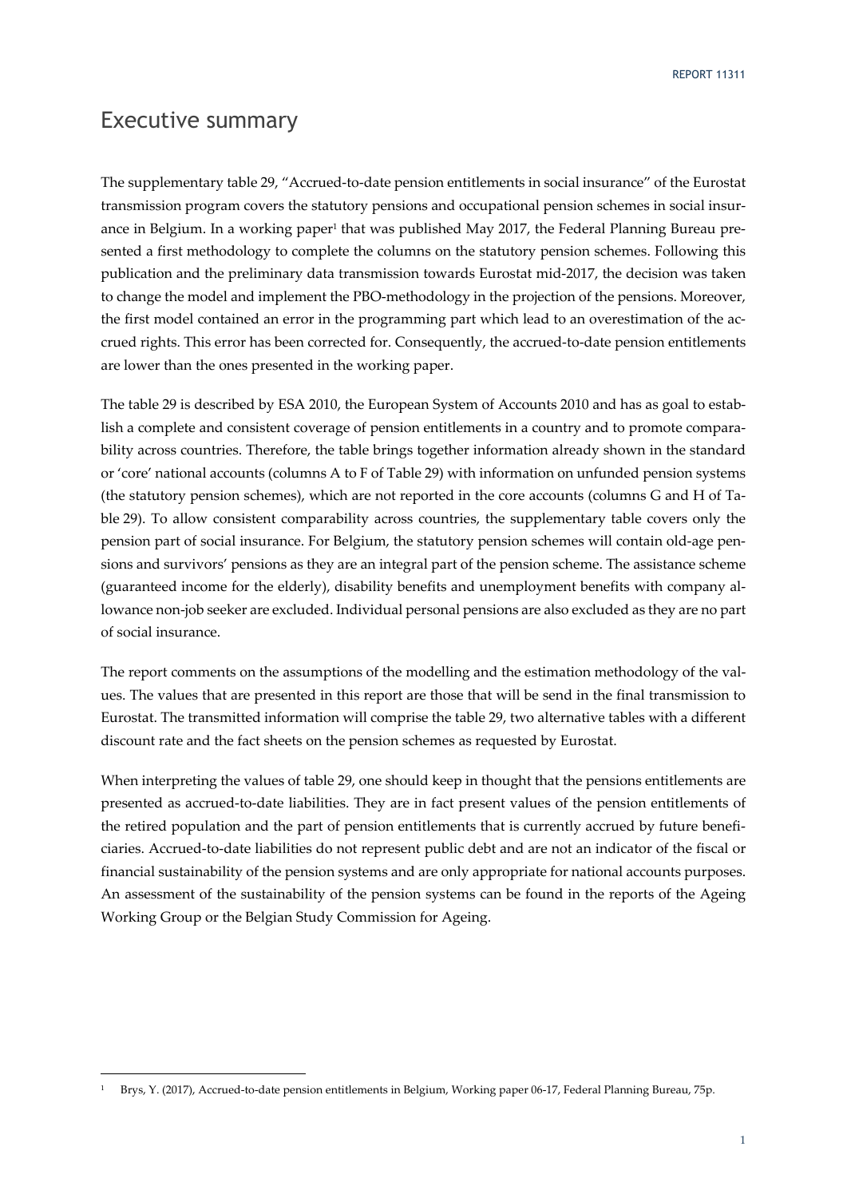# Executive summary

The supplementary table 29, "Accrued-to-date pension entitlements in social insurance" of the Eurostat transmission program covers the statutory pensions and occupational pension schemes in social insurance in Belgium. In a working paper[1] that was published May 2017, the Federal Planning Bureau presented a first methodology to complete the columns on the statutory pension schemes. Following this publication and the preliminary data transmission towards Eurostat mid-2017, the decision was taken to change the model and implement the PBO-methodology in the projection of the pensions. Moreover, the first model contained an error in the programming part which lead to an overestimation of the accrued rights. This error has been corrected for. Consequently, the accrued-to-date pension entitlements are lower than the ones presented in the working paper.

The table 29 is described by ESA 2010, the European System of Accounts 2010 and has as goal to establish a complete and consistent coverage of pension entitlements in a country and to promote comparability across countries. Therefore, the table brings together information already shown in the standard or 'core' national accounts (columns A to F of Table 29) with information on unfunded pension systems (the statutory pension schemes), which are not reported in the core accounts (columns G and H of Table 29). To allow consistent comparability across countries, the supplementary table covers only the pension part of social insurance. For Belgium, the statutory pension schemes will contain old-age pensions and survivors' pensions as they are an integral part of the pension scheme. The assistance scheme (guaranteed income for the elderly), disability benefits and unemployment benefits with company allowance non-job seeker are excluded. Individual personal pensions are also excluded as they are no part of social insurance.

The report comments on the assumptions of the modelling and the estimation methodology of the values. The values that are presented in this report are those that will be send in the final transmission to Eurostat. The transmitted information will comprise the table 29, two alternative tables with a different discount rate and the fact sheets on the pension schemes as requested by Eurostat.

When interpreting the values of table 29, one should keep in thought that the pensions entitlements are presented as accrued-to-date liabilities. They are in fact present values of the pension entitlements of the retired population and the part of pension entitlements that is currently accrued by future beneficiaries. Accrued-to-date liabilities do not represent public debt and are not an indicator of the fiscal or financial sustainability of the pension systems and are only appropriate for national accounts purposes. An assessment of the sustainability of the pension systems can be found in the reports of the Ageing Working Group or the Belgian Study Commission for Ageing.

[1] Brys, Y. (2017), Accrued-to-date pension entitlements in Belgium, Working paper 06-17, Federal Planning Bureau, 75p.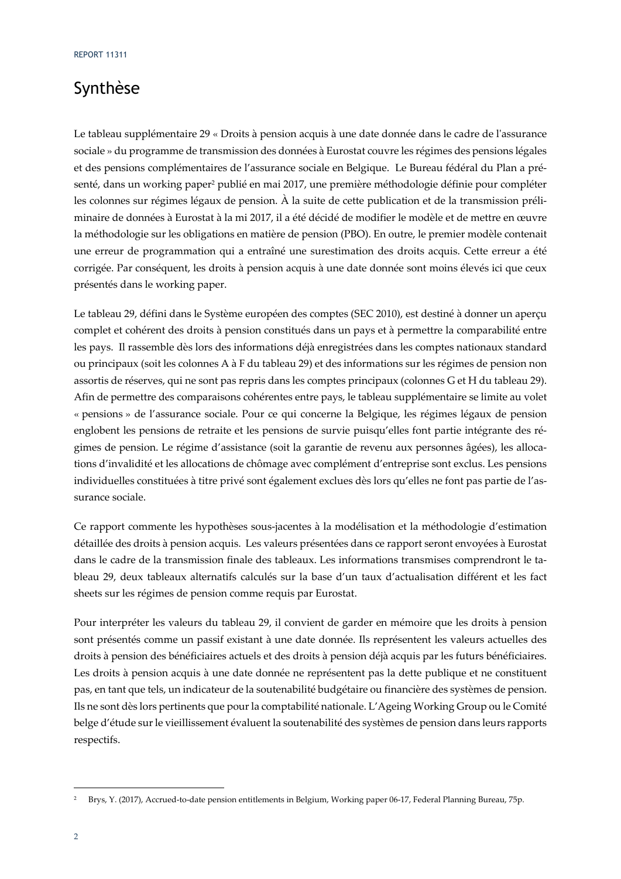# Synthèse

Le tableau supplémentaire 29 « Droits à pension acquis à une date donnée dans le cadre de l'assurance sociale » du programme de transmission des données à Eurostat couvre les régimes des pensions légales et des pensions complémentaires de l'assurance sociale en Belgique. Le Bureau fédéral du Plan a présenté, dans un working paper[2] publié en mai 2017, une première méthodologie définie pour compléter les colonnes sur régimes légaux de pension. À la suite de cette publication et de la transmission préliminaire de données à Eurostat à la mi 2017, il a été décidé de modifier le modèle et de mettre en œuvre la méthodologie sur les obligations en matière de pension (PBO). En outre, le premier modèle contenait une erreur de programmation qui a entraîné une surestimation des droits acquis. Cette erreur a été corrigée. Par conséquent, les droits à pension acquis à une date donnée sont moins élevés ici que ceux présentés dans le working paper.

Le tableau 29, défini dans le Système européen des comptes (SEC 2010), est destiné à donner un aperçu complet et cohérent des droits à pension constitués dans un pays et à permettre la comparabilité entre les pays. Il rassemble dès lors des informations déjà enregistrées dans les comptes nationaux standard ou principaux (soit les colonnes A à F du tableau 29) et des informations sur les régimes de pension non assortis de réserves, qui ne sont pas repris dans les comptes principaux (colonnes G et H du tableau 29). Afin de permettre des comparaisons cohérentes entre pays, le tableau supplémentaire se limite au volet « pensions » de l'assurance sociale. Pour ce qui concerne la Belgique, les régimes légaux de pension englobent les pensions de retraite et les pensions de survie puisqu'elles font partie intégrante des régimes de pension. Le régime d'assistance (soit la garantie de revenu aux personnes âgées), les allocations d'invalidité et les allocations de chômage avec complément d'entreprise sont exclus. Les pensions individuelles constituées à titre privé sont également exclues dès lors qu'elles ne font pas partie de l'assurance sociale.

Ce rapport commente les hypothèses sous-jacentes à la modélisation et la méthodologie d'estimation détaillée des droits à pension acquis. Les valeurs présentées dans ce rapport seront envoyées à Eurostat dans le cadre de la transmission finale des tableaux. Les informations transmises comprendront le tableau 29, deux tableaux alternatifs calculés sur la base d'un taux d'actualisation différent et les fact sheets sur les régimes de pension comme requis par Eurostat.

Pour interpréter les valeurs du tableau 29, il convient de garder en mémoire que les droits à pension sont présentés comme un passif existant à une date donnée. Ils représentent les valeurs actuelles des droits à pension des bénéficiaires actuels et des droits à pension déjà acquis par les futurs bénéficiaires. Les droits à pension acquis à une date donnée ne représentent pas la dette publique et ne constituent pas, en tant que tels, un indicateur de la soutenabilité budgétaire ou financière des systèmes de pension. Ils ne sont dès lors pertinents que pour la comptabilité nationale. L'Ageing Working Group ou le Comité belge d'étude sur le vieillissement évaluent la soutenabilité des systèmes de pension dans leurs rapports respectifs.

---

[2] Brys, Y. (2017), Accrued-to-date pension entitlements in Belgium, Working paper 06-17, Federal Planning Bureau, 75p.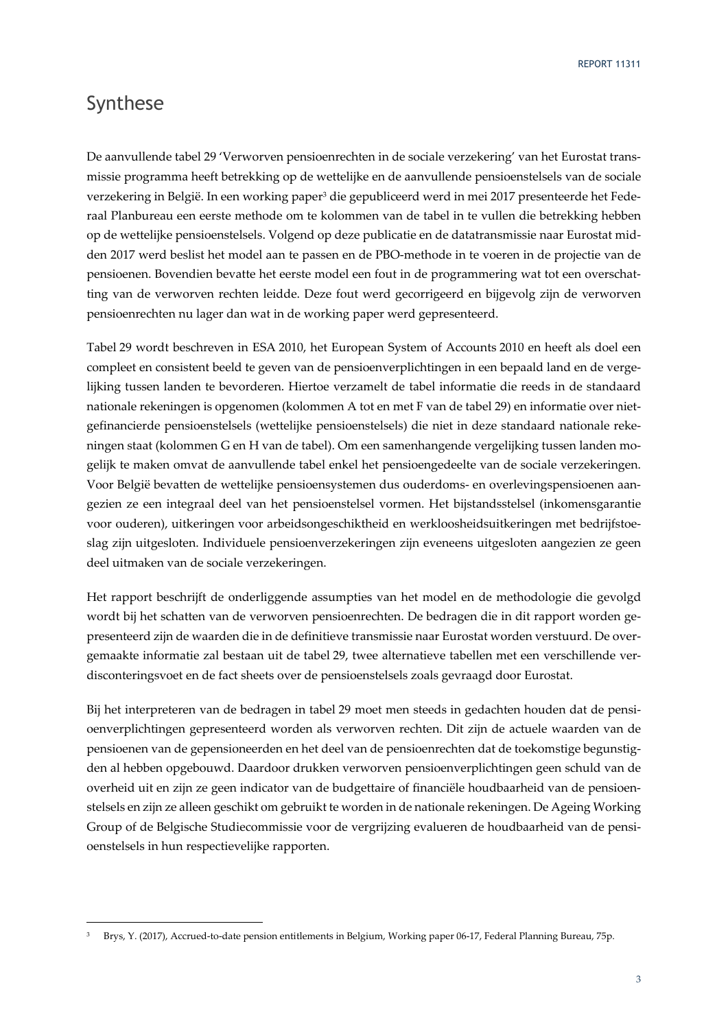# Synthese

De aanvullende tabel 29 'Verworven pensioenrechten in de sociale verzekering' van het Eurostat transmissie programma heeft betrekking op de wettelijke en de aanvullende pensioenstelsels van de sociale verzekering in België. In een working paper[3] die gepubliceerd werd in mei 2017 presenteerde het Federaal Planbureau een eerste methode om te kolommen van de tabel in te vullen die betrekking hebben op de wettelijke pensioenstelsels. Volgend op deze publicatie en de datatransmissie naar Eurostat midden 2017 werd beslist het model aan te passen en de PBO-methode in te voeren in de projectie van de pensioenen. Bovendien bevatte het eerste model een fout in de programmering wat tot een overschatting van de verworven rechten leidde. Deze fout werd gecorrigeerd en bijgevolg zijn de verworven pensioenrechten nu lager dan wat in de working paper werd gepresenteerd.

Tabel 29 wordt beschreven in ESA 2010, het European System of Accounts 2010 en heeft als doel een compleet en consistent beeld te geven van de pensioenverplichtingen in een bepaald land en de vergelijking tussen landen te bevorderen. Hiertoe verzamelt de tabel informatie die reeds in de standaard nationale rekeningen is opgenomen (kolommen A tot en met F van de tabel 29) en informatie over niet-gefinancierde pensioenstelsels (wettelijke pensioenstelsels) die niet in deze standaard nationale rekeningen staat (kolommen G en H van de tabel). Om een samenhangende vergelijking tussen landen mogelijk te maken omvat de aanvullende tabel enkel het pensioengedeelte van de sociale verzekeringen. Voor België bevatten de wettelijke pensioensystemen dus ouderdoms- en overlevingspensioenen aangezien ze een integraal deel van het pensioenstelsel vormen. Het bijstandsstelsel (inkomensgarantie voor ouderen), uitkeringen voor arbeidsongeschiktheid en werkloosheidsuitkeringen met bedrijfstoeslag zijn uitgesloten. Individuele pensioenverzekeringen zijn eveneens uitgesloten aangezien ze geen deel uitmaken van de sociale verzekeringen.

Het rapport beschrijft de onderliggende assumpties van het model en de methodologie die gevolgd wordt bij het schatten van de verworven pensioenrechten. De bedragen die in dit rapport worden gepresenteerd zijn de waarden die in de definitieve transmissie naar Eurostat worden verstuurd. De overgemaakte informatie zal bestaan uit de tabel 29, twee alternatieve tabellen met een verschillende verdisconteringsvoet en de fact sheets over de pensioenstelsels zoals gevraagd door Eurostat.

Bij het interpreteren van de bedragen in tabel 29 moet men steeds in gedachten houden dat de pensioenverplichtingen gepresenteerd worden als verworven rechten. Dit zijn de actuele waarden van de pensioenen van de gepensioneerden en het deel van de pensioenrechten dat de toekomstige begunstigden al hebben opgebouwd. Daardoor drukken verworven pensioenverplichtingen geen schuld van de overheid uit en zijn ze geen indicator van de budgettaire of financiële houdbaarheid van de pensioenstelsels en zijn ze alleen geschikt om gebruikt te worden in de nationale rekeningen. De Ageing Working Group of de Belgische Studiecommissie voor de vergrijzing evalueren de houdbaarheid van de pensioenstelsels in hun respectievelijke rapporten.

[3] Brys, Y. (2017), Accrued-to-date pension entitlements in Belgium, Working paper 06-17, Federal Planning Bureau, 75p.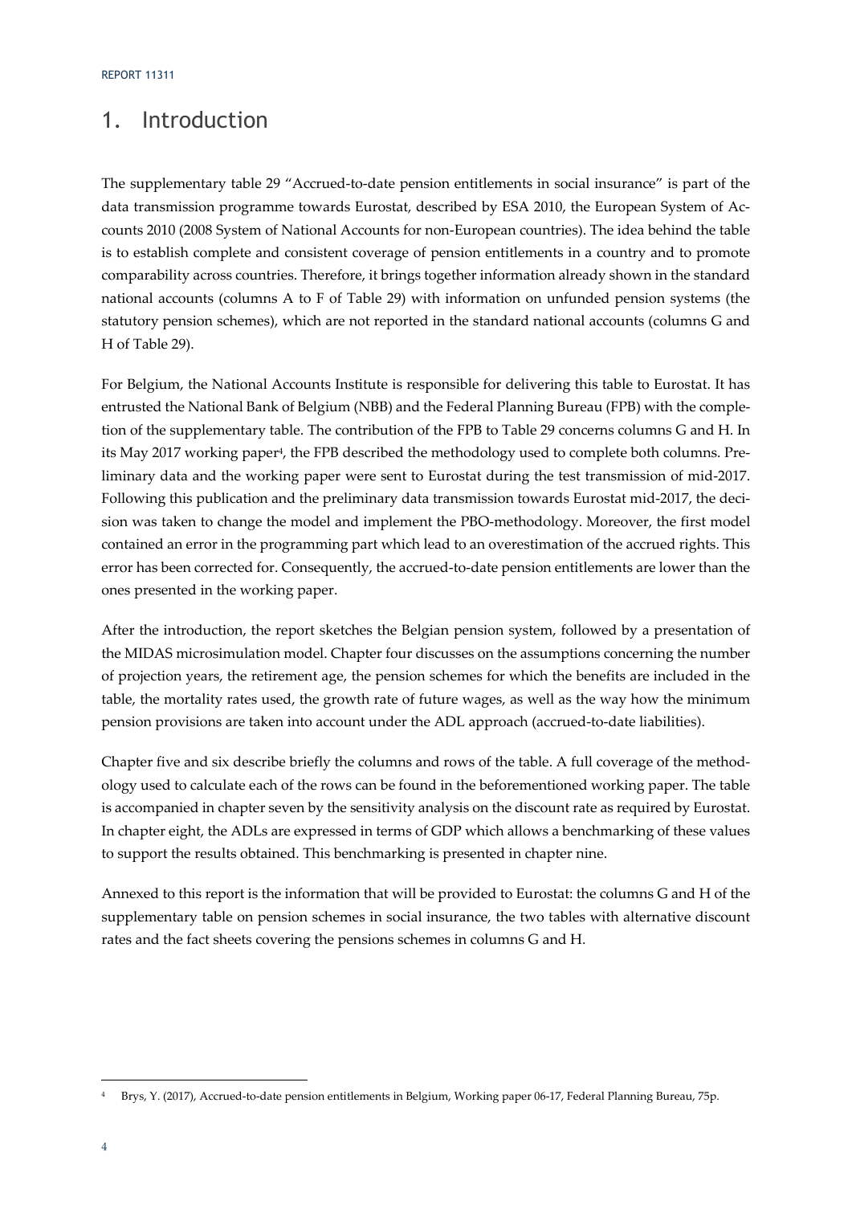# 1. Introduction

The supplementary table 29 "Accrued-to-date pension entitlements in social insurance" is part of the data transmission programme towards Eurostat, described by ESA 2010, the European System of Accounts 2010 (2008 System of National Accounts for non-European countries). The idea behind the table is to establish complete and consistent coverage of pension entitlements in a country and to promote comparability across countries. Therefore, it brings together information already shown in the standard national accounts (columns A to F of Table 29) with information on unfunded pension systems (the statutory pension schemes), which are not reported in the standard national accounts (columns G and H of Table 29).

For Belgium, the National Accounts Institute is responsible for delivering this table to Eurostat. It has entrusted the National Bank of Belgium (NBB) and the Federal Planning Bureau (FPB) with the completion of the supplementary table. The contribution of the FPB to Table 29 concerns columns G and H. In its May 2017 working paper[4], the FPB described the methodology used to complete both columns. Preliminary data and the working paper were sent to Eurostat during the test transmission of mid-2017. Following this publication and the preliminary data transmission towards Eurostat mid-2017, the decision was taken to change the model and implement the PBO-methodology. Moreover, the first model contained an error in the programming part which lead to an overestimation of the accrued rights. This error has been corrected for. Consequently, the accrued-to-date pension entitlements are lower than the ones presented in the working paper.

After the introduction, the report sketches the Belgian pension system, followed by a presentation of the MIDAS microsimulation model. Chapter four discusses on the assumptions concerning the number of projection years, the retirement age, the pension schemes for which the benefits are included in the table, the mortality rates used, the growth rate of future wages, as well as the way how the minimum pension provisions are taken into account under the ADL approach (accrued-to-date liabilities).

Chapter five and six describe briefly the columns and rows of the table. A full coverage of the methodology used to calculate each of the rows can be found in the beforementioned working paper. The table is accompanied in chapter seven by the sensitivity analysis on the discount rate as required by Eurostat. In chapter eight, the ADLs are expressed in terms of GDP which allows a benchmarking of these values to support the results obtained. This benchmarking is presented in chapter nine.

Annexed to this report is the information that will be provided to Eurostat: the columns G and H of the supplementary table on pension schemes in social insurance, the two tables with alternative discount rates and the fact sheets covering the pensions schemes in columns G and H.

[4] Brys, Y. (2017), Accrued-to-date pension entitlements in Belgium, Working paper 06-17, Federal Planning Bureau, 75p.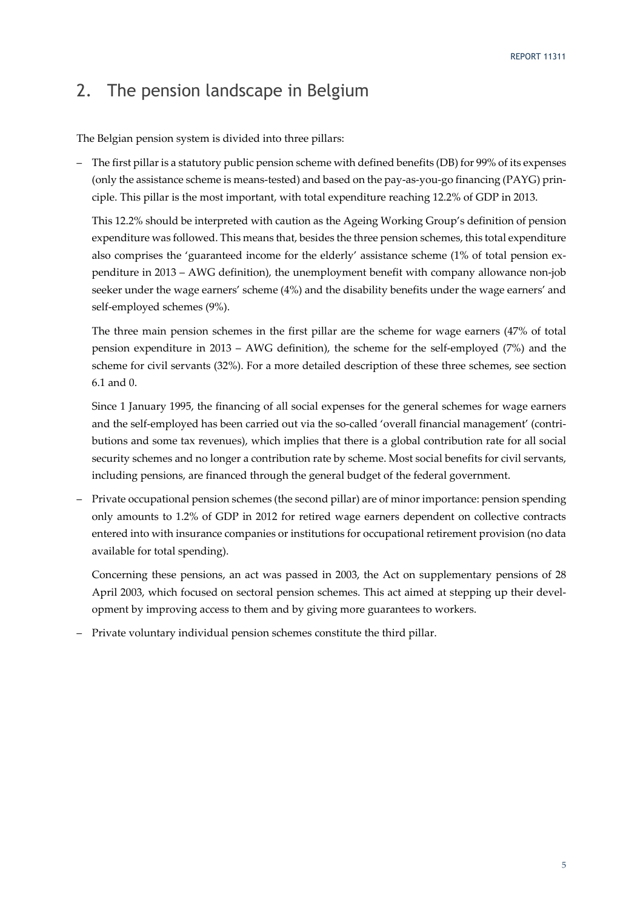## 2. The pension landscape in Belgium

The Belgian pension system is divided into three pillars:

- The first pillar is a statutory public pension scheme with defined benefits (DB) for 99% of its expenses (only the assistance scheme is means-tested) and based on the pay-as-you-go financing (PAYG) principle. This pillar is the most important, with total expenditure reaching 12.2% of GDP in 2013.

  This 12.2% should be interpreted with caution as the Ageing Working Group's definition of pension expenditure was followed. This means that, besides the three pension schemes, this total expenditure also comprises the 'guaranteed income for the elderly' assistance scheme (1% of total pension expenditure in 2013 – AWG definition), the unemployment benefit with company allowance non-job seeker under the wage earners' scheme (4%) and the disability benefits under the wage earners' and self-employed schemes (9%).

  The three main pension schemes in the first pillar are the scheme for wage earners (47% of total pension expenditure in 2013 – AWG definition), the scheme for the self-employed (7%) and the scheme for civil servants (32%). For a more detailed description of these three schemes, see section 6.1 and 0.

  Since 1 January 1995, the financing of all social expenses for the general schemes for wage earners and the self-employed has been carried out via the so-called 'overall financial management' (contributions and some tax revenues), which implies that there is a global contribution rate for all social security schemes and no longer a contribution rate by scheme. Most social benefits for civil servants, including pensions, are financed through the general budget of the federal government.

- Private occupational pension schemes (the second pillar) are of minor importance: pension spending only amounts to 1.2% of GDP in 2012 for retired wage earners dependent on collective contracts entered into with insurance companies or institutions for occupational retirement provision (no data available for total spending).

  Concerning these pensions, an act was passed in 2003, the Act on supplementary pensions of 28 April 2003, which focused on sectoral pension schemes. This act aimed at stepping up their development by improving access to them and by giving more guarantees to workers.

- Private voluntary individual pension schemes constitute the third pillar.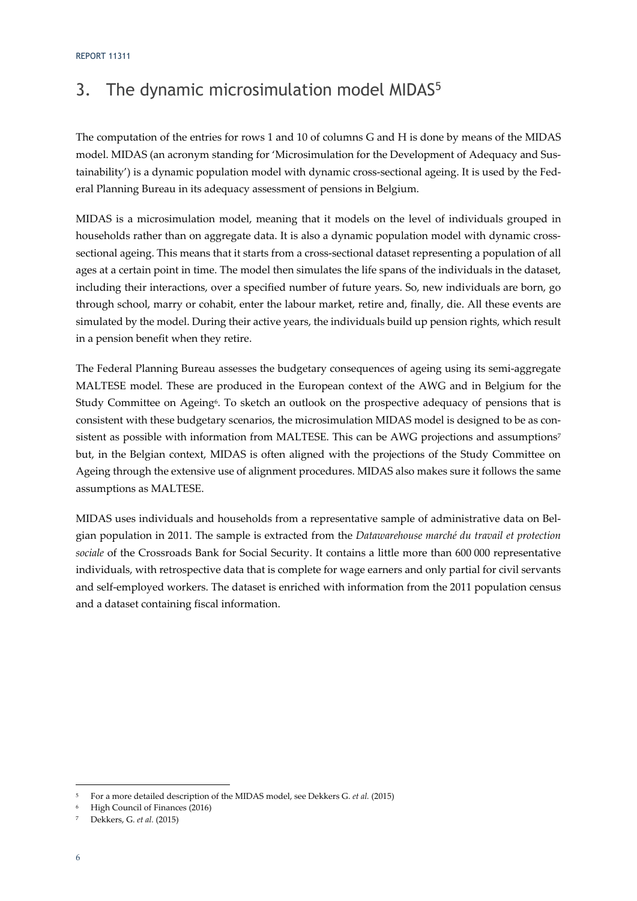## 3. The dynamic microsimulation model MIDAS[5]

The computation of the entries for rows 1 and 10 of columns G and H is done by means of the MIDAS model. MIDAS (an acronym standing for 'Microsimulation for the Development of Adequacy and Sustainability') is a dynamic population model with dynamic cross-sectional ageing. It is used by the Federal Planning Bureau in its adequacy assessment of pensions in Belgium.

MIDAS is a microsimulation model, meaning that it models on the level of individuals grouped in households rather than on aggregate data. It is also a dynamic population model with dynamic cross-sectional ageing. This means that it starts from a cross-sectional dataset representing a population of all ages at a certain point in time. The model then simulates the life spans of the individuals in the dataset, including their interactions, over a specified number of future years. So, new individuals are born, go through school, marry or cohabit, enter the labour market, retire and, finally, die. All these events are simulated by the model. During their active years, the individuals build up pension rights, which result in a pension benefit when they retire.

The Federal Planning Bureau assesses the budgetary consequences of ageing using its semi-aggregate MALTESE model. These are produced in the European context of the AWG and in Belgium for the Study Committee on Ageing[6]. To sketch an outlook on the prospective adequacy of pensions that is consistent with these budgetary scenarios, the microsimulation MIDAS model is designed to be as consistent as possible with information from MALTESE. This can be AWG projections and assumptions[7] but, in the Belgian context, MIDAS is often aligned with the projections of the Study Committee on Ageing through the extensive use of alignment procedures. MIDAS also makes sure it follows the same assumptions as MALTESE.

MIDAS uses individuals and households from a representative sample of administrative data on Belgian population in 2011. The sample is extracted from the *Datawarehouse marché du travail et protection sociale* of the Crossroads Bank for Social Security. It contains a little more than 600 000 representative individuals, with retrospective data that is complete for wage earners and only partial for civil servants and self-employed workers. The dataset is enriched with information from the 2011 population census and a dataset containing fiscal information.

---

[5] For a more detailed description of the MIDAS model, see Dekkers G. *et al.* (2015)

[6] High Council of Finances (2016)

[7] Dekkers, G. *et al.* (2015)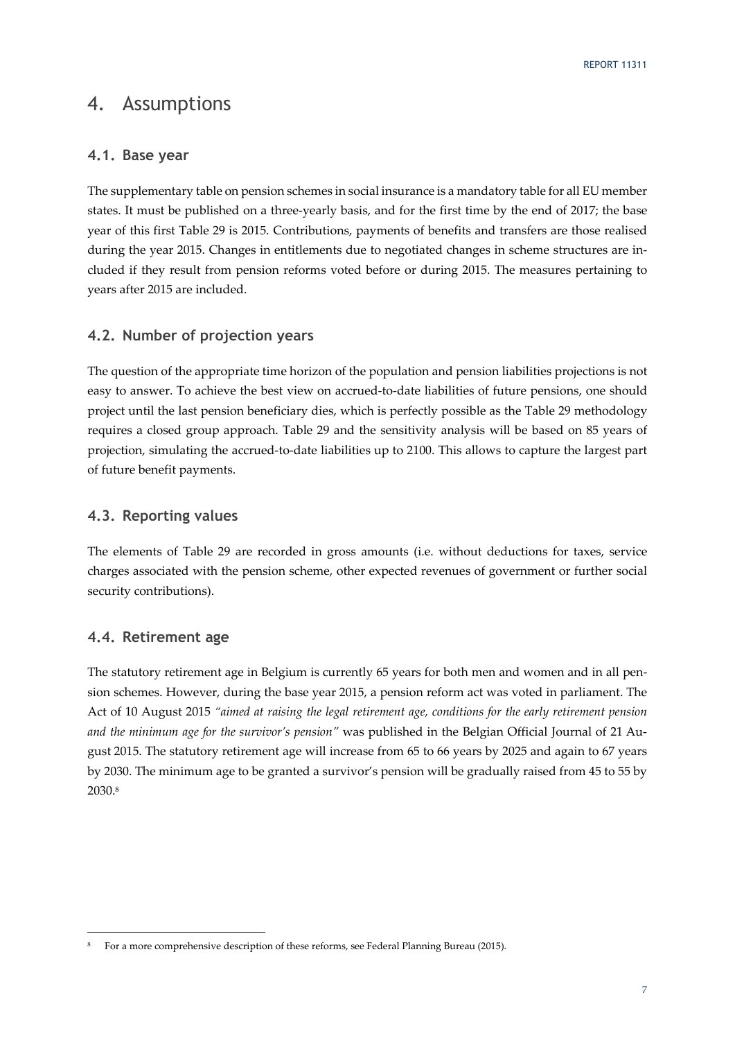# 4. Assumptions

## 4.1. Base year

The supplementary table on pension schemes in social insurance is a mandatory table for all EU member states. It must be published on a three-yearly basis, and for the first time by the end of 2017; the base year of this first Table 29 is 2015. Contributions, payments of benefits and transfers are those realised during the year 2015. Changes in entitlements due to negotiated changes in scheme structures are included if they result from pension reforms voted before or during 2015. The measures pertaining to years after 2015 are included.

## 4.2. Number of projection years

The question of the appropriate time horizon of the population and pension liabilities projections is not easy to answer. To achieve the best view on accrued-to-date liabilities of future pensions, one should project until the last pension beneficiary dies, which is perfectly possible as the Table 29 methodology requires a closed group approach. Table 29 and the sensitivity analysis will be based on 85 years of projection, simulating the accrued-to-date liabilities up to 2100. This allows to capture the largest part of future benefit payments.

## 4.3. Reporting values

The elements of Table 29 are recorded in gross amounts (i.e. without deductions for taxes, service charges associated with the pension scheme, other expected revenues of government or further social security contributions).

## 4.4. Retirement age

The statutory retirement age in Belgium is currently 65 years for both men and women and in all pension schemes. However, during the base year 2015, a pension reform act was voted in parliament. The Act of 10 August 2015 *"aimed at raising the legal retirement age, conditions for the early retirement pension and the minimum age for the survivor's pension"* was published in the Belgian Official Journal of 21 August 2015. The statutory retirement age will increase from 65 to 66 years by 2025 and again to 67 years by 2030. The minimum age to be granted a survivor's pension will be gradually raised from 45 to 55 by 2030.[8]

[8] For a more comprehensive description of these reforms, see Federal Planning Bureau (2015).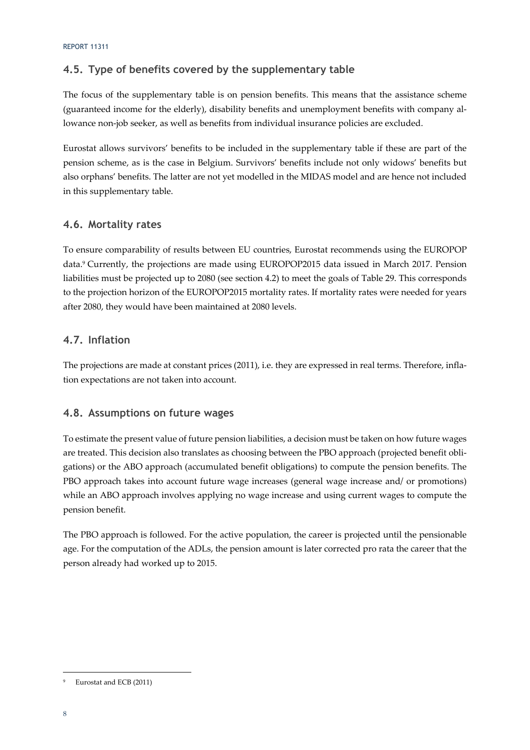## 4.5. Type of benefits covered by the supplementary table

The focus of the supplementary table is on pension benefits. This means that the assistance scheme (guaranteed income for the elderly), disability benefits and unemployment benefits with company allowance non-job seeker, as well as benefits from individual insurance policies are excluded.

Eurostat allows survivors' benefits to be included in the supplementary table if these are part of the pension scheme, as is the case in Belgium. Survivors' benefits include not only widows' benefits but also orphans' benefits. The latter are not yet modelled in the MIDAS model and are hence not included in this supplementary table.

## 4.6. Mortality rates

To ensure comparability of results between EU countries, Eurostat recommends using the EUROPOP data.[9] Currently, the projections are made using EUROPOP2015 data issued in March 2017. Pension liabilities must be projected up to 2080 (see section 4.2) to meet the goals of Table 29. This corresponds to the projection horizon of the EUROPOP2015 mortality rates. If mortality rates were needed for years after 2080, they would have been maintained at 2080 levels.

## 4.7. Inflation

The projections are made at constant prices (2011), i.e. they are expressed in real terms. Therefore, inflation expectations are not taken into account.

## 4.8. Assumptions on future wages

To estimate the present value of future pension liabilities, a decision must be taken on how future wages are treated. This decision also translates as choosing between the PBO approach (projected benefit obligations) or the ABO approach (accumulated benefit obligations) to compute the pension benefits. The PBO approach takes into account future wage increases (general wage increase and/ or promotions) while an ABO approach involves applying no wage increase and using current wages to compute the pension benefit.

The PBO approach is followed. For the active population, the career is projected until the pensionable age. For the computation of the ADLs, the pension amount is later corrected pro rata the career that the person already had worked up to 2015.

---

[9] Eurostat and ECB (2011)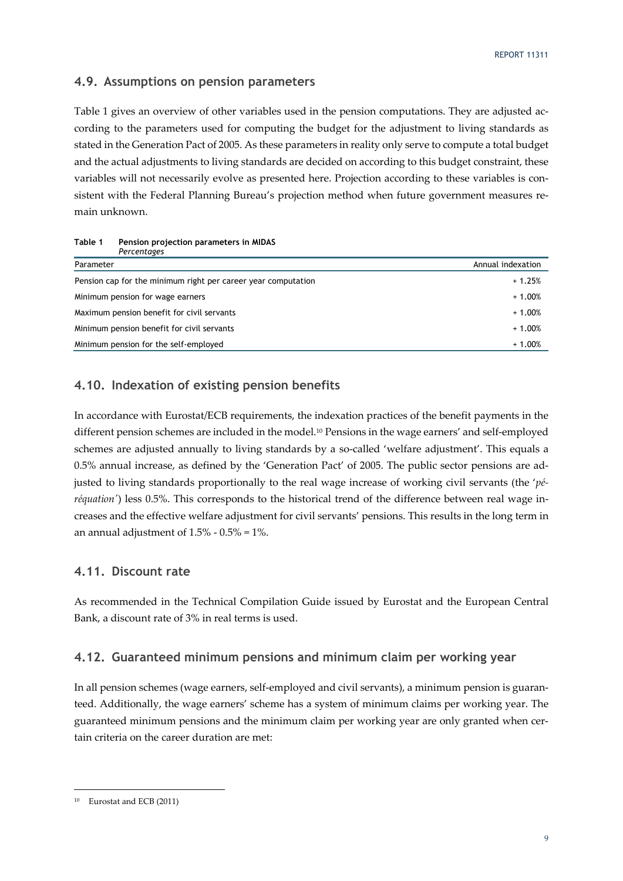## 4.9. Assumptions on pension parameters

Table 1 gives an overview of other variables used in the pension computations. They are adjusted according to the parameters used for computing the budget for the adjustment to living standards as stated in the Generation Pact of 2005. As these parameters in reality only serve to compute a total budget and the actual adjustments to living standards are decided on according to this budget constraint, these variables will not necessarily evolve as presented here. Projection according to these variables is consistent with the Federal Planning Bureau's projection method when future government measures remain unknown.

**Table 1 Pension projection parameters in MIDAS**
*Percentages*

| Parameter | Annual indexation |
| --- | --- |
| Pension cap for the minimum right per career year computation | + 1.25% |
| Minimum pension for wage earners | + 1.00% |
| Maximum pension benefit for civil servants | + 1.00% |
| Minimum pension benefit for civil servants | + 1.00% |
| Minimum pension for the self-employed | + 1.00% |

## 4.10. Indexation of existing pension benefits

In accordance with Eurostat/ECB requirements, the indexation practices of the benefit payments in the different pension schemes are included in the model.[10] Pensions in the wage earners' and self-employed schemes are adjusted annually to living standards by a so-called 'welfare adjustment'. This equals a 0.5% annual increase, as defined by the 'Generation Pact' of 2005. The public sector pensions are adjusted to living standards proportionally to the real wage increase of working civil servants (the '*péréquation*') less 0.5%. This corresponds to the historical trend of the difference between real wage increases and the effective welfare adjustment for civil servants' pensions. This results in the long term in an annual adjustment of 1.5% - 0.5% = 1%.

## 4.11. Discount rate

As recommended in the Technical Compilation Guide issued by Eurostat and the European Central Bank, a discount rate of 3% in real terms is used.

## 4.12. Guaranteed minimum pensions and minimum claim per working year

In all pension schemes (wage earners, self-employed and civil servants), a minimum pension is guaranteed. Additionally, the wage earners' scheme has a system of minimum claims per working year. The guaranteed minimum pensions and the minimum claim per working year are only granted when certain criteria on the career duration are met:

[10] Eurostat and ECB (2011)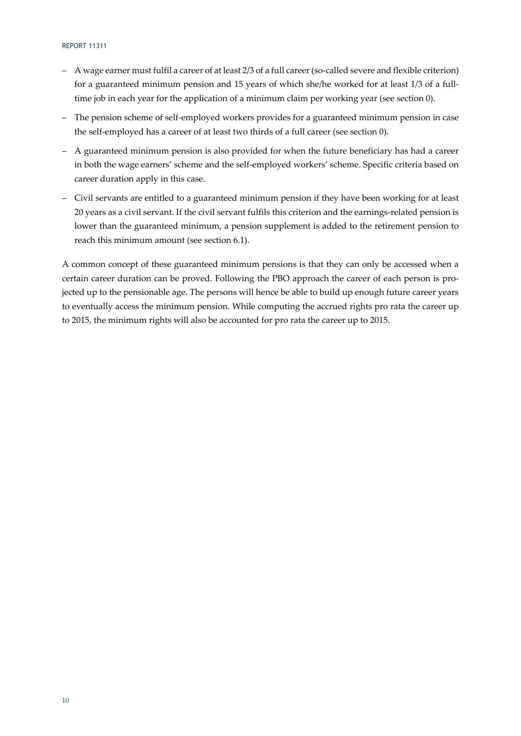- A wage earner must fulfil a career of at least 2/3 of a full career (so-called severe and flexible criterion) for a guaranteed minimum pension and 15 years of which she/he worked for at least 1/3 of a full-time job in each year for the application of a minimum claim per working year (see section 0).
- The pension scheme of self-employed workers provides for a guaranteed minimum pension in case the self-employed has a career of at least two thirds of a full career (see section 0).
- A guaranteed minimum pension is also provided for when the future beneficiary has had a career in both the wage earners' scheme and the self-employed workers' scheme. Specific criteria based on career duration apply in this case.
- Civil servants are entitled to a guaranteed minimum pension if they have been working for at least 20 years as a civil servant. If the civil servant fulfils this criterion and the earnings-related pension is lower than the guaranteed minimum, a pension supplement is added to the retirement pension to reach this minimum amount (see section 6.1).

A common concept of these guaranteed minimum pensions is that they can only be accessed when a certain career duration can be proved. Following the PBO approach the career of each person is projected up to the pensionable age. The persons will hence be able to build up enough future career years to eventually access the minimum pension. While computing the accrued rights pro rata the career up to 2015, the minimum rights will also be accounted for pro rata the career up to 2015.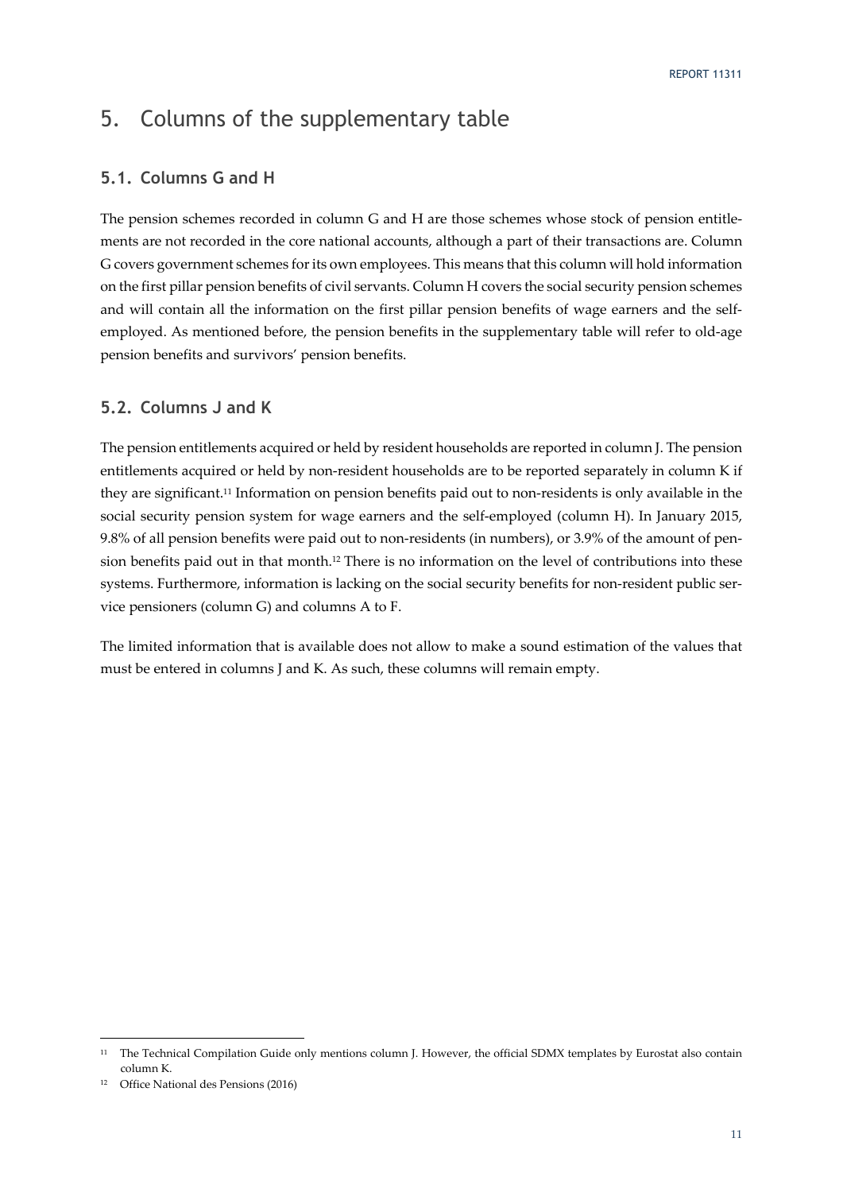# 5. Columns of the supplementary table

## 5.1. Columns G and H

The pension schemes recorded in column G and H are those schemes whose stock of pension entitlements are not recorded in the core national accounts, although a part of their transactions are. Column G covers government schemes for its own employees. This means that this column will hold information on the first pillar pension benefits of civil servants. Column H covers the social security pension schemes and will contain all the information on the first pillar pension benefits of wage earners and the self-employed. As mentioned before, the pension benefits in the supplementary table will refer to old-age pension benefits and survivors' pension benefits.

## 5.2. Columns J and K

The pension entitlements acquired or held by resident households are reported in column J. The pension entitlements acquired or held by non-resident households are to be reported separately in column K if they are significant.[11] Information on pension benefits paid out to non-residents is only available in the social security pension system for wage earners and the self-employed (column H). In January 2015, 9.8% of all pension benefits were paid out to non-residents (in numbers), or 3.9% of the amount of pension benefits paid out in that month.[12] There is no information on the level of contributions into these systems. Furthermore, information is lacking on the social security benefits for non-resident public service pensioners (column G) and columns A to F.

The limited information that is available does not allow to make a sound estimation of the values that must be entered in columns J and K. As such, these columns will remain empty.

---

[11] The Technical Compilation Guide only mentions column J. However, the official SDMX templates by Eurostat also contain column K.

[12] Office National des Pensions (2016)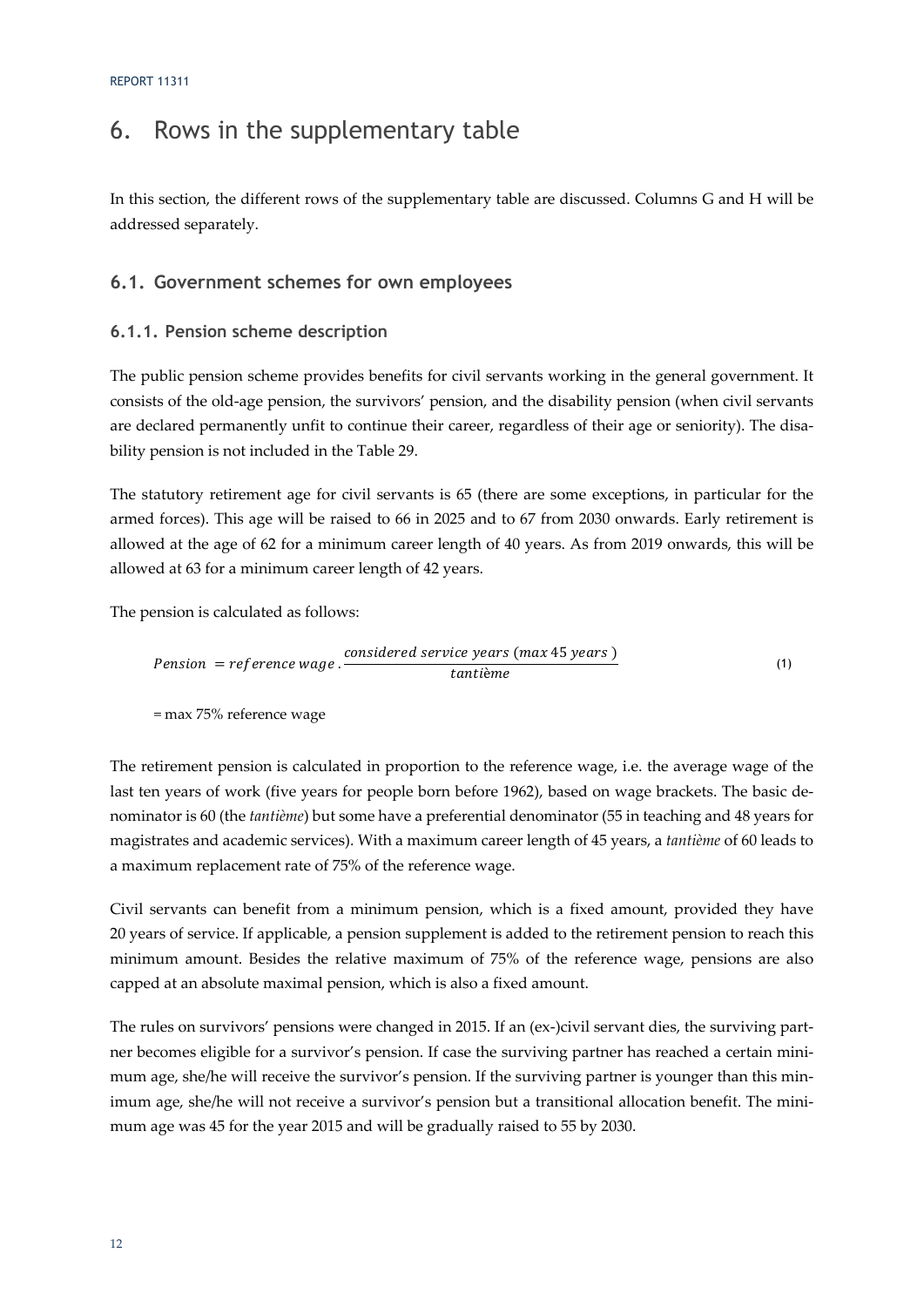# 6. Rows in the supplementary table

In this section, the different rows of the supplementary table are discussed. Columns G and H will be addressed separately.

## 6.1. Government schemes for own employees

### 6.1.1. Pension scheme description

The public pension scheme provides benefits for civil servants working in the general government. It consists of the old-age pension, the survivors' pension, and the disability pension (when civil servants are declared permanently unfit to continue their career, regardless of their age or seniority). The disability pension is not included in the Table 29.

The statutory retirement age for civil servants is 65 (there are some exceptions, in particular for the armed forces). This age will be raised to 66 in 2025 and to 67 from 2030 onwards. Early retirement is allowed at the age of 62 for a minimum career length of 40 years. As from 2019 onwards, this will be allowed at 63 for a minimum career length of 42 years.

The pension is calculated as follows:

$$Pension = reference\ wage \cdot \frac{considered\ service\ years\ (max\ 45\ years)}{tantième} \tag{1}$$

= max 75% reference wage

The retirement pension is calculated in proportion to the reference wage, i.e. the average wage of the last ten years of work (five years for people born before 1962), based on wage brackets. The basic denominator is 60 (the *tantième*) but some have a preferential denominator (55 in teaching and 48 years for magistrates and academic services). With a maximum career length of 45 years, a *tantième* of 60 leads to a maximum replacement rate of 75% of the reference wage.

Civil servants can benefit from a minimum pension, which is a fixed amount, provided they have 20 years of service. If applicable, a pension supplement is added to the retirement pension to reach this minimum amount. Besides the relative maximum of 75% of the reference wage, pensions are also capped at an absolute maximal pension, which is also a fixed amount.

The rules on survivors' pensions were changed in 2015. If an (ex-)civil servant dies, the surviving partner becomes eligible for a survivor's pension. If case the surviving partner has reached a certain minimum age, she/he will receive the survivor's pension. If the surviving partner is younger than this minimum age, she/he will not receive a survivor's pension but a transitional allocation benefit. The minimum age was 45 for the year 2015 and will be gradually raised to 55 by 2030.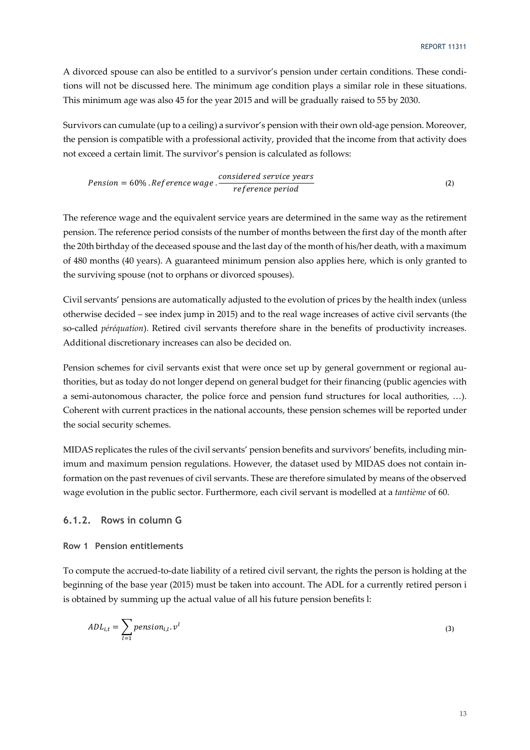A divorced spouse can also be entitled to a survivor's pension under certain conditions. These conditions will not be discussed here. The minimum age condition plays a similar role in these situations. This minimum age was also 45 for the year 2015 and will be gradually raised to 55 by 2030.

Survivors can cumulate (up to a ceiling) a survivor's pension with their own old-age pension. Moreover, the pension is compatible with a professional activity, provided that the income from that activity does not exceed a certain limit. The survivor's pension is calculated as follows:

$$Pension = 60\% \, . \, Reference\ wage \, . \, \frac{considered\ service\ years}{reference\ period} \tag{2}$$

The reference wage and the equivalent service years are determined in the same way as the retirement pension. The reference period consists of the number of months between the first day of the month after the 20th birthday of the deceased spouse and the last day of the month of his/her death, with a maximum of 480 months (40 years). A guaranteed minimum pension also applies here, which is only granted to the surviving spouse (not to orphans or divorced spouses).

Civil servants' pensions are automatically adjusted to the evolution of prices by the health index (unless otherwise decided – see index jump in 2015) and to the real wage increases of active civil servants (the so-called *péréquation*). Retired civil servants therefore share in the benefits of productivity increases. Additional discretionary increases can also be decided on.

Pension schemes for civil servants exist that were once set up by general government or regional authorities, but as today do not longer depend on general budget for their financing (public agencies with a semi-autonomous character, the police force and pension fund structures for local authorities, …). Coherent with current practices in the national accounts, these pension schemes will be reported under the social security schemes.

MIDAS replicates the rules of the civil servants' pension benefits and survivors' benefits, including minimum and maximum pension regulations. However, the dataset used by MIDAS does not contain information on the past revenues of civil servants. These are therefore simulated by means of the observed wage evolution in the public sector. Furthermore, each civil servant is modelled at a *tantième* of 60.

### 6.1.2. Rows in column G

#### Row 1 Pension entitlements

To compute the accrued-to-date liability of a retired civil servant, the rights the person is holding at the beginning of the base year (2015) must be taken into account. The ADL for a currently retired person i is obtained by summing up the actual value of all his future pension benefits l:

$$ADL_{i,t} = \sum_{l=1} pension_{i,l} . v^{l} \tag{3}$$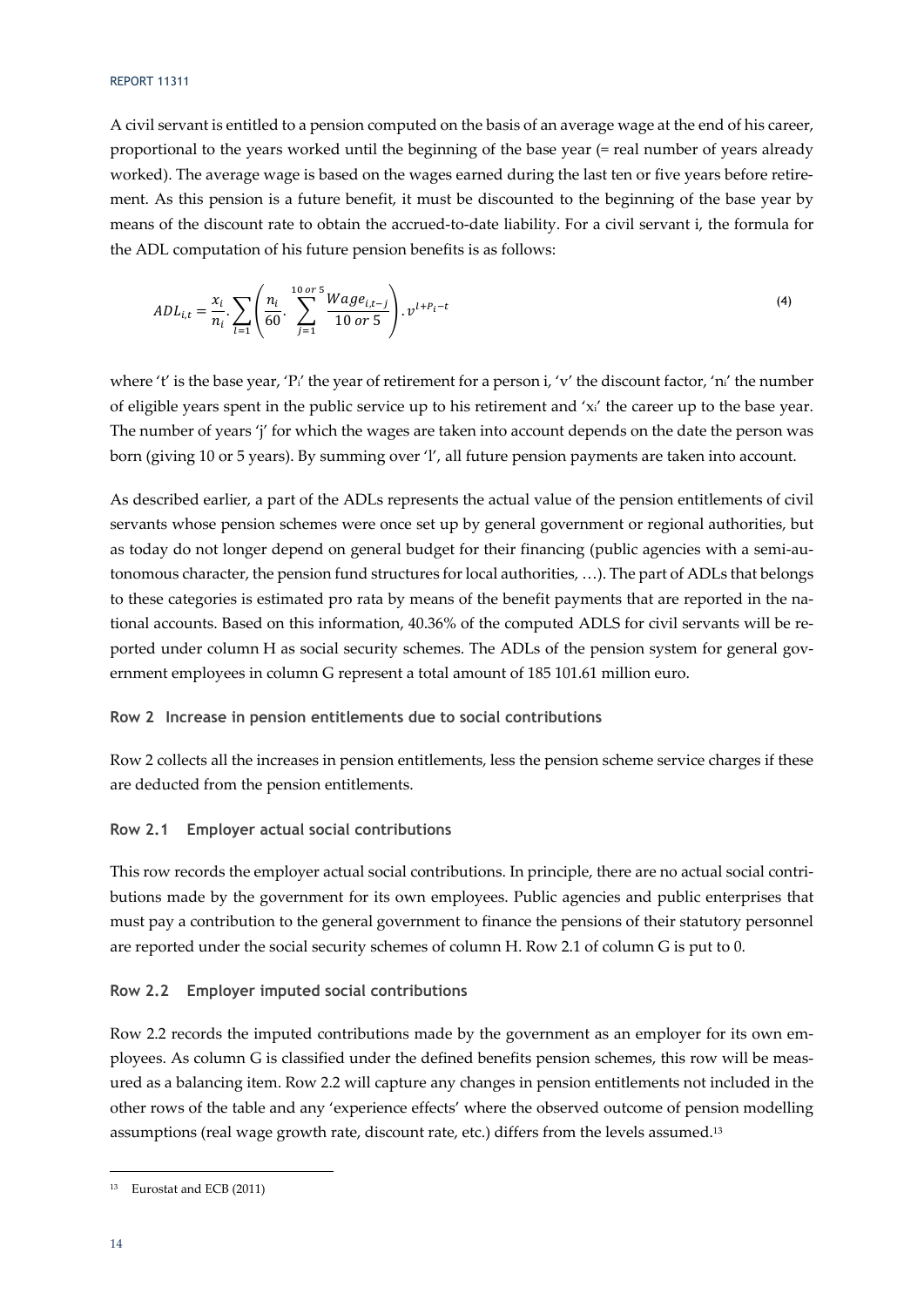A civil servant is entitled to a pension computed on the basis of an average wage at the end of his career, proportional to the years worked until the beginning of the base year (= real number of years already worked). The average wage is based on the wages earned during the last ten or five years before retirement. As this pension is a future benefit, it must be discounted to the beginning of the base year by means of the discount rate to obtain the accrued-to-date liability. For a civil servant i, the formula for the ADL computation of his future pension benefits is as follows:

$$ADL_{i,t} = \frac{x_i}{n_i} \cdot \sum_{l=1} \left( \frac{n_i}{60} \cdot \sum_{j=1}^{10\ or\ 5} \frac{Wage_{i,t-j}}{10\ or\ 5} \right) \cdot v^{l+P_i-t} \tag{4}$$

where 't' is the base year, '$P_i$' the year of retirement for a person i, 'v' the discount factor, '$n_i$' the number of eligible years spent in the public service up to his retirement and '$x_i$' the career up to the base year. The number of years 'j' for which the wages are taken into account depends on the date the person was born (giving 10 or 5 years). By summing over 'l', all future pension payments are taken into account.

As described earlier, a part of the ADLs represents the actual value of the pension entitlements of civil servants whose pension schemes were once set up by general government or regional authorities, but as today do not longer depend on general budget for their financing (public agencies with a semi-autonomous character, the pension fund structures for local authorities, …). The part of ADLs that belongs to these categories is estimated pro rata by means of the benefit payments that are reported in the national accounts. Based on this information, 40.36% of the computed ADLS for civil servants will be reported under column H as social security schemes. The ADLs of the pension system for general government employees in column G represent a total amount of 185 101.61 million euro.

**Row 2 Increase in pension entitlements due to social contributions**

Row 2 collects all the increases in pension entitlements, less the pension scheme service charges if these are deducted from the pension entitlements.

**Row 2.1 Employer actual social contributions**

This row records the employer actual social contributions. In principle, there are no actual social contributions made by the government for its own employees. Public agencies and public enterprises that must pay a contribution to the general government to finance the pensions of their statutory personnel are reported under the social security schemes of column H. Row 2.1 of column G is put to 0.

**Row 2.2 Employer imputed social contributions**

Row 2.2 records the imputed contributions made by the government as an employer for its own employees. As column G is classified under the defined benefits pension schemes, this row will be measured as a balancing item. Row 2.2 will capture any changes in pension entitlements not included in the other rows of the table and any 'experience effects' where the observed outcome of pension modelling assumptions (real wage growth rate, discount rate, etc.) differs from the levels assumed.[13]

[13] Eurostat and ECB (2011)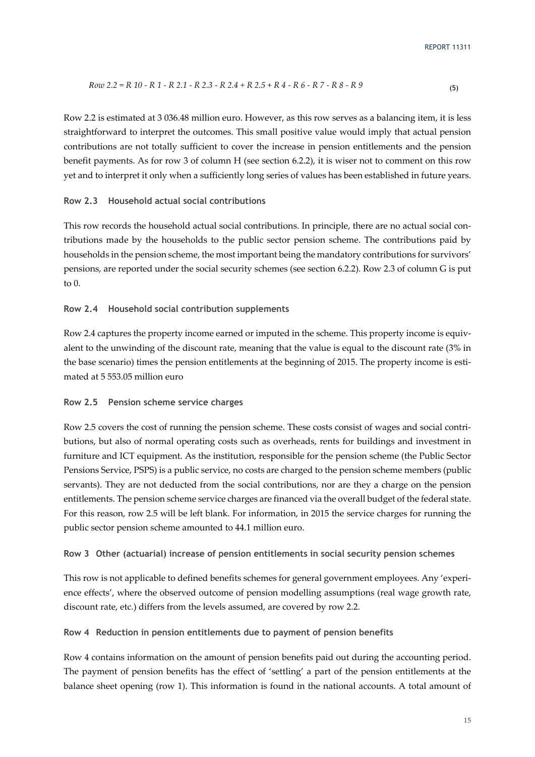$$Row\ 2.2 = R\ 10 - R\ 1 - R\ 2.1 - R\ 2.3 - R\ 2.4 + R\ 2.5 + R\ 4 - R\ 6 - R\ 7 - R\ 8 - R\ 9 \quad (5)$$

Row 2.2 is estimated at 3 036.48 million euro. However, as this row serves as a balancing item, it is less straightforward to interpret the outcomes. This small positive value would imply that actual pension contributions are not totally sufficient to cover the increase in pension entitlements and the pension benefit payments. As for row 3 of column H (see section 6.2.2), it is wiser not to comment on this row yet and to interpret it only when a sufficiently long series of values has been established in future years.

#### Row 2.3 Household actual social contributions

This row records the household actual social contributions. In principle, there are no actual social contributions made by the households to the public sector pension scheme. The contributions paid by households in the pension scheme, the most important being the mandatory contributions for survivors' pensions, are reported under the social security schemes (see section 6.2.2). Row 2.3 of column G is put to 0.

#### Row 2.4 Household social contribution supplements

Row 2.4 captures the property income earned or imputed in the scheme. This property income is equivalent to the unwinding of the discount rate, meaning that the value is equal to the discount rate (3% in the base scenario) times the pension entitlements at the beginning of 2015. The property income is estimated at 5 553.05 million euro

#### Row 2.5 Pension scheme service charges

Row 2.5 covers the cost of running the pension scheme. These costs consist of wages and social contributions, but also of normal operating costs such as overheads, rents for buildings and investment in furniture and ICT equipment. As the institution, responsible for the pension scheme (the Public Sector Pensions Service, PSPS) is a public service, no costs are charged to the pension scheme members (public servants). They are not deducted from the social contributions, nor are they a charge on the pension entitlements. The pension scheme service charges are financed via the overall budget of the federal state. For this reason, row 2.5 will be left blank. For information, in 2015 the service charges for running the public sector pension scheme amounted to 44.1 million euro.

#### Row 3 Other (actuarial) increase of pension entitlements in social security pension schemes

This row is not applicable to defined benefits schemes for general government employees. Any 'experience effects', where the observed outcome of pension modelling assumptions (real wage growth rate, discount rate, etc.) differs from the levels assumed, are covered by row 2.2.

#### Row 4 Reduction in pension entitlements due to payment of pension benefits

Row 4 contains information on the amount of pension benefits paid out during the accounting period. The payment of pension benefits has the effect of 'settling' a part of the pension entitlements at the balance sheet opening (row 1). This information is found in the national accounts. A total amount of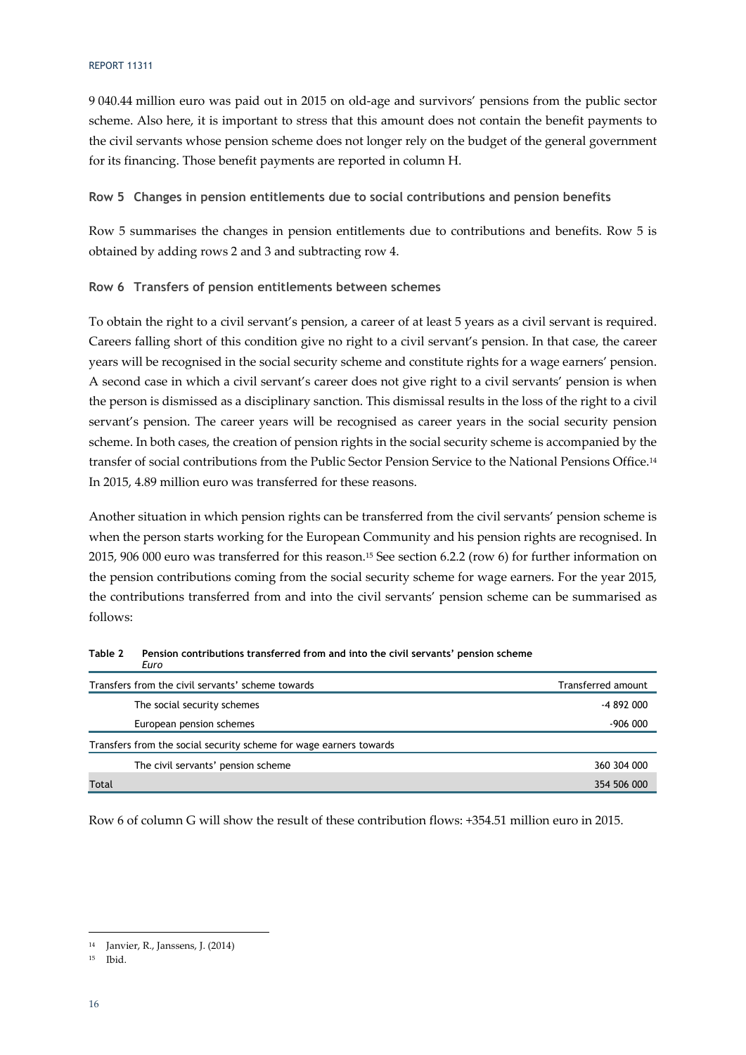9 040.44 million euro was paid out in 2015 on old-age and survivors' pensions from the public sector scheme. Also here, it is important to stress that this amount does not contain the benefit payments to the civil servants whose pension scheme does not longer rely on the budget of the general government for its financing. Those benefit payments are reported in column H.

### Row 5 Changes in pension entitlements due to social contributions and pension benefits

Row 5 summarises the changes in pension entitlements due to contributions and benefits. Row 5 is obtained by adding rows 2 and 3 and subtracting row 4.

### Row 6 Transfers of pension entitlements between schemes

To obtain the right to a civil servant's pension, a career of at least 5 years as a civil servant is required. Careers falling short of this condition give no right to a civil servant's pension. In that case, the career years will be recognised in the social security scheme and constitute rights for a wage earners' pension. A second case in which a civil servant's career does not give right to a civil servants' pension is when the person is dismissed as a disciplinary sanction. This dismissal results in the loss of the right to a civil servant's pension. The career years will be recognised as career years in the social security pension scheme. In both cases, the creation of pension rights in the social security scheme is accompanied by the transfer of social contributions from the Public Sector Pension Service to the National Pensions Office.[14] In 2015, 4.89 million euro was transferred for these reasons.

Another situation in which pension rights can be transferred from the civil servants' pension scheme is when the person starts working for the European Community and his pension rights are recognised. In 2015, 906 000 euro was transferred for this reason.[15] See section 6.2.2 (row 6) for further information on the pension contributions coming from the social security scheme for wage earners. For the year 2015, the contributions transferred from and into the civil servants' pension scheme can be summarised as follows:

**Table 2 Pension contributions transferred from and into the civil servants' pension scheme**
*Euro*

| Transfers from the civil servants' scheme towards | Transferred amount |
|---|---|
| The social security schemes | -4 892 000 |
| European pension schemes | -906 000 |
| Transfers from the social security scheme for wage earners towards | |
| The civil servants' pension scheme | 360 304 000 |
| Total | 354 506 000 |

Row 6 of column G will show the result of these contribution flows: +354.51 million euro in 2015.

[14] Janvier, R., Janssens, J. (2014)

[15] Ibid.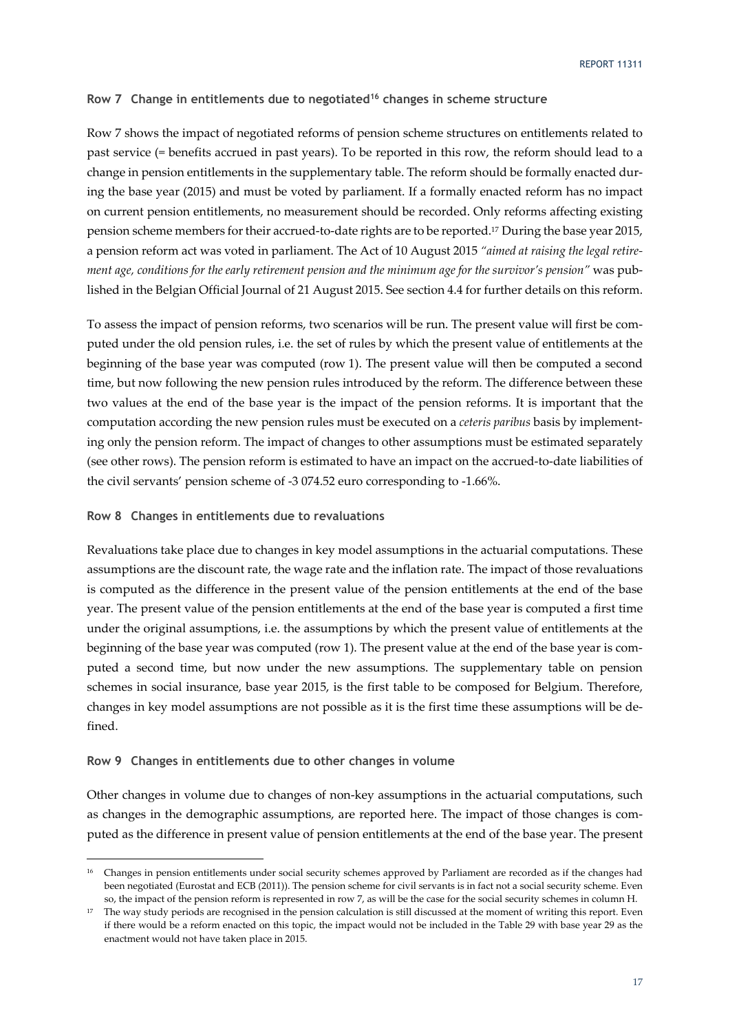### Row 7 Change in entitlements due to negotiated[16] changes in scheme structure

Row 7 shows the impact of negotiated reforms of pension scheme structures on entitlements related to past service (= benefits accrued in past years). To be reported in this row, the reform should lead to a change in pension entitlements in the supplementary table. The reform should be formally enacted during the base year (2015) and must be voted by parliament. If a formally enacted reform has no impact on current pension entitlements, no measurement should be recorded. Only reforms affecting existing pension scheme members for their accrued-to-date rights are to be reported.[17] During the base year 2015, a pension reform act was voted in parliament. The Act of 10 August 2015 *"aimed at raising the legal retirement age, conditions for the early retirement pension and the minimum age for the survivor's pension"* was published in the Belgian Official Journal of 21 August 2015. See section 4.4 for further details on this reform.

To assess the impact of pension reforms, two scenarios will be run. The present value will first be computed under the old pension rules, i.e. the set of rules by which the present value of entitlements at the beginning of the base year was computed (row 1). The present value will then be computed a second time, but now following the new pension rules introduced by the reform. The difference between these two values at the end of the base year is the impact of the pension reforms. It is important that the computation according the new pension rules must be executed on a *ceteris paribus* basis by implementing only the pension reform. The impact of changes to other assumptions must be estimated separately (see other rows). The pension reform is estimated to have an impact on the accrued-to-date liabilities of the civil servants' pension scheme of -3 074.52 euro corresponding to -1.66%.

### Row 8 Changes in entitlements due to revaluations

Revaluations take place due to changes in key model assumptions in the actuarial computations. These assumptions are the discount rate, the wage rate and the inflation rate. The impact of those revaluations is computed as the difference in the present value of the pension entitlements at the end of the base year. The present value of the pension entitlements at the end of the base year is computed a first time under the original assumptions, i.e. the assumptions by which the present value of entitlements at the beginning of the base year was computed (row 1). The present value at the end of the base year is computed a second time, but now under the new assumptions. The supplementary table on pension schemes in social insurance, base year 2015, is the first table to be composed for Belgium. Therefore, changes in key model assumptions are not possible as it is the first time these assumptions will be defined.

### Row 9 Changes in entitlements due to other changes in volume

Other changes in volume due to changes of non-key assumptions in the actuarial computations, such as changes in the demographic assumptions, are reported here. The impact of those changes is computed as the difference in present value of pension entitlements at the end of the base year. The present

---

[16] Changes in pension entitlements under social security schemes approved by Parliament are recorded as if the changes had been negotiated (Eurostat and ECB (2011)). The pension scheme for civil servants is in fact not a social security scheme. Even so, the impact of the pension reform is represented in row 7, as will be the case for the social security schemes in column H.

[17] The way study periods are recognised in the pension calculation is still discussed at the moment of writing this report. Even if there would be a reform enacted on this topic, the impact would not be included in the Table 29 with base year 29 as the enactment would not have taken place in 2015.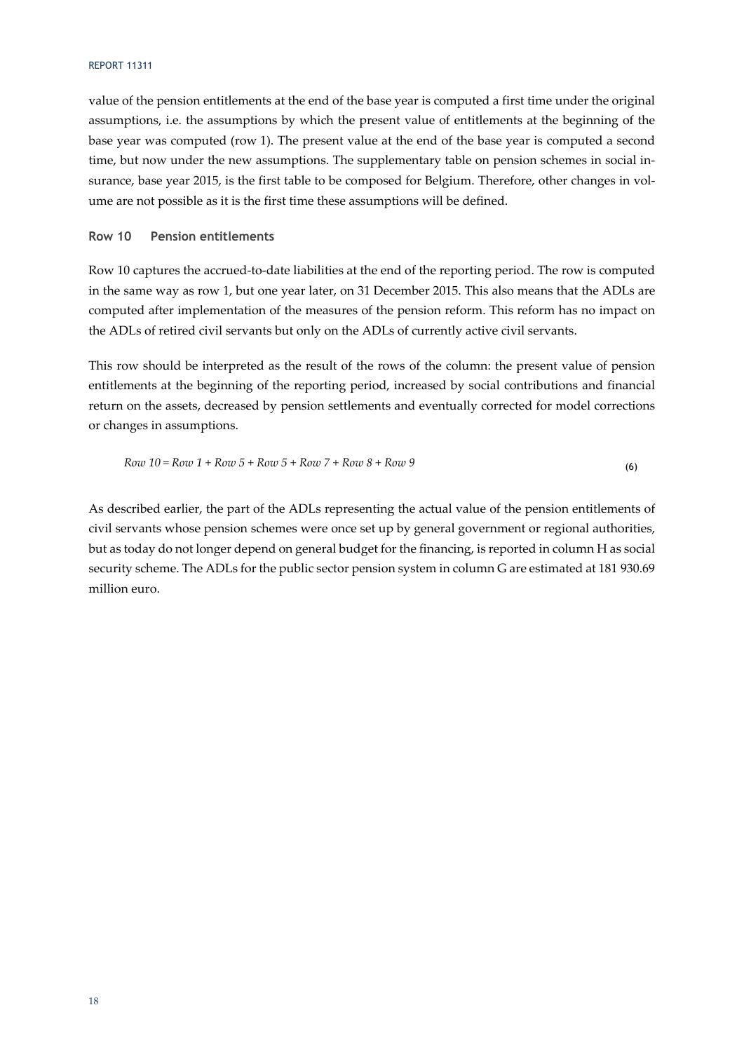value of the pension entitlements at the end of the base year is computed a first time under the original assumptions, i.e. the assumptions by which the present value of entitlements at the beginning of the base year was computed (row 1). The present value at the end of the base year is computed a second time, but now under the new assumptions. The supplementary table on pension schemes in social insurance, base year 2015, is the first table to be composed for Belgium. Therefore, other changes in volume are not possible as it is the first time these assumptions will be defined.

### Row 10 Pension entitlements

Row 10 captures the accrued-to-date liabilities at the end of the reporting period. The row is computed in the same way as row 1, but one year later, on 31 December 2015. This also means that the ADLs are computed after implementation of the measures of the pension reform. This reform has no impact on the ADLs of retired civil servants but only on the ADLs of currently active civil servants.

This row should be interpreted as the result of the rows of the column: the present value of pension entitlements at the beginning of the reporting period, increased by social contributions and financial return on the assets, decreased by pension settlements and eventually corrected for model corrections or changes in assumptions.

$$Row\ 10 = Row\ 1 + Row\ 5 + Row\ 5 + Row\ 7 + Row\ 8 + Row\ 9 \tag{6}$$

As described earlier, the part of the ADLs representing the actual value of the pension entitlements of civil servants whose pension schemes were once set up by general government or regional authorities, but as today do not longer depend on general budget for the financing, is reported in column H as social security scheme. The ADLs for the public sector pension system in column G are estimated at 181 930.69 million euro.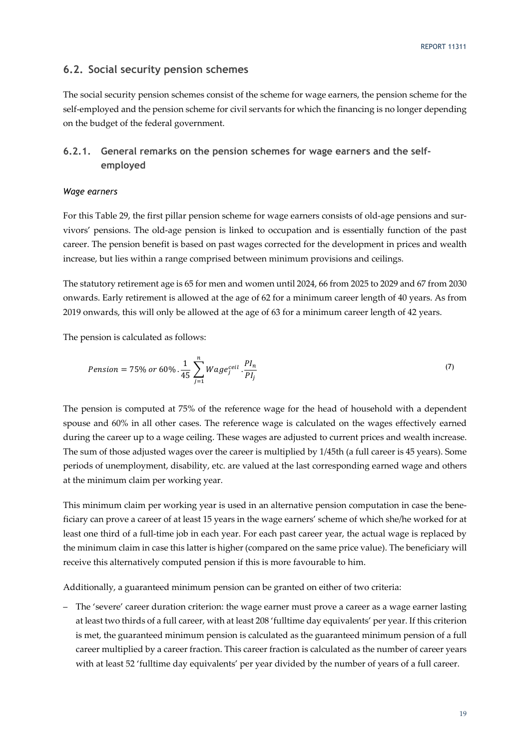## 6.2. Social security pension schemes

The social security pension schemes consist of the scheme for wage earners, the pension scheme for the self-employed and the pension scheme for civil servants for which the financing is no longer depending on the budget of the federal government.

### 6.2.1. General remarks on the pension schemes for wage earners and the self-employed

*Wage earners*

For this Table 29, the first pillar pension scheme for wage earners consists of old-age pensions and survivors' pensions. The old-age pension is linked to occupation and is essentially function of the past career. The pension benefit is based on past wages corrected for the development in prices and wealth increase, but lies within a range comprised between minimum provisions and ceilings.

The statutory retirement age is 65 for men and women until 2024, 66 from 2025 to 2029 and 67 from 2030 onwards. Early retirement is allowed at the age of 62 for a minimum career length of 40 years. As from 2019 onwards, this will only be allowed at the age of 63 for a minimum career length of 42 years.

The pension is calculated as follows:

$$Pension = 75\% \text{ or } 60\% . \frac{1}{45} \sum_{j=1}^{n} Wage_j^{ceil} . \frac{PI_n}{PI_j} \tag{7}$$

The pension is computed at 75% of the reference wage for the head of household with a dependent spouse and 60% in all other cases. The reference wage is calculated on the wages effectively earned during the career up to a wage ceiling. These wages are adjusted to current prices and wealth increase. The sum of those adjusted wages over the career is multiplied by 1/45th (a full career is 45 years). Some periods of unemployment, disability, etc. are valued at the last corresponding earned wage and others at the minimum claim per working year.

This minimum claim per working year is used in an alternative pension computation in case the beneficiary can prove a career of at least 15 years in the wage earners' scheme of which she/he worked for at least one third of a full-time job in each year. For each past career year, the actual wage is replaced by the minimum claim in case this latter is higher (compared on the same price value). The beneficiary will receive this alternatively computed pension if this is more favourable to him.

Additionally, a guaranteed minimum pension can be granted on either of two criteria:

– The 'severe' career duration criterion: the wage earner must prove a career as a wage earner lasting at least two thirds of a full career, with at least 208 'fulltime day equivalents' per year. If this criterion is met, the guaranteed minimum pension is calculated as the guaranteed minimum pension of a full career multiplied by a career fraction. This career fraction is calculated as the number of career years with at least 52 'fulltime day equivalents' per year divided by the number of years of a full career.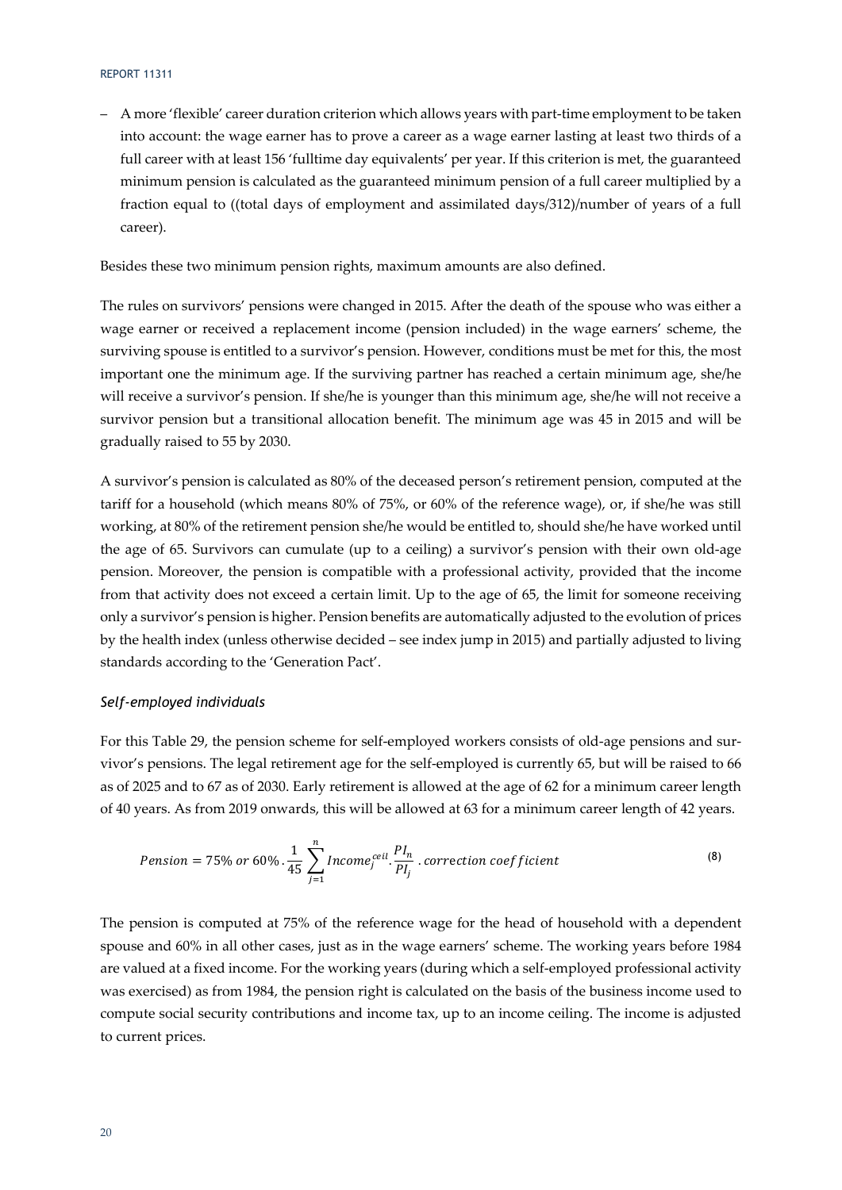– A more 'flexible' career duration criterion which allows years with part-time employment to be taken into account: the wage earner has to prove a career as a wage earner lasting at least two thirds of a full career with at least 156 'fulltime day equivalents' per year. If this criterion is met, the guaranteed minimum pension is calculated as the guaranteed minimum pension of a full career multiplied by a fraction equal to ((total days of employment and assimilated days/312)/number of years of a full career).

Besides these two minimum pension rights, maximum amounts are also defined.

The rules on survivors' pensions were changed in 2015. After the death of the spouse who was either a wage earner or received a replacement income (pension included) in the wage earners' scheme, the surviving spouse is entitled to a survivor's pension. However, conditions must be met for this, the most important one the minimum age. If the surviving partner has reached a certain minimum age, she/he will receive a survivor's pension. If she/he is younger than this minimum age, she/he will not receive a survivor pension but a transitional allocation benefit. The minimum age was 45 in 2015 and will be gradually raised to 55 by 2030.

A survivor's pension is calculated as 80% of the deceased person's retirement pension, computed at the tariff for a household (which means 80% of 75%, or 60% of the reference wage), or, if she/he was still working, at 80% of the retirement pension she/he would be entitled to, should she/he have worked until the age of 65. Survivors can cumulate (up to a ceiling) a survivor's pension with their own old-age pension. Moreover, the pension is compatible with a professional activity, provided that the income from that activity does not exceed a certain limit. Up to the age of 65, the limit for someone receiving only a survivor's pension is higher. Pension benefits are automatically adjusted to the evolution of prices by the health index (unless otherwise decided – see index jump in 2015) and partially adjusted to living standards according to the 'Generation Pact'.

### *Self-employed individuals*

For this Table 29, the pension scheme for self-employed workers consists of old-age pensions and survivor's pensions. The legal retirement age for the self-employed is currently 65, but will be raised to 66 as of 2025 and to 67 as of 2030. Early retirement is allowed at the age of 62 for a minimum career length of 40 years. As from 2019 onwards, this will be allowed at 63 for a minimum career length of 42 years.

$$Pension = 75\% \text{ or } 60\% \cdot \frac{1}{45} \sum_{j=1}^{n} Income_j^{ceil} \cdot \frac{PI_n}{PI_j} \cdot correction\ coefficient \tag{8}$$

The pension is computed at 75% of the reference wage for the head of household with a dependent spouse and 60% in all other cases, just as in the wage earners' scheme. The working years before 1984 are valued at a fixed income. For the working years (during which a self-employed professional activity was exercised) as from 1984, the pension right is calculated on the basis of the business income used to compute social security contributions and income tax, up to an income ceiling. The income is adjusted to current prices.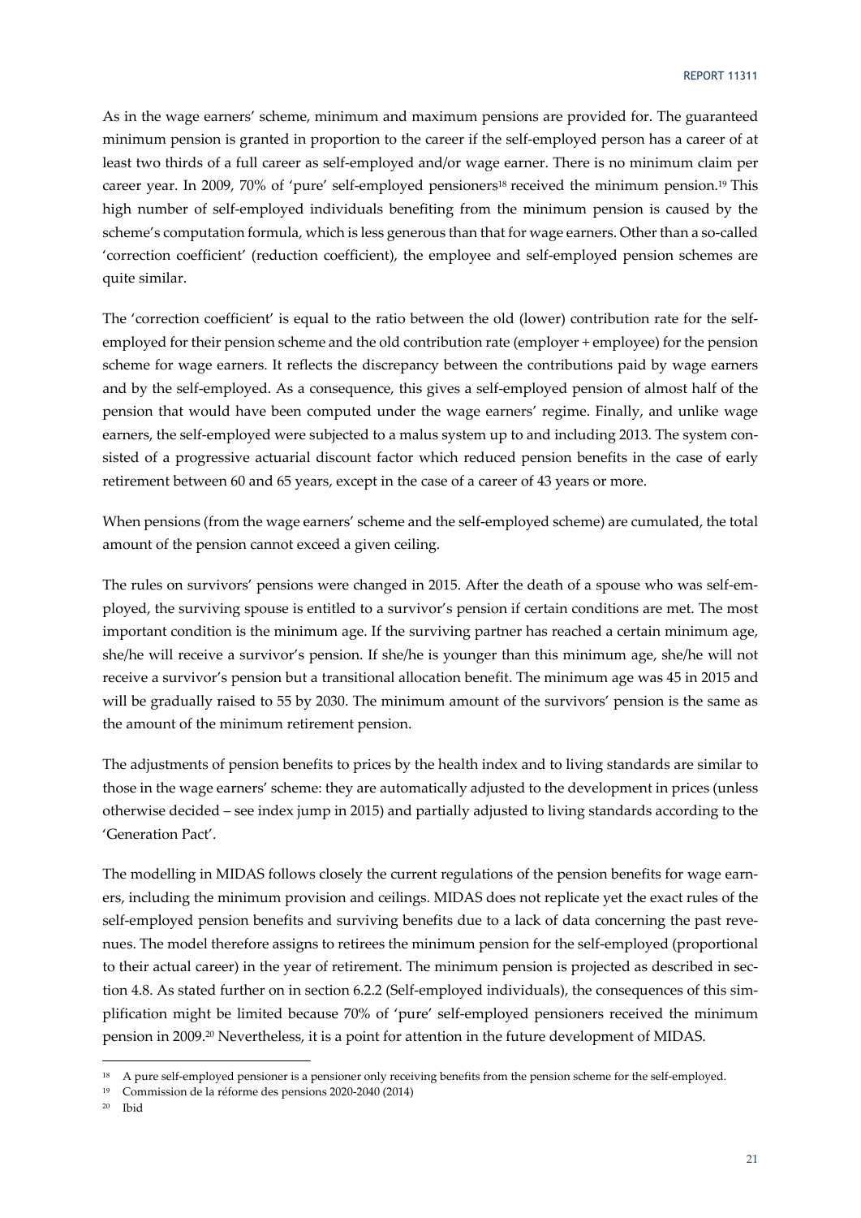As in the wage earners' scheme, minimum and maximum pensions are provided for. The guaranteed minimum pension is granted in proportion to the career if the self-employed person has a career of at least two thirds of a full career as self-employed and/or wage earner. There is no minimum claim per career year. In 2009, 70% of 'pure' self-employed pensioners[18] received the minimum pension.[19] This high number of self-employed individuals benefiting from the minimum pension is caused by the scheme's computation formula, which is less generous than that for wage earners. Other than a so-called 'correction coefficient' (reduction coefficient), the employee and self-employed pension schemes are quite similar.

The 'correction coefficient' is equal to the ratio between the old (lower) contribution rate for the self-employed for their pension scheme and the old contribution rate (employer + employee) for the pension scheme for wage earners. It reflects the discrepancy between the contributions paid by wage earners and by the self-employed. As a consequence, this gives a self-employed pension of almost half of the pension that would have been computed under the wage earners' regime. Finally, and unlike wage earners, the self-employed were subjected to a malus system up to and including 2013. The system consisted of a progressive actuarial discount factor which reduced pension benefits in the case of early retirement between 60 and 65 years, except in the case of a career of 43 years or more.

When pensions (from the wage earners' scheme and the self-employed scheme) are cumulated, the total amount of the pension cannot exceed a given ceiling.

The rules on survivors' pensions were changed in 2015. After the death of a spouse who was self-employed, the surviving spouse is entitled to a survivor's pension if certain conditions are met. The most important condition is the minimum age. If the surviving partner has reached a certain minimum age, she/he will receive a survivor's pension. If she/he is younger than this minimum age, she/he will not receive a survivor's pension but a transitional allocation benefit. The minimum age was 45 in 2015 and will be gradually raised to 55 by 2030. The minimum amount of the survivors' pension is the same as the amount of the minimum retirement pension.

The adjustments of pension benefits to prices by the health index and to living standards are similar to those in the wage earners' scheme: they are automatically adjusted to the development in prices (unless otherwise decided – see index jump in 2015) and partially adjusted to living standards according to the 'Generation Pact'.

The modelling in MIDAS follows closely the current regulations of the pension benefits for wage earners, including the minimum provision and ceilings. MIDAS does not replicate yet the exact rules of the self-employed pension benefits and surviving benefits due to a lack of data concerning the past revenues. The model therefore assigns to retirees the minimum pension for the self-employed (proportional to their actual career) in the year of retirement. The minimum pension is projected as described in section 4.8. As stated further on in section 6.2.2 (Self-employed individuals), the consequences of this simplification might be limited because 70% of 'pure' self-employed pensioners received the minimum pension in 2009.[20] Nevertheless, it is a point for attention in the future development of MIDAS.

[18] A pure self-employed pensioner is a pensioner only receiving benefits from the pension scheme for the self-employed.

[19] Commission de la réforme des pensions 2020-2040 (2014)

[20] Ibid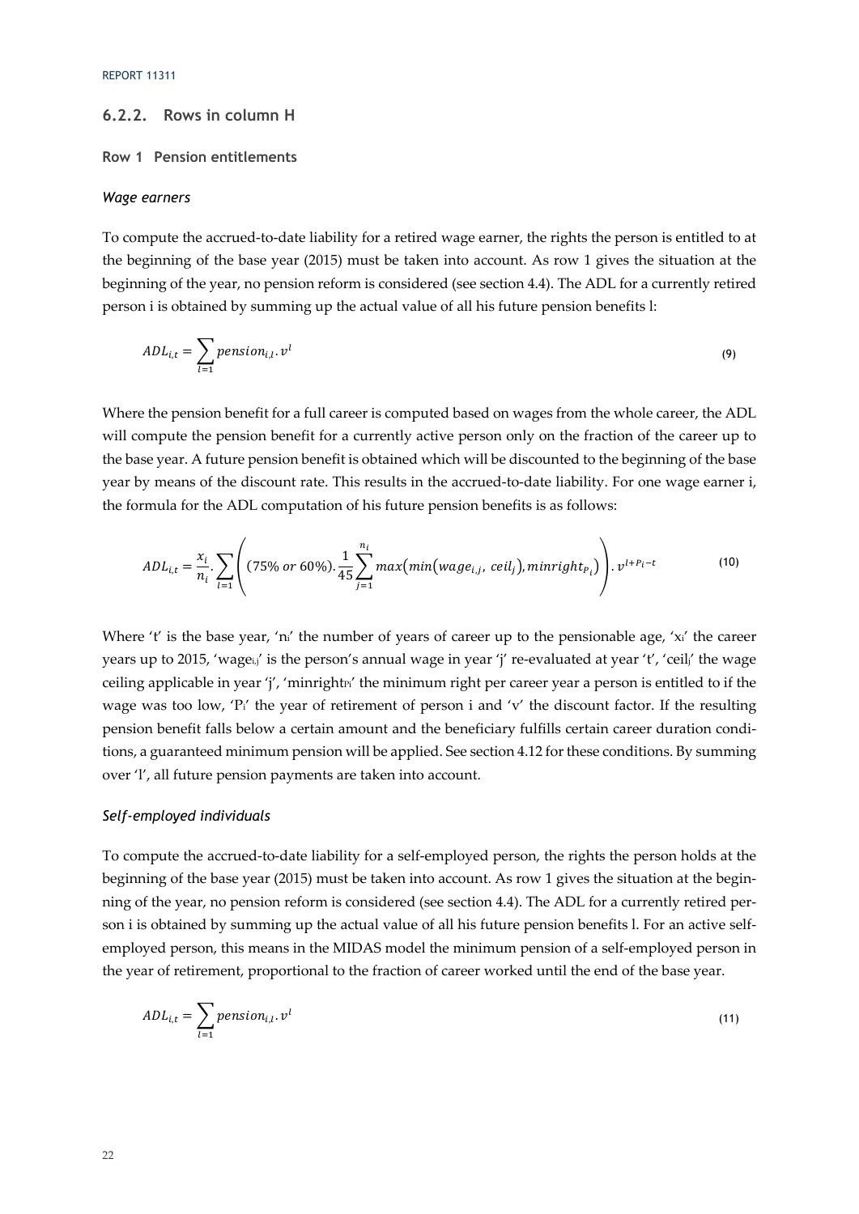### 6.2.2. Rows in column H

#### Row 1 Pension entitlements

*Wage earners*

To compute the accrued-to-date liability for a retired wage earner, the rights the person is entitled to at the beginning of the base year (2015) must be taken into account. As row 1 gives the situation at the beginning of the year, no pension reform is considered (see section 4.4). The ADL for a currently retired person i is obtained by summing up the actual value of all his future pension benefits l:

$$ADL_{i,t} = \sum_{l=1} pension_{i,l}.\, v^{l} \tag{9}$$

Where the pension benefit for a full career is computed based on wages from the whole career, the ADL will compute the pension benefit for a currently active person only on the fraction of the career up to the base year. A future pension benefit is obtained which will be discounted to the beginning of the base year by means of the discount rate. This results in the accrued-to-date liability. For one wage earner i, the formula for the ADL computation of his future pension benefits is as follows:

$$ADL_{i,t} = \frac{x_i}{n_i}.\sum_{l=1}\left((75\% \text{ or } 60\%).\frac{1}{45}\sum_{j=1}^{n_i} max\left(min\left(wage_{i,j},\, ceil_j\right), minright_{P_i}\right)\right).\, v^{l+P_i-t} \tag{10}$$

Where 't' the base year, '$n_i$' the number of years of career up to the pensionable age, '$x_i$' the career years up to 2015, '$wage_{i,j}$' is the person's annual wage in year 'j' re-evaluated at year 't', '$ceil_j$' the wage ceiling applicable in year 'j', '$minright_{P_i}$' the minimum right per career year a person is entitled to if the wage was too low, '$P_i$' the year of retirement of person i and 'v' the discount factor. If the resulting pension benefit falls below a certain amount and the beneficiary fulfills certain career duration conditions, a guaranteed minimum pension will be applied. See section 4.12 for these conditions. By summing over 'l', all future pension payments are taken into account.

*Self-employed individuals*

To compute the accrued-to-date liability for a self-employed person, the rights the person holds at the beginning of the base year (2015) must be taken into account. As row 1 gives the situation at the beginning of the year, no pension reform is considered (see section 4.4). The ADL for a currently retired person i is obtained by summing up the actual value of all his future pension benefits l. For an active self-employed person, this means in the MIDAS model the minimum pension of a self-employed person in the year of retirement, proportional to the fraction of career worked until the end of the base year.

$$ADL_{i,t} = \sum_{l=1} pension_{i,l}.\, v^{l} \tag{11}$$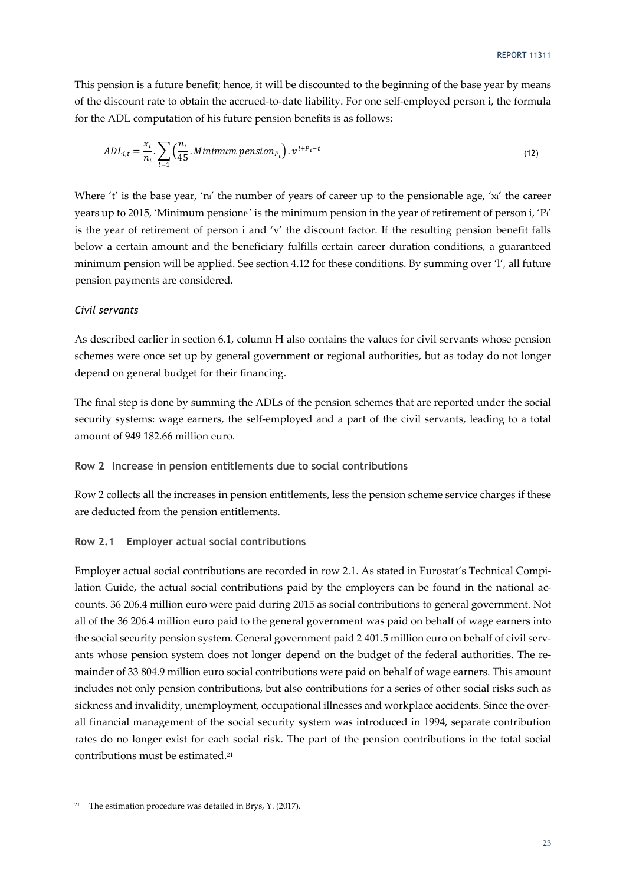This pension is a future benefit; hence, it will be discounted to the beginning of the base year by means of the discount rate to obtain the accrued-to-date liability. For one self-employed person i, the formula for the ADL computation of his future pension benefits is as follows:

$$ADL_{i,t} = \frac{x_i}{n_i} \cdot \sum_{l=1} \left( \frac{n_i}{45} \cdot Minimum\ pension_{P_i} \right) \cdot v^{l+P_i-t} \tag{12}$$

Where 't' the base year, '$n_i$' the number of years of career up to the pensionable age, '$x_i$' the career years up to 2015, 'Minimum pension$_{P_i}$' is the minimum pension in the year of retirement of person i, '$P_i$' is the year of retirement of person i and 'v' the discount factor. If the resulting pension benefit falls below a certain amount and the beneficiary fulfills certain career duration conditions, a guaranteed minimum pension will be applied. See section 4.12 for these conditions. By summing over 'l', all future pension payments are considered.

*Civil servants*

As described earlier in section 6.1, column H also contains the values for civil servants whose pension schemes were once set up by general government or regional authorities, but as today do not longer depend on general budget for their financing.

The final step is done by summing the ADLs of the pension schemes that are reported under the social security systems: wage earners, the self-employed and a part of the civil servants, leading to a total amount of 949 182.66 million euro.

**Row 2 Increase in pension entitlements due to social contributions**

Row 2 collects all the increases in pension entitlements, less the pension scheme service charges if these are deducted from the pension entitlements.

**Row 2.1 Employer actual social contributions**

Employer actual social contributions are recorded in row 2.1. As stated in Eurostat's Technical Compilation Guide, the actual social contributions paid by the employers can be found in the national accounts. 36 206.4 million euro were paid during 2015 as social contributions to general government. Not all of the 36 206.4 million euro paid to the general government was paid on behalf of wage earners into the social security pension system. General government paid 2 401.5 million euro on behalf of civil servants whose pension system does not longer depend on the budget of the federal authorities. The remainder of 33 804.9 million euro social contributions were paid on behalf of wage earners. This amount includes not only pension contributions, but also contributions for a series of other social risks such as sickness and invalidity, unemployment, occupational illnesses and workplace accidents. Since the overall financial management of the social security system was introduced in 1994, separate contribution rates do no longer exist for each social risk. The part of the pension contributions in the total social contributions must be estimated.[21]

[21] The estimation procedure was detailed in Brys, Y. (2017).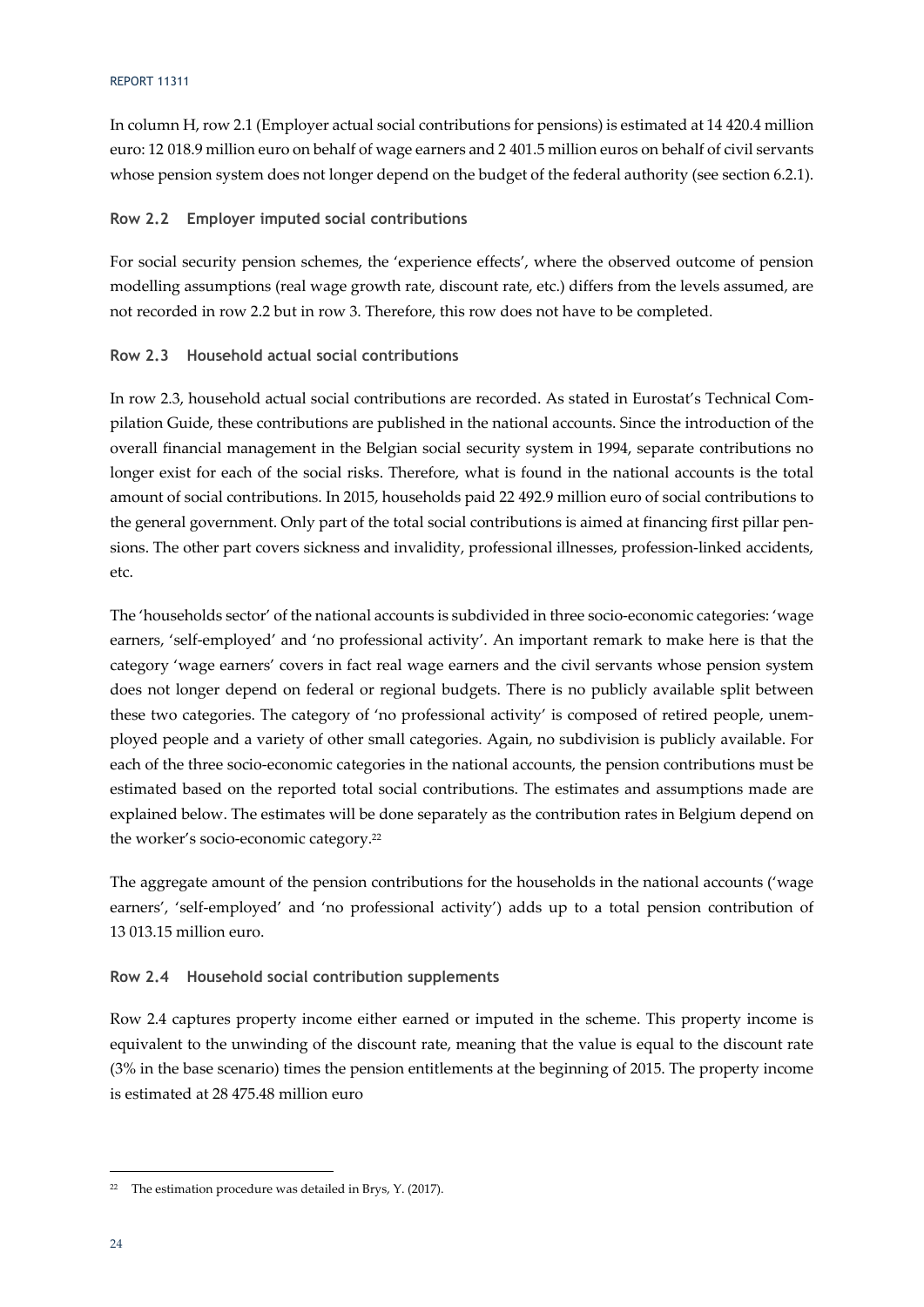In column H, row 2.1 (Employer actual social contributions for pensions) is estimated at 14 420.4 million euro: 12 018.9 million euro on behalf of wage earners and 2 401.5 million euros on behalf of civil servants whose pension system does not longer depend on the budget of the federal authority (see section 6.2.1).

### Row 2.2 Employer imputed social contributions

For social security pension schemes, the 'experience effects', where the observed outcome of pension modelling assumptions (real wage growth rate, discount rate, etc.) differs from the levels assumed, are not recorded in row 2.2 but in row 3. Therefore, this row does not have to be completed.

### Row 2.3 Household actual social contributions

In row 2.3, household actual social contributions are recorded. As stated in Eurostat's Technical Compilation Guide, these contributions are published in the national accounts. Since the introduction of the overall financial management in the Belgian social security system in 1994, separate contributions no longer exist for each of the social risks. Therefore, what is found in the national accounts is the total amount of social contributions. In 2015, households paid 22 492.9 million euro of social contributions to the general government. Only part of the total social contributions is aimed at financing first pillar pensions. The other part covers sickness and invalidity, professional illnesses, profession-linked accidents, etc.

The 'households sector' of the national accounts is subdivided in three socio-economic categories: 'wage earners, 'self-employed' and 'no professional activity'. An important remark to make here is that the category 'wage earners' covers in fact real wage earners and the civil servants whose pension system does not longer depend on federal or regional budgets. There is no publicly available split between these two categories. The category of 'no professional activity' is composed of retired people, unemployed people and a variety of other small categories. Again, no subdivision is publicly available. For each of the three socio-economic categories in the national accounts, the pension contributions must be estimated based on the reported total social contributions. The estimates and assumptions made are explained below. The estimates will be done separately as the contribution rates in Belgium depend on the worker's socio-economic category.[22]

The aggregate amount of the pension contributions for the households in the national accounts ('wage earners', 'self-employed' and 'no professional activity') adds up to a total pension contribution of 13 013.15 million euro.

### Row 2.4 Household social contribution supplements

Row 2.4 captures property income either earned or imputed in the scheme. This property income is equivalent to the unwinding of the discount rate, meaning that the value is equal to the discount rate (3% in the base scenario) times the pension entitlements at the beginning of 2015. The property income is estimated at 28 475.48 million euro

---

[22] The estimation procedure was detailed in Brys, Y. (2017).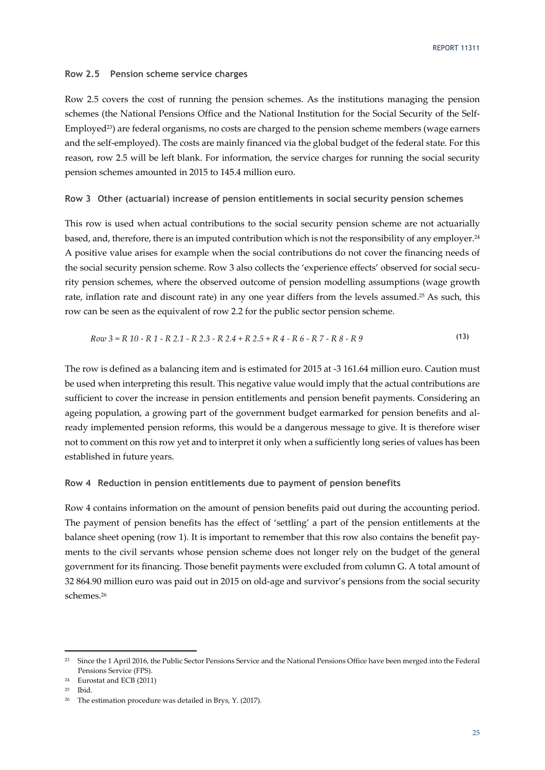### Row 2.5 Pension scheme service charges

Row 2.5 covers the cost of running the pension schemes. As the institutions managing the pension schemes (the National Pensions Office and the National Institution for the Social Security of the Self-Employed[23]) are federal organisms, no costs are charged to the pension scheme members (wage earners and the self-employed). The costs are mainly financed via the global budget of the federal state. For this reason, row 2.5 will be left blank. For information, the service charges for running the social security pension schemes amounted in 2015 to 145.4 million euro.

### Row 3 Other (actuarial) increase of pension entitlements in social security pension schemes

This row is used when actual contributions to the social security pension scheme are not actuarially based, and, therefore, there is an imputed contribution which is not the responsibility of any employer.[24] A positive value arises for example when the social contributions do not cover the financing needs of the social security pension scheme. Row 3 also collects the 'experience effects' observed for social security pension schemes, where the observed outcome of pension modelling assumptions (wage growth rate, inflation rate and discount rate) in any one year differs from the levels assumed.[25] As such, this row can be seen as the equivalent of row 2.2 for the public sector pension scheme.

$$Row\ 3 = R\ 10 - R\ 1 - R\ 2.1 - R\ 2.3 - R\ 2.4 + R\ 2.5 + R\ 4 - R\ 6 - R\ 7 - R\ 8 - R\ 9 \tag{13}$$

The row is defined as a balancing item and is estimated for 2015 at -3 161.64 million euro. Caution must be used when interpreting this result. This negative value would imply that the actual contributions are sufficient to cover the increase in pension entitlements and pension benefit payments. Considering an ageing population, a growing part of the government budget earmarked for pension benefits and already implemented pension reforms, this would be a dangerous message to give. It is therefore wiser not to comment on this row yet and to interpret it only when a sufficiently long series of values has been established in future years.

### Row 4 Reduction in pension entitlements due to payment of pension benefits

Row 4 contains information on the amount of pension benefits paid out during the accounting period. The payment of pension benefits has the effect of 'settling' a part of the pension entitlements at the balance sheet opening (row 1). It is important to remember that this row also contains the benefit payments to the civil servants whose pension scheme does not longer rely on the budget of the general government for its financing. Those benefit payments were excluded from column G. A total amount of 32 864.90 million euro was paid out in 2015 on old-age and survivor's pensions from the social security schemes.[26]

---

[23] Since the 1 April 2016, the Public Sector Pensions Service and the National Pensions Office have been merged into the Federal Pensions Service (FPS).

[24] Eurostat and ECB (2011)

[25] Ibid.

[26] The estimation procedure was detailed in Brys, Y. (2017).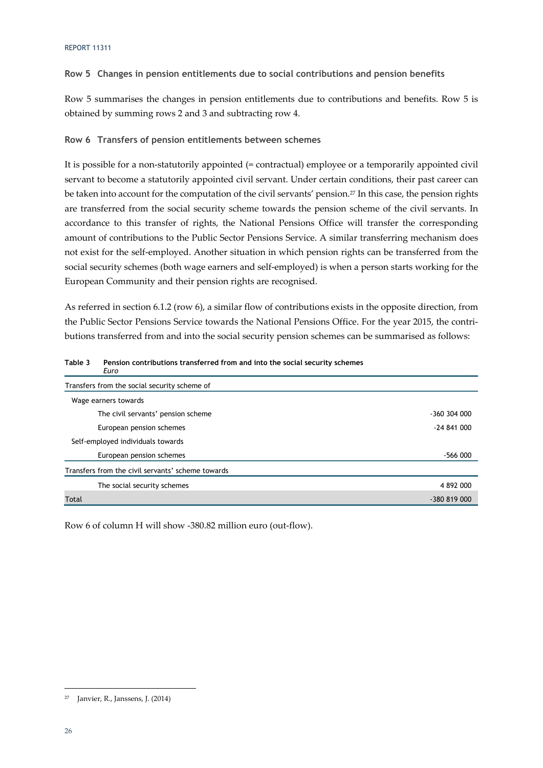### Row 5 Changes in pension entitlements due to social contributions and pension benefits

Row 5 summarises the changes in pension entitlements due to contributions and benefits. Row 5 is obtained by summing rows 2 and 3 and subtracting row 4.

### Row 6 Transfers of pension entitlements between schemes

It is possible for a non-statutorily appointed (= contractual) employee or a temporarily appointed civil servant to become a statutorily appointed civil servant. Under certain conditions, their past career can be taken into account for the computation of the civil servants' pension.[27] In this case, the pension rights are transferred from the social security scheme towards the pension scheme of the civil servants. In accordance to this transfer of rights, the National Pensions Office will transfer the corresponding amount of contributions to the Public Sector Pensions Service. A similar transferring mechanism does not exist for the self-employed. Another situation in which pension rights can be transferred from the social security schemes (both wage earners and self-employed) is when a person starts working for the European Community and their pension rights are recognised.

As referred in section 6.1.2 (row 6), a similar flow of contributions exists in the opposite direction, from the Public Sector Pensions Service towards the National Pensions Office. For the year 2015, the contributions transferred from and into the social security pension schemes can be summarised as follows:

**Table 3 Pension contributions transferred from and into the social security schemes**
*Euro*

| | |
|---|---|
| Transfers from the social security scheme of | |
| Wage earners towards | |
| The civil servants' pension scheme | -360 304 000 |
| European pension schemes | -24 841 000 |
| Self-employed individuals towards | |
| European pension schemes | -566 000 |
| Transfers from the civil servants' scheme towards | |
| The social security schemes | 4 892 000 |
| Total | -380 819 000 |

Row 6 of column H will show -380.82 million euro (out-flow).

[27] Janvier, R., Janssens, J. (2014)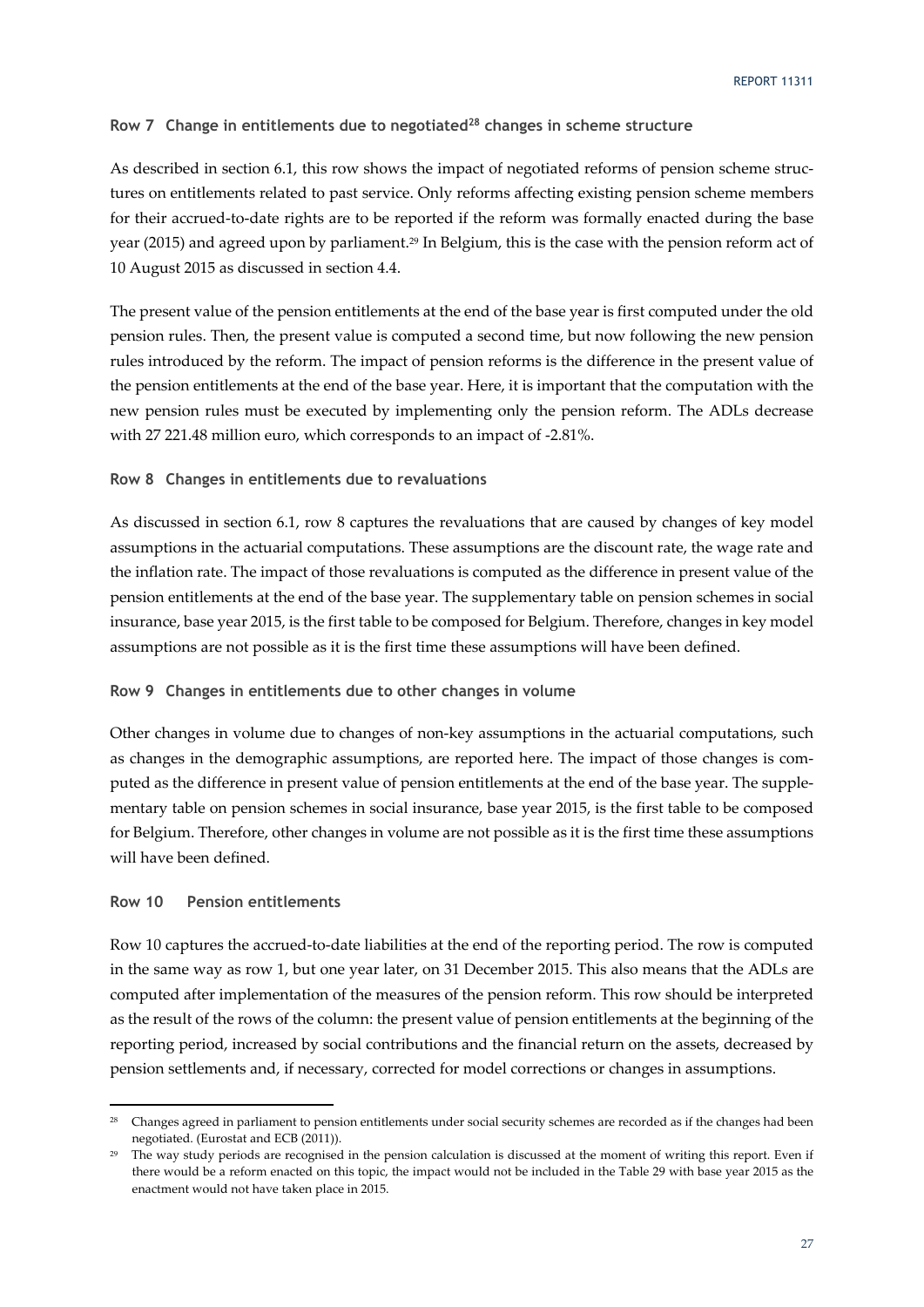#### Row 7 Change in entitlements due to negotiated[28] changes in scheme structure

As described in section 6.1, this row shows the impact of negotiated reforms of pension scheme structures on entitlements related to past service. Only reforms affecting existing pension scheme members for their accrued-to-date rights are to be reported if the reform was formally enacted during the base year (2015) and agreed upon by parliament.[29] In Belgium, this is the case with the pension reform act of 10 August 2015 as discussed in section 4.4.

The present value of the pension entitlements at the end of the base year is first computed under the old pension rules. Then, the present value is computed a second time, but now following the new pension rules introduced by the reform. The impact of pension reforms is the difference in the present value of the pension entitlements at the end of the base year. Here, it is important that the computation with the new pension rules must be executed by implementing only the pension reform. The ADLs decrease with 27 221.48 million euro, which corresponds to an impact of -2.81%.

#### Row 8 Changes in entitlements due to revaluations

As discussed in section 6.1, row 8 captures the revaluations that are caused by changes of key model assumptions in the actuarial computations. These assumptions are the discount rate, the wage rate and the inflation rate. The impact of those revaluations is computed as the difference in present value of the pension entitlements at the end of the base year. The supplementary table on pension schemes in social insurance, base year 2015, is the first table to be composed for Belgium. Therefore, changes in key model assumptions are not possible as it is the first time these assumptions will have been defined.

#### Row 9 Changes in entitlements due to other changes in volume

Other changes in volume due to changes of non-key assumptions in the actuarial computations, such as changes in the demographic assumptions, are reported here. The impact of those changes is computed as the difference in present value of pension entitlements at the end of the base year. The supplementary table on pension schemes in social insurance, base year 2015, is the first table to be composed for Belgium. Therefore, other changes in volume are not possible as it is the first time these assumptions will have been defined.

#### Row 10 Pension entitlements

Row 10 captures the accrued-to-date liabilities at the end of the reporting period. The row is computed in the same way as row 1, but one year later, on 31 December 2015. This also means that the ADLs are computed after implementation of the measures of the pension reform. This row should be interpreted as the result of the rows of the column: the present value of pension entitlements at the beginning of the reporting period, increased by social contributions and the financial return on the assets, decreased by pension settlements and, if necessary, corrected for model corrections or changes in assumptions.

---

[28] Changes agreed in parliament to pension entitlements under social security schemes are recorded as if the changes had been negotiated. (Eurostat and ECB (2011)).

[29] The way study periods are recognised in the pension calculation is discussed at the moment of writing this report. Even if there would be a reform enacted on this topic, the impact would not be included in the Table 29 with base year 2015 as the enactment would not have taken place in 2015.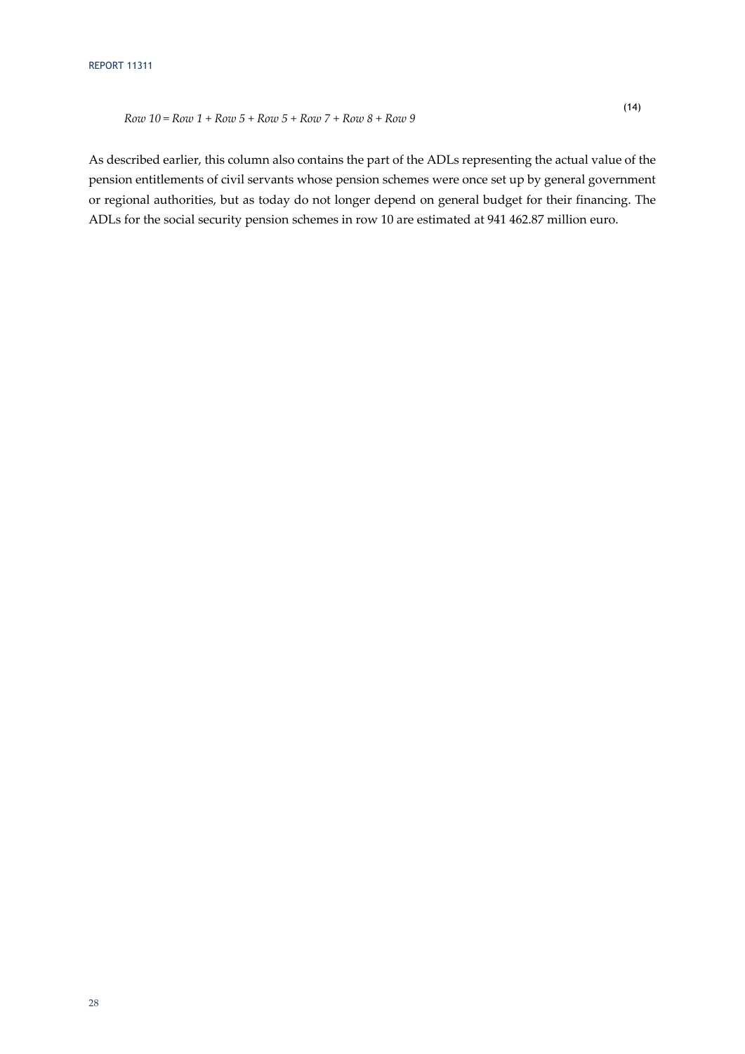$$Row\ 10 = Row\ 1 + Row\ 5 + Row\ 5 + Row\ 7 + Row\ 8 + Row\ 9 \tag{14}$$

As described earlier, this column also contains the part of the ADLs representing the actual value of the pension entitlements of civil servants whose pension schemes were once set up by general government or regional authorities, but as today do not longer depend on general budget for their financing. The ADLs for the social security pension schemes in row 10 are estimated at 941 462.87 million euro.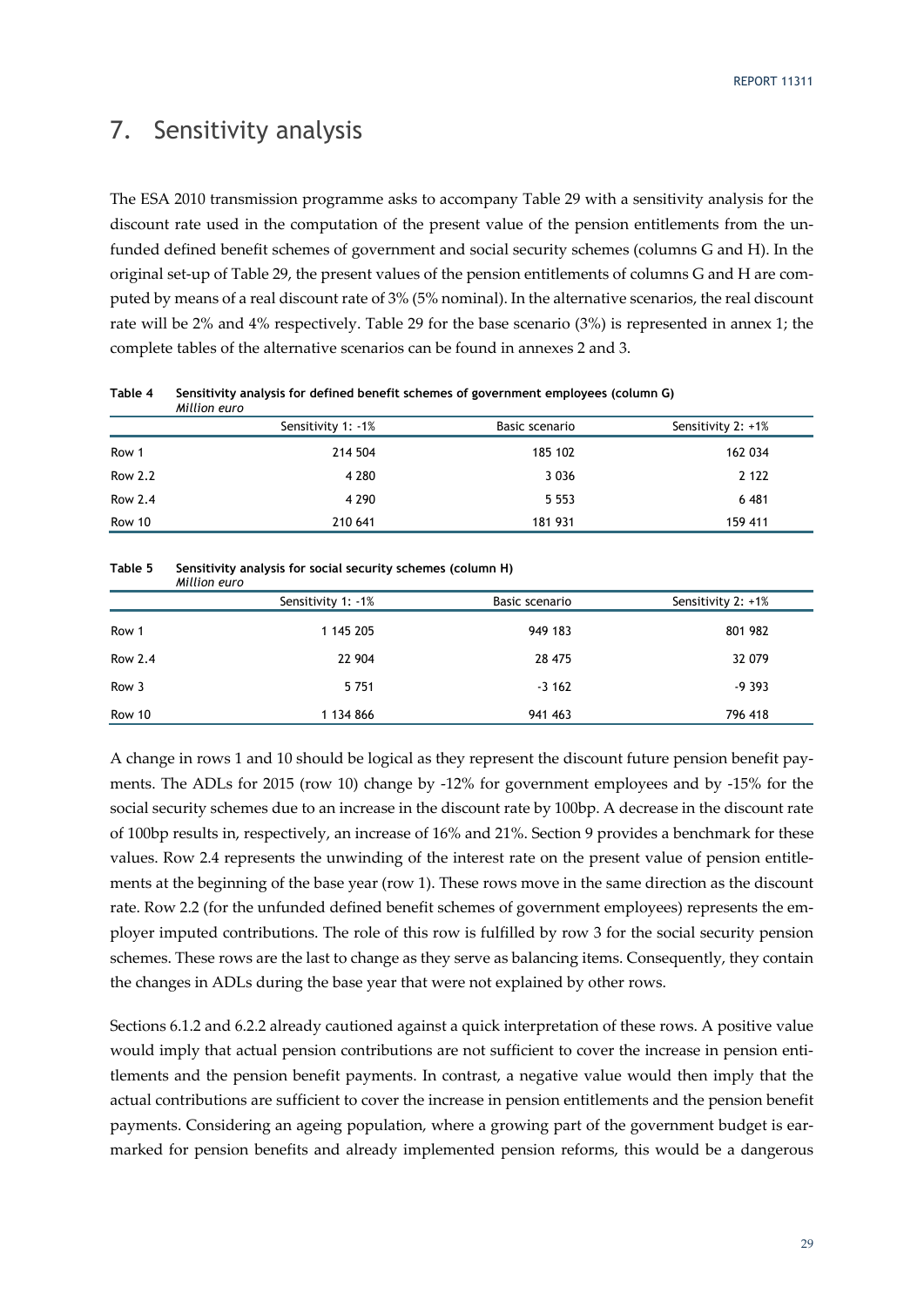# 7. Sensitivity analysis

The ESA 2010 transmission programme asks to accompany Table 29 with a sensitivity analysis for the discount rate used in the computation of the present value of the pension entitlements from the unfunded defined benefit schemes of government and social security schemes (columns G and H). In the original set-up of Table 29, the present values of the pension entitlements of columns G and H are computed by means of a real discount rate of 3% (5% nominal). In the alternative scenarios, the real discount rate will be 2% and 4% respectively. Table 29 for the base scenario (3%) is represented in annex 1; the complete tables of the alternative scenarios can be found in annexes 2 and 3.

**Table 4 Sensitivity analysis for defined benefit schemes of government employees (column G)**
*Million euro*

| | Sensitivity 1: -1% | Basic scenario | Sensitivity 2: +1% |
|---|---|---|---|
| Row 1 | 214 504 | 185 102 | 162 034 |
| Row 2.2 | 4 280 | 3 036 | 2 122 |
| Row 2.4 | 4 290 | 5 553 | 6 481 |
| Row 10 | 210 641 | 181 931 | 159 411 |

**Table 5 Sensitivity analysis for social security schemes (column H)**
*Million euro*

| | Sensitivity 1: -1% | Basic scenario | Sensitivity 2: +1% |
|---|---|---|---|
| Row 1 | 1 145 205 | 949 183 | 801 982 |
| Row 2.4 | 22 904 | 28 475 | 32 079 |
| Row 3 | 5 751 | -3 162 | -9 393 |
| Row 10 | 1 134 866 | 941 463 | 796 418 |

A change in rows 1 and 10 should be logical as they represent the discount future pension benefit payments. The ADLs for 2015 (row 10) change by -12% for government employees and by -15% for the social security schemes due to an increase in the discount rate by 100bp. A decrease in the discount rate of 100bp results in, respectively, an increase of 16% and 21%. Section 9 provides a benchmark for these values. Row 2.4 represents the unwinding of the interest rate on the present value of pension entitlements at the beginning of the base year (row 1). These rows move in the same direction as the discount rate. Row 2.2 (for the unfunded defined benefit schemes of government employees) represents the employer imputed contributions. The role of this row is fulfilled by row 3 for the social security pension schemes. These rows are the last to change as they serve as balancing items. Consequently, they contain the changes in ADLs during the base year that were not explained by other rows.

Sections 6.1.2 and 6.2.2 already cautioned against a quick interpretation of these rows. A positive value would imply that actual pension contributions are not sufficient to cover the increase in pension entitlements and the pension benefit payments. In contrast, a negative value would then imply that the actual contributions are sufficient to cover the increase in pension entitlements and the pension benefit payments. Considering an ageing population, where a growing part of the government budget is earmarked for pension benefits and already implemented pension reforms, this would be a dangerous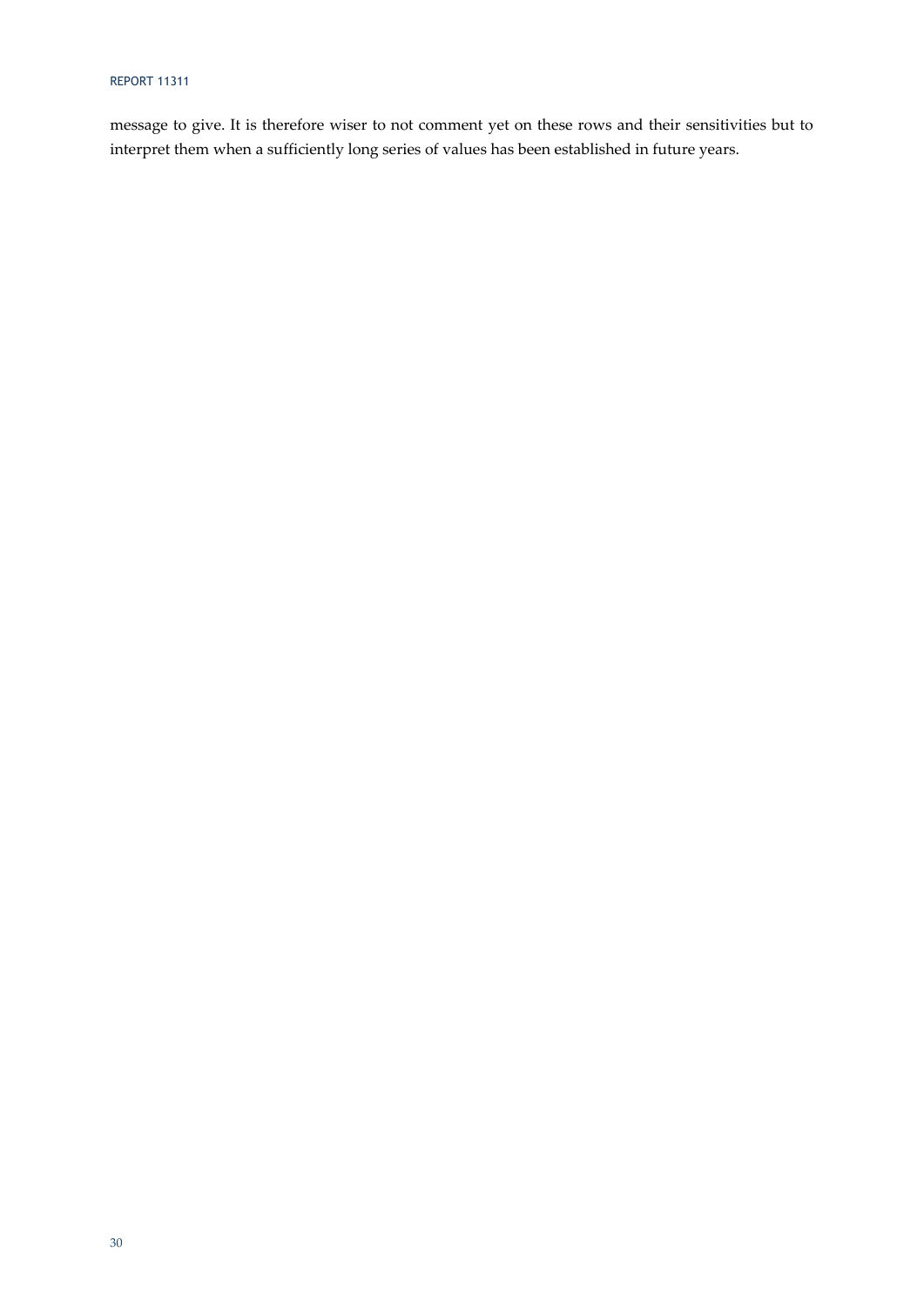message to give. It is therefore wiser to not comment yet on these rows and their sensitivities but to interpret them when a sufficiently long series of values has been established in future years.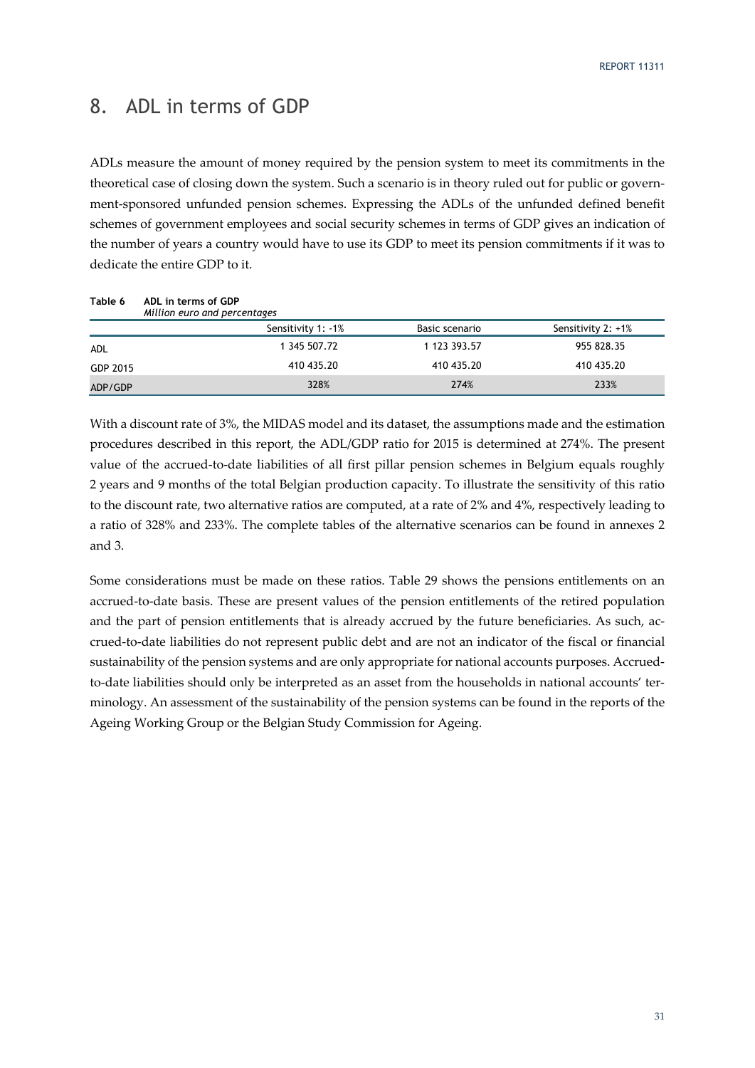# 8. ADL in terms of GDP

ADLs measure the amount of money required by the pension system to meet its commitments in the theoretical case of closing down the system. Such a scenario is in theory ruled out for public or government-sponsored unfunded pension schemes. Expressing the ADLs of the unfunded defined benefit schemes of government employees and social security schemes in terms of GDP gives an indication of the number of years a country would have to use its GDP to meet its pension commitments if it was to dedicate the entire GDP to it.

**Table 6 ADL in terms of GDP**
*Million euro and percentages*

| | Sensitivity 1: -1% | Basic scenario | Sensitivity 2: +1% |
|---|---|---|---|
| ADL | 1 345 507.72 | 1 123 393.57 | 955 828.35 |
| GDP 2015 | 410 435.20 | 410 435.20 | 410 435.20 |
| ADP/GDP | 328% | 274% | 233% |

With a discount rate of 3%, the MIDAS model and its dataset, the assumptions made and the estimation procedures described in this report, the ADL/GDP ratio for 2015 is determined at 274%. The present value of the accrued-to-date liabilities of all first pillar pension schemes in Belgium equals roughly 2 years and 9 months of the total Belgian production capacity. To illustrate the sensitivity of this ratio to the discount rate, two alternative ratios are computed, at a rate of 2% and 4%, respectively leading to a ratio of 328% and 233%. The complete tables of the alternative scenarios can be found in annexes 2 and 3.

Some considerations must be made on these ratios. Table 29 shows the pensions entitlements on an accrued-to-date basis. These are present values of the pension entitlements of the retired population and the part of pension entitlements that is already accrued by the future beneficiaries. As such, accrued-to-date liabilities do not represent public debt and are not an indicator of the fiscal or financial sustainability of the pension systems and are only appropriate for national accounts purposes. Accrued-to-date liabilities should only be interpreted as an asset from the households in national accounts' terminology. An assessment of the sustainability of the pension systems can be found in the reports of the Ageing Working Group or the Belgian Study Commission for Ageing.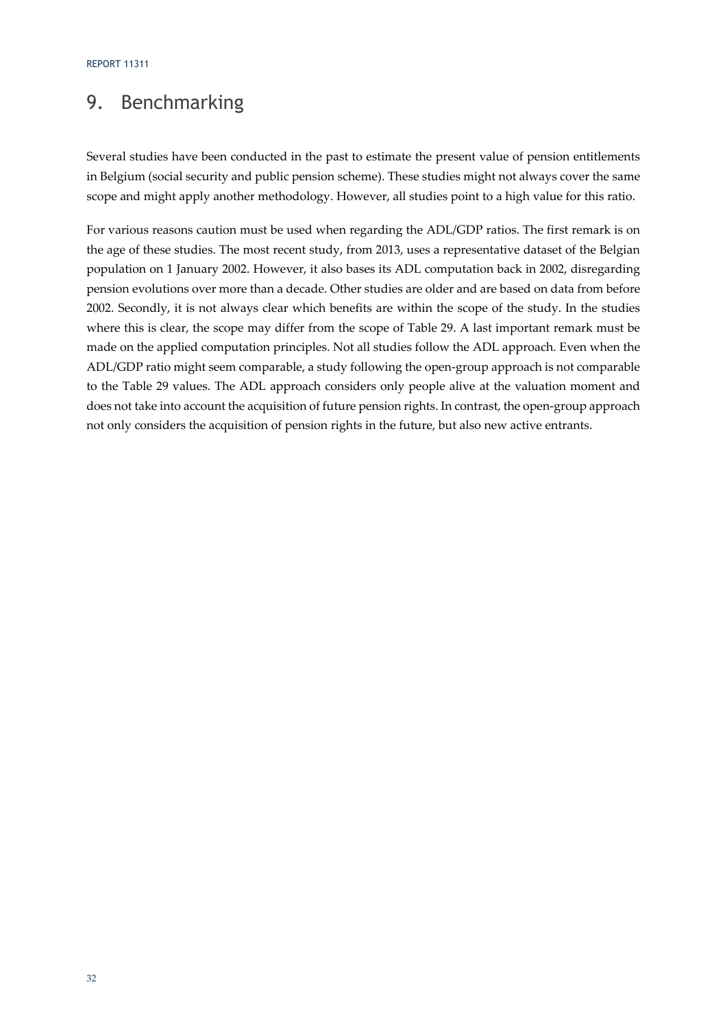# 9. Benchmarking

Several studies have been conducted in the past to estimate the present value of pension entitlements in Belgium (social security and public pension scheme). These studies might not always cover the same scope and might apply another methodology. However, all studies point to a high value for this ratio.

For various reasons caution must be used when regarding the ADL/GDP ratios. The first remark is on the age of these studies. The most recent study, from 2013, uses a representative dataset of the Belgian population on 1 January 2002. However, it also bases its ADL computation back in 2002, disregarding pension evolutions over more than a decade. Other studies are older and are based on data from before 2002. Secondly, it is not always clear which benefits are within the scope of the study. In the studies where this is clear, the scope may differ from the scope of Table 29. A last important remark must be made on the applied computation principles. Not all studies follow the ADL approach. Even when the ADL/GDP ratio might seem comparable, a study following the open-group approach is not comparable to the Table 29 values. The ADL approach considers only people alive at the valuation moment and does not take into account the acquisition of future pension rights. In contrast, the open-group approach not only considers the acquisition of pension rights in the future, but also new active entrants.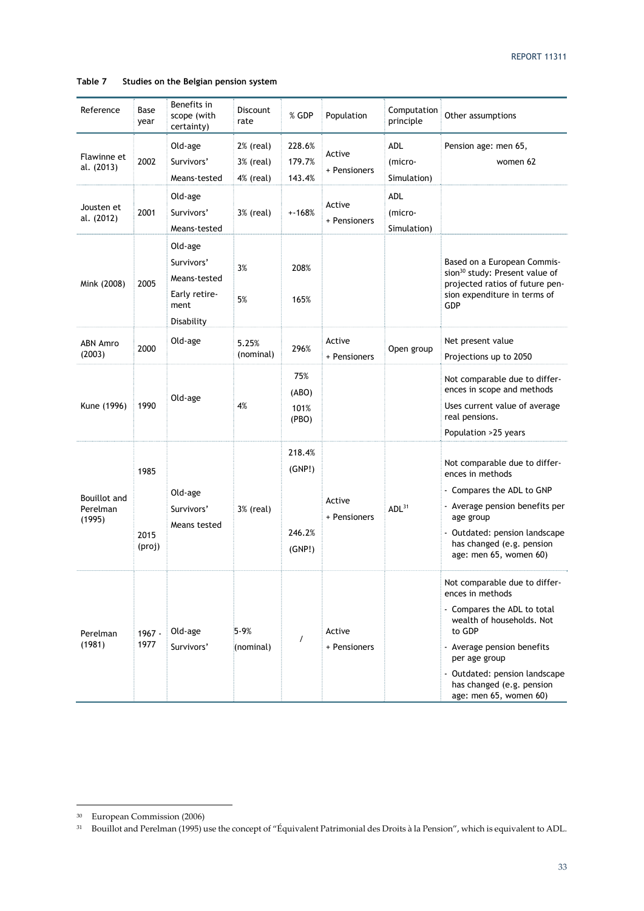**Table 7 Studies on the Belgian pension system**

| Reference | Base year | Benefits in scope (with certainty) | Discount rate | % GDP | Population | Computation principle | Other assumptions |
|---|---|---|---|---|---|---|---|
| Flawinne et al. (2013) | 2002 | Old-age<br>Survivors'<br>Means-tested | 2% (real)<br>3% (real)<br>4% (real) | 228.6%<br>179.7%<br>143.4% | Active<br>+ Pensioners | ADL<br>(micro-Simulation) | Pension age: men 65, women 62 |
| Jousten et al. (2012) | 2001 | Old-age<br>Survivors'<br>Means-tested | 3% (real) | +-168% | Active<br>+ Pensioners | ADL<br>(micro-Simulation) | |
| Mink (2008) | 2005 | Old-age<br>Survivors'<br>Means-tested<br>Early retirement<br>Disability | 3%<br>5% | 208%<br>165% | | | Based on a European Commission[30] study: Present value of projected ratios of future pension expenditure in terms of GDP |
| ABN Amro (2003) | 2000 | Old-age | 5.25% (nominal) | 296% | Active<br>+ Pensioners | Open group | Net present value<br>Projections up to 2050 |
| Kune (1996) | 1990 | Old-age | 4% | 75% (ABO)<br>101% (PBO) | | | Not comparable due to differences in scope and methods<br>Uses current value of average real pensions.<br>Population >25 years |
| Bouillot and Perelman (1995) | 1985<br>2015 (proj) | Old-age<br>Survivors'<br>Means tested | 3% (real) | 218.4% (GNP!)<br>246.2% (GNP!) | Active<br>+ Pensioners | ADL[31] | Not comparable due to differences in methods<br>- Compares the ADL to GNP<br>- Average pension benefits per age group<br>- Outdated: pension landscape has changed (e.g. pension age: men 65, women 60) |
| Perelman (1981) | 1967 - 1977 | Old-age<br>Survivors' | 5-9% (nominal) | / | Active<br>+ Pensioners | | Not comparable due to differences in methods<br>- Compares the ADL to total wealth of households. Not to GDP<br>- Average pension benefits per age group<br>- Outdated: pension landscape has changed (e.g. pension age: men 65, women 60) |

[30] European Commission (2006)

[31] Bouillot and Perelman (1995) use the concept of "Équivalent Patrimonial des Droits à la Pension", which is equivalent to ADL.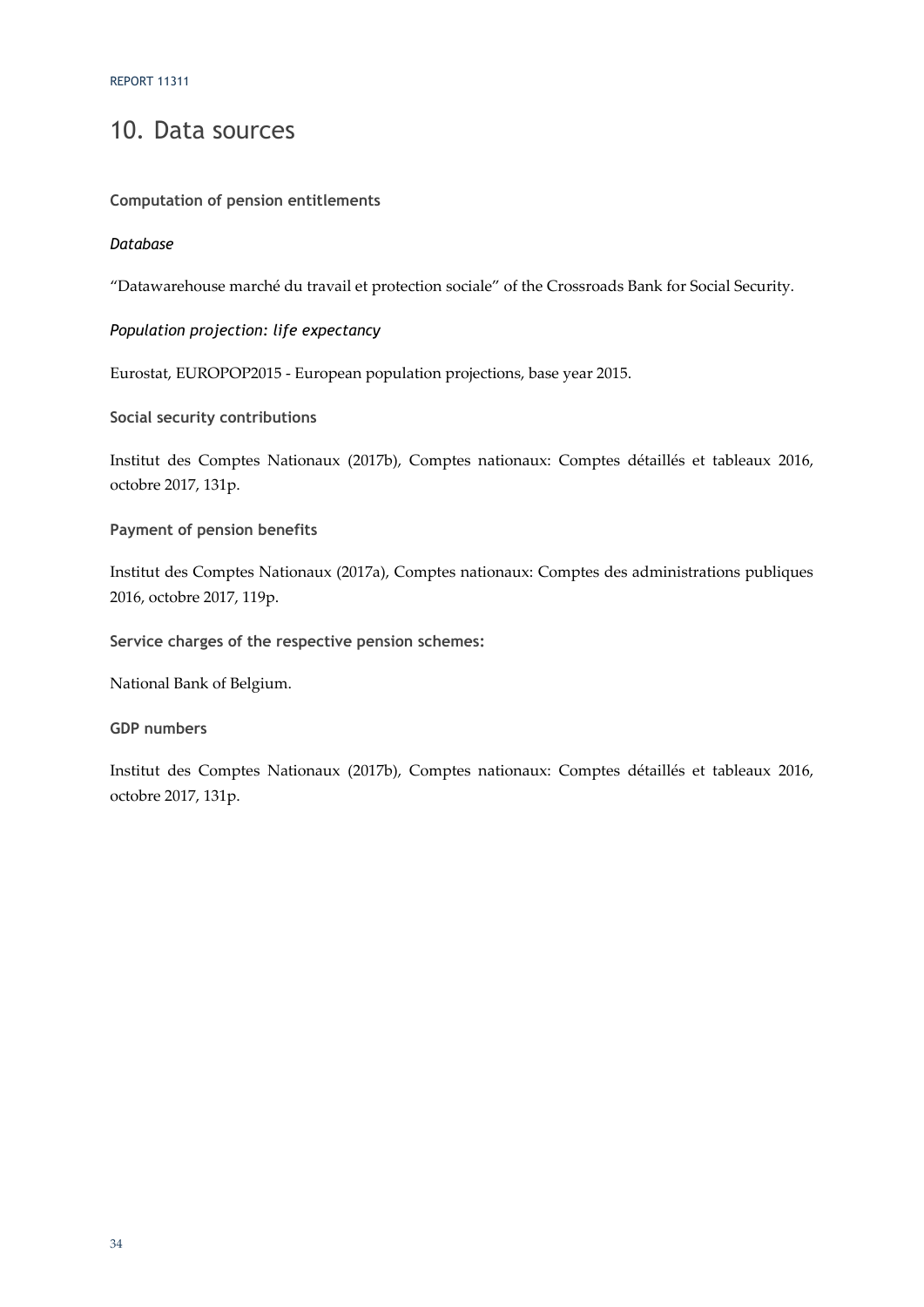# 10. Data sources

**Computation of pension entitlements**

*Database*

"Datawarehouse marché du travail et protection sociale" of the Crossroads Bank for Social Security.

*Population projection: life expectancy*

Eurostat, EUROPOP2015 - European population projections, base year 2015.

**Social security contributions**

Institut des Comptes Nationaux (2017b), Comptes nationaux: Comptes détaillés et tableaux 2016, octobre 2017, 131p.

**Payment of pension benefits**

Institut des Comptes Nationaux (2017a), Comptes nationaux: Comptes des administrations publiques 2016, octobre 2017, 119p.

**Service charges of the respective pension schemes:**

National Bank of Belgium.

**GDP numbers**

Institut des Comptes Nationaux (2017b), Comptes nationaux: Comptes détaillés et tableaux 2016, octobre 2017, 131p.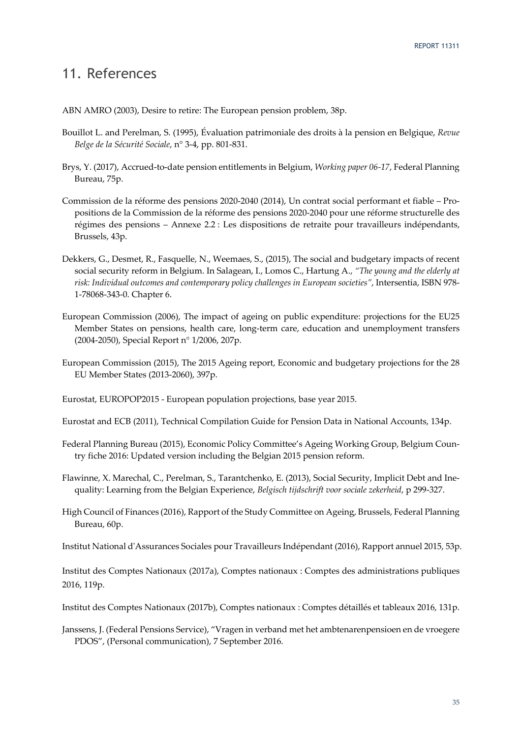# 11. References

ABN AMRO (2003), Desire to retire: The European pension problem, 38p.

Bouillot L. and Perelman, S. (1995), Évaluation patrimoniale des droits à la pension en Belgique, *Revue Belge de la Sécurité Sociale*, n° 3-4, pp. 801-831.

Brys, Y. (2017), Accrued-to-date pension entitlements in Belgium, *Working paper 06-17*, Federal Planning Bureau, 75p.

Commission de la réforme des pensions 2020-2040 (2014), Un contrat social performant et fiable – Propositions de la Commission de la réforme des pensions 2020-2040 pour une réforme structurelle des régimes des pensions – Annexe 2.2 : Les dispositions de retraite pour travailleurs indépendants, Brussels, 43p.

Dekkers, G., Desmet, R., Fasquelle, N., Weemaes, S., (2015), The social and budgetary impacts of recent social security reform in Belgium. In Salagean, I., Lomos C., Hartung A., *"The young and the elderly at risk: Individual outcomes and contemporary policy challenges in European societies"*, Intersentia, ISBN 978-1-78068-343-0. Chapter 6.

European Commission (2006), The impact of ageing on public expenditure: projections for the EU25 Member States on pensions, health care, long-term care, education and unemployment transfers (2004-2050), Special Report n° 1/2006, 207p.

European Commission (2015), The 2015 Ageing report, Economic and budgetary projections for the 28 EU Member States (2013-2060), 397p.

Eurostat, EUROPOP2015 - European population projections, base year 2015.

Eurostat and ECB (2011), Technical Compilation Guide for Pension Data in National Accounts, 134p.

Federal Planning Bureau (2015), Economic Policy Committee's Ageing Working Group, Belgium Country fiche 2016: Updated version including the Belgian 2015 pension reform.

Flawinne, X. Marechal, C., Perelman, S., Tarantchenko, E. (2013), Social Security, Implicit Debt and Inequality: Learning from the Belgian Experience, *Belgisch tijdschrift voor sociale zekerheid*, p 299-327.

High Council of Finances (2016), Rapport of the Study Committee on Ageing, Brussels, Federal Planning Bureau, 60p.

Institut National d'Assurances Sociales pour Travailleurs Indépendant (2016), Rapport annuel 2015, 53p.

Institut des Comptes Nationaux (2017a), Comptes nationaux : Comptes des administrations publiques 2016, 119p.

Institut des Comptes Nationaux (2017b), Comptes nationaux : Comptes détaillés et tableaux 2016, 131p.

Janssens, J. (Federal Pensions Service), "Vragen in verband met het ambtenarenpensioen en de vroegere PDOS", (Personal communication), 7 September 2016.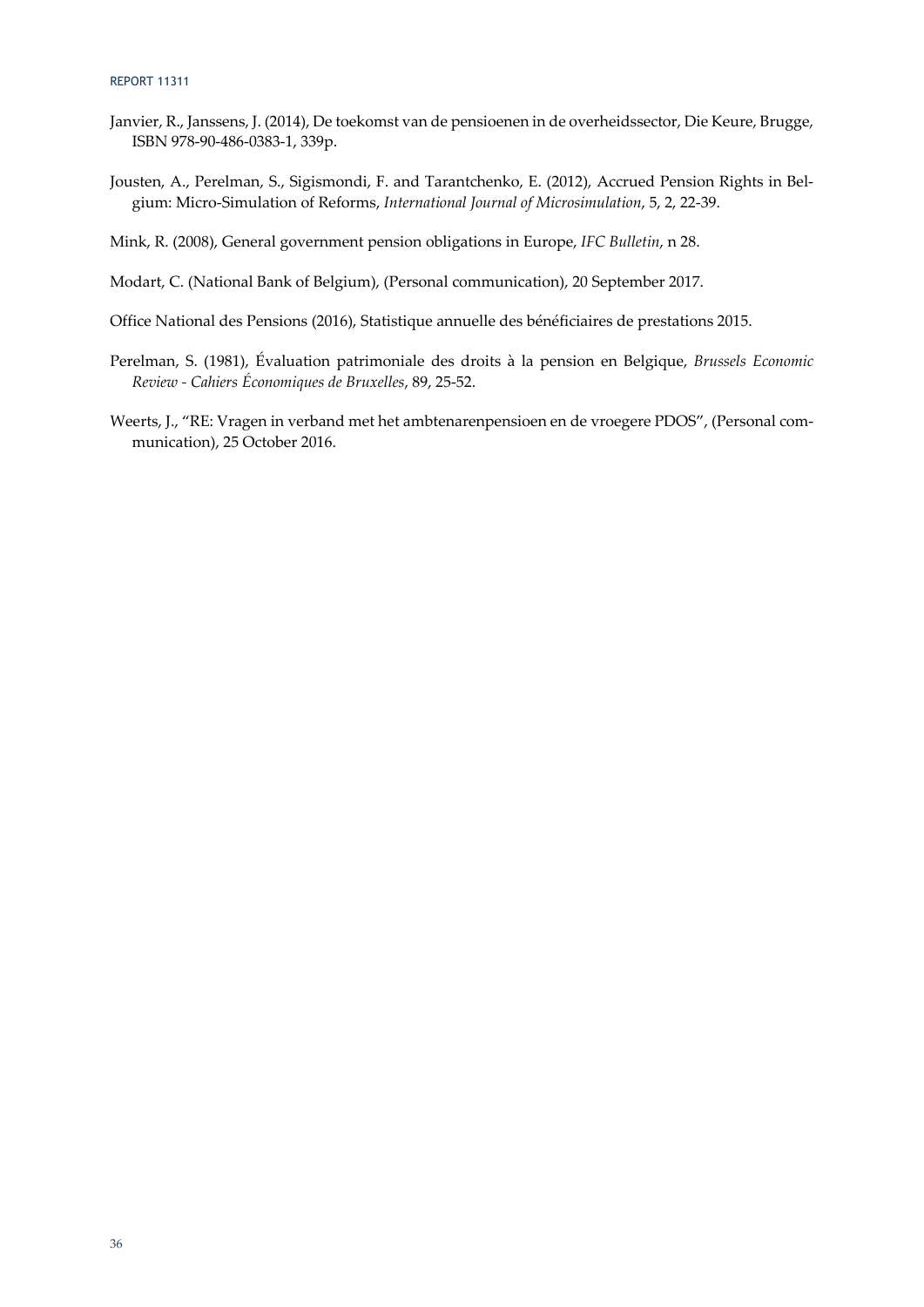Janvier, R., Janssens, J. (2014), De toekomst van de pensioenen in de overheidssector, Die Keure, Brugge, ISBN 978-90-486-0383-1, 339p.

Jousten, A., Perelman, S., Sigismondi, F. and Tarantchenko, E. (2012), Accrued Pension Rights in Belgium: Micro-Simulation of Reforms, *International Journal of Microsimulation*, 5, 2, 22-39.

Mink, R. (2008), General government pension obligations in Europe, *IFC Bulletin*, n 28.

Modart, C. (National Bank of Belgium), (Personal communication), 20 September 2017.

Office National des Pensions (2016), Statistique annuelle des bénéficiaires de prestations 2015.

Perelman, S. (1981), Évaluation patrimoniale des droits à la pension en Belgique, *Brussels Economic Review - Cahiers Économiques de Bruxelles*, 89, 25-52.

Weerts, J., "RE: Vragen in verband met het ambtenarenpensioen en de vroegere PDOS", (Personal communication), 25 October 2016.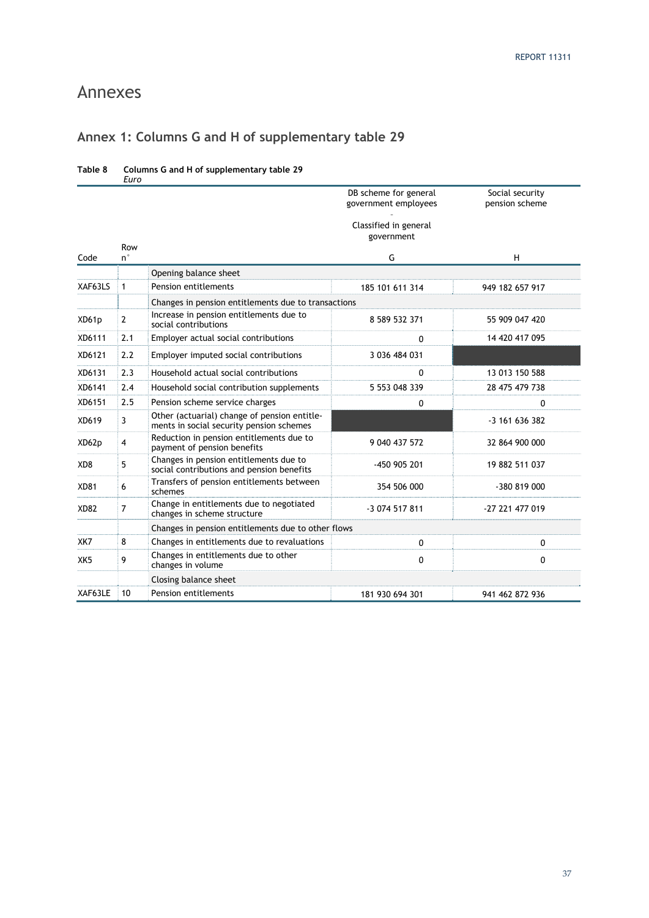# Annexes

## Annex 1: Columns G and H of supplementary table 29

**Table 8 Columns G and H of supplementary table 29**
*Euro*

| Code | Row n° | | DB scheme for general government employees - Classified in general government | Social security pension scheme |
|---|---|---|---|---|
| | | | G | H |
| | | Opening balance sheet | | |
| XAF63LS | 1 | Pension entitlements | 185 101 611 314 | 949 182 657 917 |
| | | Changes in pension entitlements due to transactions | | |
| XD61p | 2 | Increase in pension entitlements due to social contributions | 8 589 532 371 | 55 909 047 420 |
| XD6111 | 2.1 | Employer actual social contributions | 0 | 14 420 417 095 |
| XD6121 | 2.2 | Employer imputed social contributions | 3 036 484 031 | |
| XD6131 | 2.3 | Household actual social contributions | 0 | 13 013 150 588 |
| XD6141 | 2.4 | Household social contribution supplements | 5 553 048 339 | 28 475 479 738 |
| XD6151 | 2.5 | Pension scheme service charges | 0 | 0 |
| XD619 | 3 | Other (actuarial) change of pension entitlements in social security pension schemes | | -3 161 636 382 |
| XD62p | 4 | Reduction in pension entitlements due to payment of pension benefits | 9 040 437 572 | 32 864 900 000 |
| XD8 | 5 | Changes in pension entitlements due to social contributions and pension benefits | -450 905 201 | 19 882 511 037 |
| XD81 | 6 | Transfers of pension entitlements between schemes | 354 506 000 | -380 819 000 |
| XD82 | 7 | Change in entitlements due to negotiated changes in scheme structure | -3 074 517 811 | -27 221 477 019 |
| | | Changes in pension entitlements due to other flows | | |
| XK7 | 8 | Changes in entitlements due to revaluations | 0 | 0 |
| XK5 | 9 | Changes in entitlements due to other changes in volume | 0 | 0 |
| | | Closing balance sheet | | |
| XAF63LE | 10 | Pension entitlements | 181 930 694 301 | 941 462 872 936 |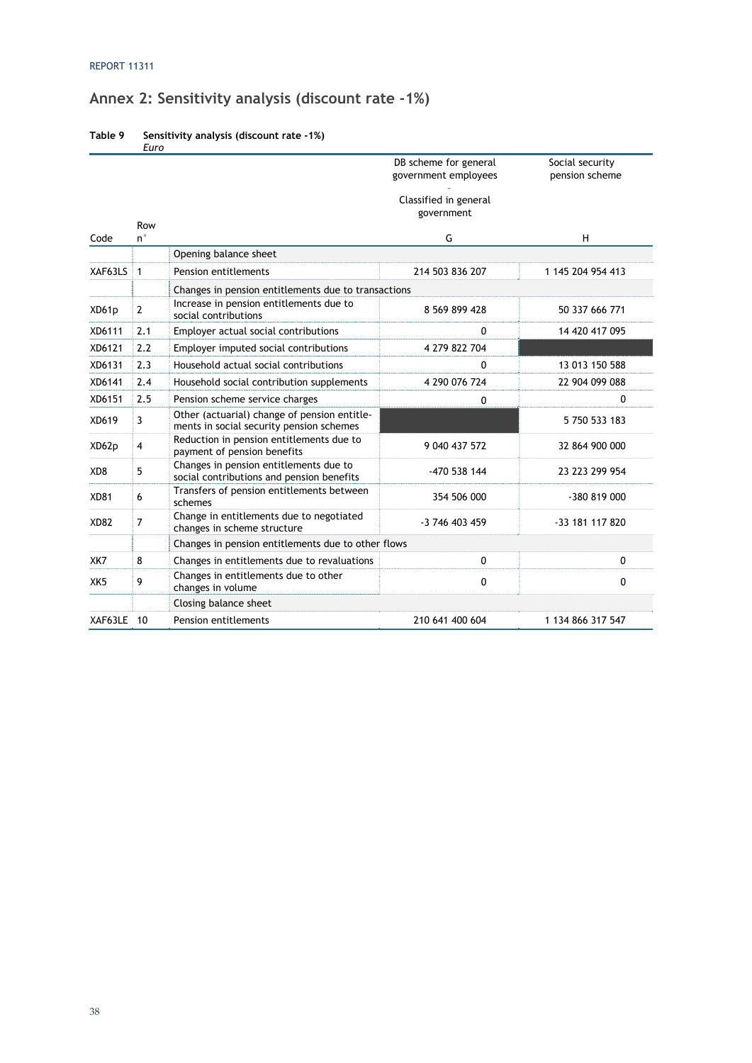## Annex 2: Sensitivity analysis (discount rate -1%)

**Table 9 Sensitivity analysis (discount rate -1%)**
*Euro*

| Code | Row n° | | DB scheme for general government employees - Classified in general government | Social security pension scheme |
|---|---|---|---|---|
| | | | G | H |
| | | Opening balance sheet | | |
| XAF63LS | 1 | Pension entitlements | 214 503 836 207 | 1 145 204 954 413 |
| | | Changes in pension entitlements due to transactions | | |
| XD61p | 2 | Increase in pension entitlements due to social contributions | 8 569 899 428 | 50 337 666 771 |
| XD6111 | 2.1 | Employer actual social contributions | 0 | 14 420 417 095 |
| XD6121 | 2.2 | Employer imputed social contributions | 4 279 822 704 | |
| XD6131 | 2.3 | Household actual social contributions | 0 | 13 013 150 588 |
| XD6141 | 2.4 | Household social contribution supplements | 4 290 076 724 | 22 904 099 088 |
| XD6151 | 2.5 | Pension scheme service charges | 0 | 0 |
| XD619 | 3 | Other (actuarial) change of pension entitlements in social security pension schemes | | 5 750 533 183 |
| XD62p | 4 | Reduction in pension entitlements due to payment of pension benefits | 9 040 437 572 | 32 864 900 000 |
| XD8 | 5 | Changes in pension entitlements due to social contributions and pension benefits | -470 538 144 | 23 223 299 954 |
| XD81 | 6 | Transfers of pension entitlements between schemes | 354 506 000 | -380 819 000 |
| XD82 | 7 | Change in entitlements due to negotiated changes in scheme structure | -3 746 403 459 | -33 181 117 820 |
| | | Changes in pension entitlements due to other flows | | |
| XK7 | 8 | Changes in entitlements due to revaluations | 0 | 0 |
| XK5 | 9 | Changes in entitlements due to other changes in volume | 0 | 0 |
| | | Closing balance sheet | | |
| XAF63LE | 10 | Pension entitlements | 210 641 400 604 | 1 134 866 317 547 |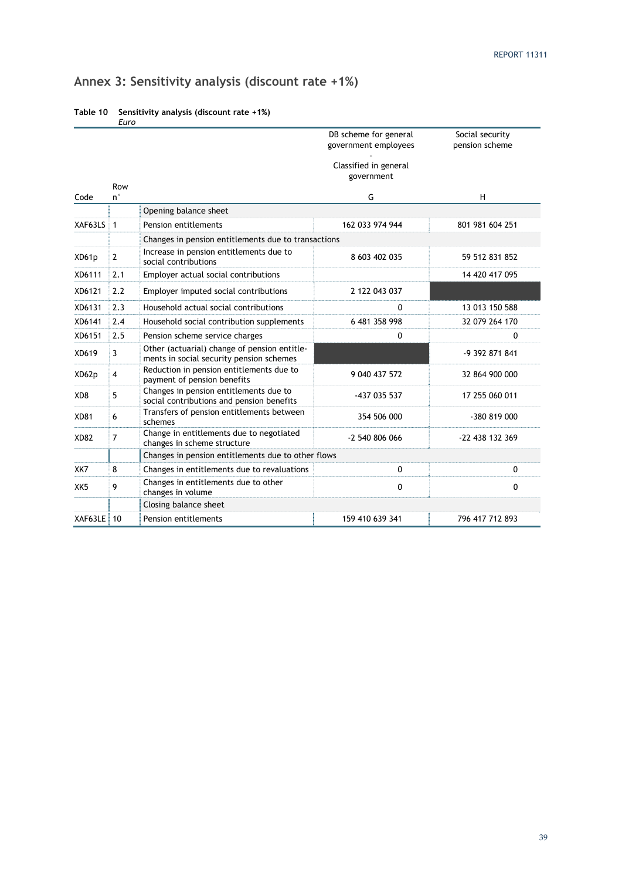## Annex 3: Sensitivity analysis (discount rate +1%)

**Table 10 Sensitivity analysis (discount rate +1%)**
*Euro*

| Code | Row n° | | DB scheme for general government employees - Classified in general government | Social security pension scheme |
|---|---|---|---|---|
| | | | G | H |
| | | Opening balance sheet | | |
| XAF63LS | 1 | Pension entitlements | 162 033 974 944 | 801 981 604 251 |
| | | Changes in pension entitlements due to transactions | | |
| XD61p | 2 | Increase in pension entitlements due to social contributions | 8 603 402 035 | 59 512 831 852 |
| XD6111 | 2.1 | Employer actual social contributions | | 14 420 417 095 |
| XD6121 | 2.2 | Employer imputed social contributions | 2 122 043 037 | |
| XD6131 | 2.3 | Household actual social contributions | 0 | 13 013 150 588 |
| XD6141 | 2.4 | Household social contribution supplements | 6 481 358 998 | 32 079 264 170 |
| XD6151 | 2.5 | Pension scheme service charges | 0 | 0 |
| XD619 | 3 | Other (actuarial) change of pension entitlements in social security pension schemes | | -9 392 871 841 |
| XD62p | 4 | Reduction in pension entitlements due to payment of pension benefits | 9 040 437 572 | 32 864 900 000 |
| XD8 | 5 | Changes in pension entitlements due to social contributions and pension benefits | -437 035 537 | 17 255 060 011 |
| XD81 | 6 | Transfers of pension entitlements between schemes | 354 506 000 | -380 819 000 |
| XD82 | 7 | Change in entitlements due to negotiated changes in scheme structure | -2 540 806 066 | -22 438 132 369 |
| | | Changes in pension entitlements due to other flows | | |
| XK7 | 8 | Changes in entitlements due to revaluations | 0 | 0 |
| XK5 | 9 | Changes in entitlements due to other changes in volume | 0 | 0 |
| | | Closing balance sheet | | |
| XAF63LE | 10 | Pension entitlements | 159 410 639 341 | 796 417 712 893 |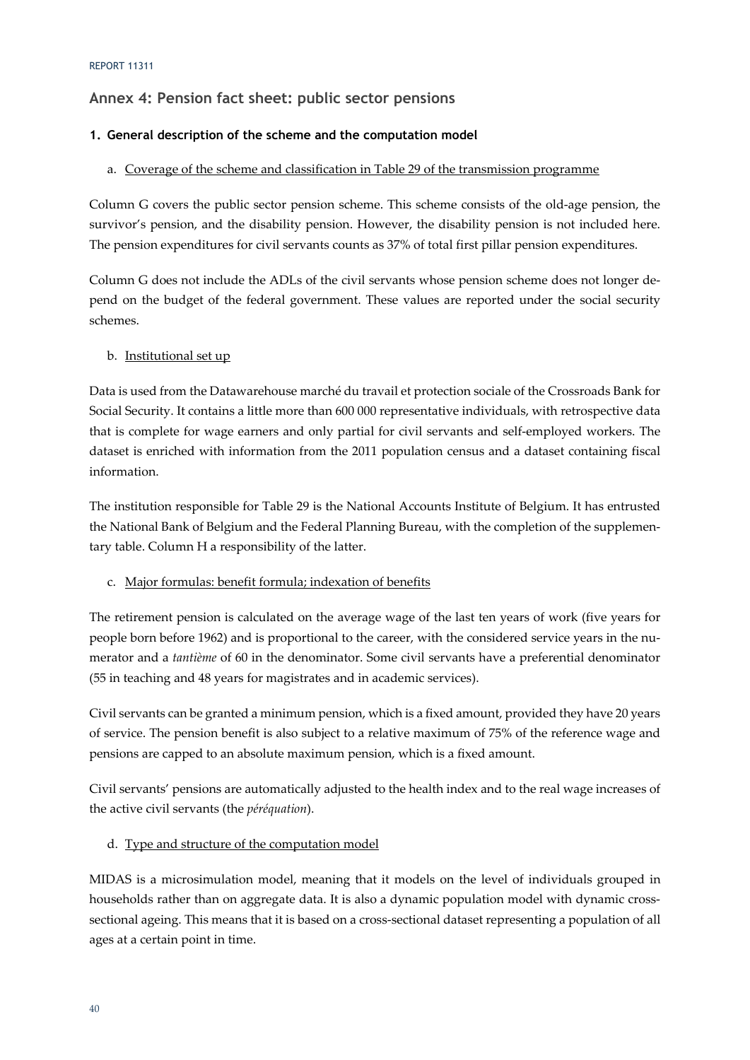## Annex 4: Pension fact sheet: public sector pensions

### 1. General description of the scheme and the computation model

a. Coverage of the scheme and classification in Table 29 of the transmission programme

Column G covers the public sector pension scheme. This scheme consists of the old-age pension, the survivor's pension, and the disability pension. However, the disability pension is not included here. The pension expenditures for civil servants counts as 37% of total first pillar pension expenditures.

Column G does not include the ADLs of the civil servants whose pension scheme does not longer depend on the budget of the federal government. These values are reported under the social security schemes.

b. Institutional set up

Data is used from the Datawarehouse marché du travail et protection sociale of the Crossroads Bank for Social Security. It contains a little more than 600 000 representative individuals, with retrospective data that is complete for wage earners and only partial for civil servants and self-employed workers. The dataset is enriched with information from the 2011 population census and a dataset containing fiscal information.

The institution responsible for Table 29 is the National Accounts Institute of Belgium. It has entrusted the National Bank of Belgium and the Federal Planning Bureau, with the completion of the supplementary table. Column H a responsibility of the latter.

c. Major formulas: benefit formula; indexation of benefits

The retirement pension is calculated on the average wage of the last ten years of work (five years for people born before 1962) and is proportional to the career, with the considered service years in the numerator and a *tantième* of 60 in the denominator. Some civil servants have a preferential denominator (55 in teaching and 48 years for magistrates and in academic services).

Civil servants can be granted a minimum pension, which is a fixed amount, provided they have 20 years of service. The pension benefit is also subject to a relative maximum of 75% of the reference wage and pensions are capped to an absolute maximum pension, which is a fixed amount.

Civil servants' pensions are automatically adjusted to the health index and to the real wage increases of the active civil servants (the *péréquation*).

d. Type and structure of the computation model

MIDAS is a microsimulation model, meaning that it models on the level of individuals grouped in households rather than on aggregate data. It is also a dynamic population model with dynamic cross-sectional ageing. This means that it is based on a cross-sectional dataset representing a population of all ages at a certain point in time.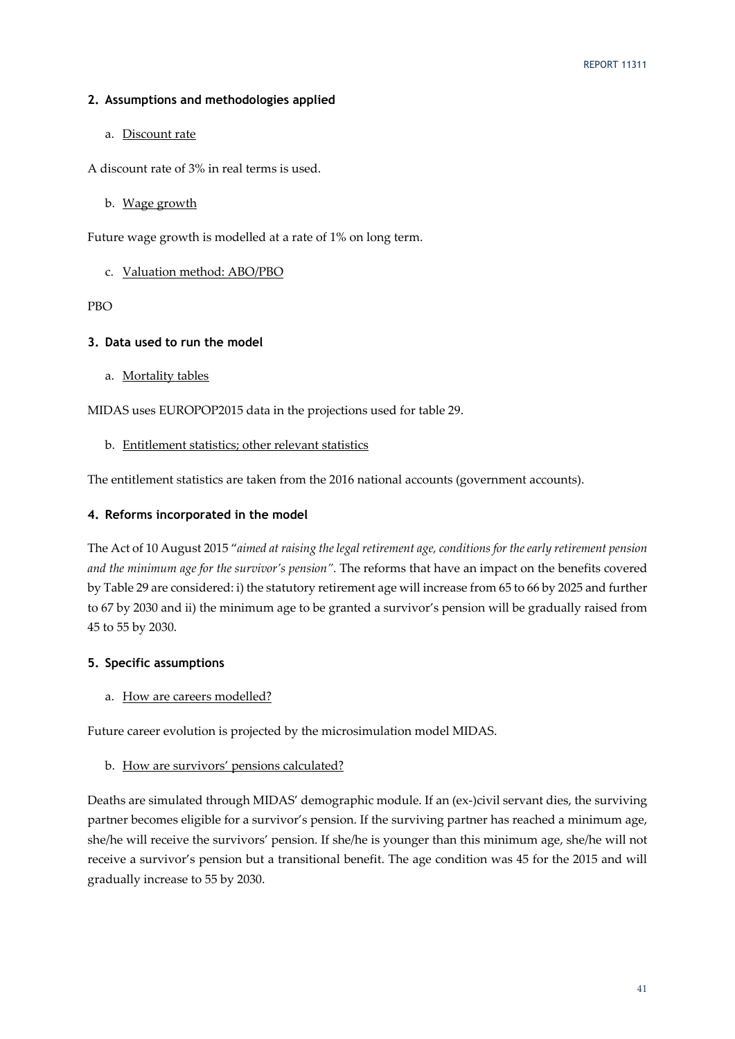## 2. Assumptions and methodologies applied

a. Discount rate

A discount rate of 3% in real terms is used.

b. Wage growth

Future wage growth is modelled at a rate of 1% on long term.

c. Valuation method: ABO/PBO

PBO

## 3. Data used to run the model

a. Mortality tables

MIDAS uses EUROPOP2015 data in the projections used for table 29.

b. Entitlement statistics; other relevant statistics

The entitlement statistics are taken from the 2016 national accounts (government accounts).

## 4. Reforms incorporated in the model

The Act of 10 August 2015 "*aimed at raising the legal retirement age, conditions for the early retirement pension and the minimum age for the survivor's pension"*. The reforms that have an impact on the benefits covered by Table 29 are considered: i) the statutory retirement age will increase from 65 to 66 by 2025 and further to 67 by 2030 and ii) the minimum age to be granted a survivor's pension will be gradually raised from 45 to 55 by 2030.

## 5. Specific assumptions

a. How are careers modelled?

Future career evolution is projected by the microsimulation model MIDAS.

b. How are survivors' pensions calculated?

Deaths are simulated through MIDAS' demographic module. If an (ex-)civil servant dies, the surviving partner becomes eligible for a survivor's pension. If the surviving partner has reached a minimum age, she/he will receive the survivors' pension. If she/he is younger than this minimum age, she/he will not receive a survivor's pension but a transitional benefit. The age condition was 45 for the 2015 and will gradually increase to 55 by 2030.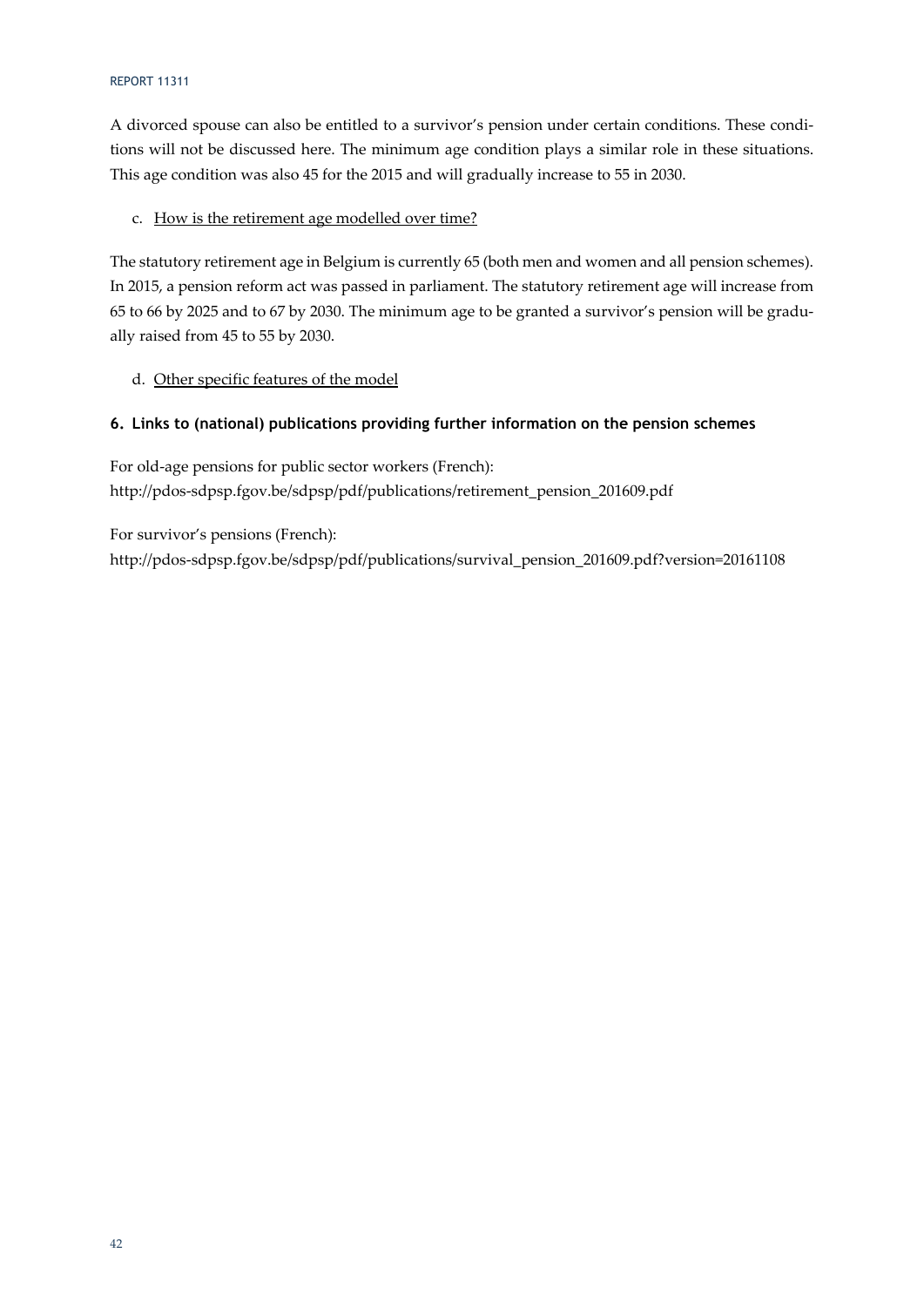A divorced spouse can also be entitled to a survivor's pension under certain conditions. These conditions will not be discussed here. The minimum age condition plays a similar role in these situations. This age condition was also 45 for the 2015 and will gradually increase to 55 in 2030.

c. <u>How is the retirement age modelled over time?</u>

The statutory retirement age in Belgium is currently 65 (both men and women and all pension schemes). In 2015, a pension reform act was passed in parliament. The statutory retirement age will increase from 65 to 66 by 2025 and to 67 by 2030. The minimum age to be granted a survivor's pension will be gradually raised from 45 to 55 by 2030.

d. <u>Other specific features of the model</u>

### 6. Links to (national) publications providing further information on the pension schemes

For old-age pensions for public sector workers (French):
http://pdos-sdpsp.fgov.be/sdpsp/pdf/publications/retirement_pension_201609.pdf

For survivor's pensions (French):
http://pdos-sdpsp.fgov.be/sdpsp/pdf/publications/survival_pension_201609.pdf?version=20161108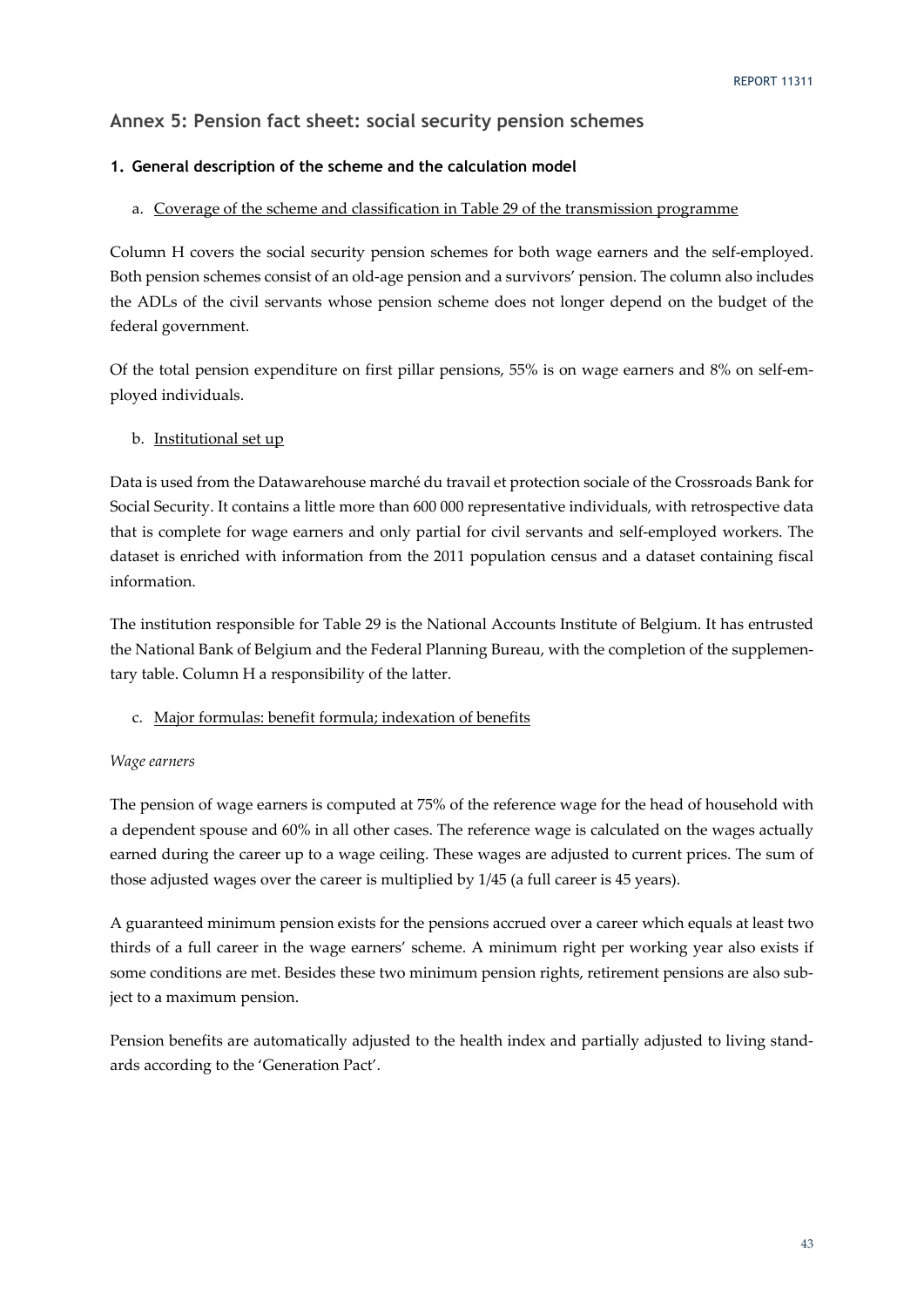## Annex 5: Pension fact sheet: social security pension schemes

### 1. General description of the scheme and the calculation model

a. Coverage of the scheme and classification in Table 29 of the transmission programme

Column H covers the social security pension schemes for both wage earners and the self-employed. Both pension schemes consist of an old-age pension and a survivors' pension. The column also includes the ADLs of the civil servants whose pension scheme does not longer depend on the budget of the federal government.

Of the total pension expenditure on first pillar pensions, 55% is on wage earners and 8% on self-employed individuals.

b. Institutional set up

Data is used from the Datawarehouse marché du travail et protection sociale of the Crossroads Bank for Social Security. It contains a little more than 600 000 representative individuals, with retrospective data that is complete for wage earners and only partial for civil servants and self-employed workers. The dataset is enriched with information from the 2011 population census and a dataset containing fiscal information.

The institution responsible for Table 29 is the National Accounts Institute of Belgium. It has entrusted the National Bank of Belgium and the Federal Planning Bureau, with the completion of the supplementary table. Column H a responsibility of the latter.

c. Major formulas: benefit formula; indexation of benefits

*Wage earners*

The pension of wage earners is computed at 75% of the reference wage for the head of household with a dependent spouse and 60% in all other cases. The reference wage is calculated on the wages actually earned during the career up to a wage ceiling. These wages are adjusted to current prices. The sum of those adjusted wages over the career is multiplied by 1/45 (a full career is 45 years).

A guaranteed minimum pension exists for the pensions accrued over a career which equals at least two thirds of a full career in the wage earners' scheme. A minimum right per working year also exists if some conditions are met. Besides these two minimum pension rights, retirement pensions are also subject to a maximum pension.

Pension benefits are automatically adjusted to the health index and partially adjusted to living standards according to the 'Generation Pact'.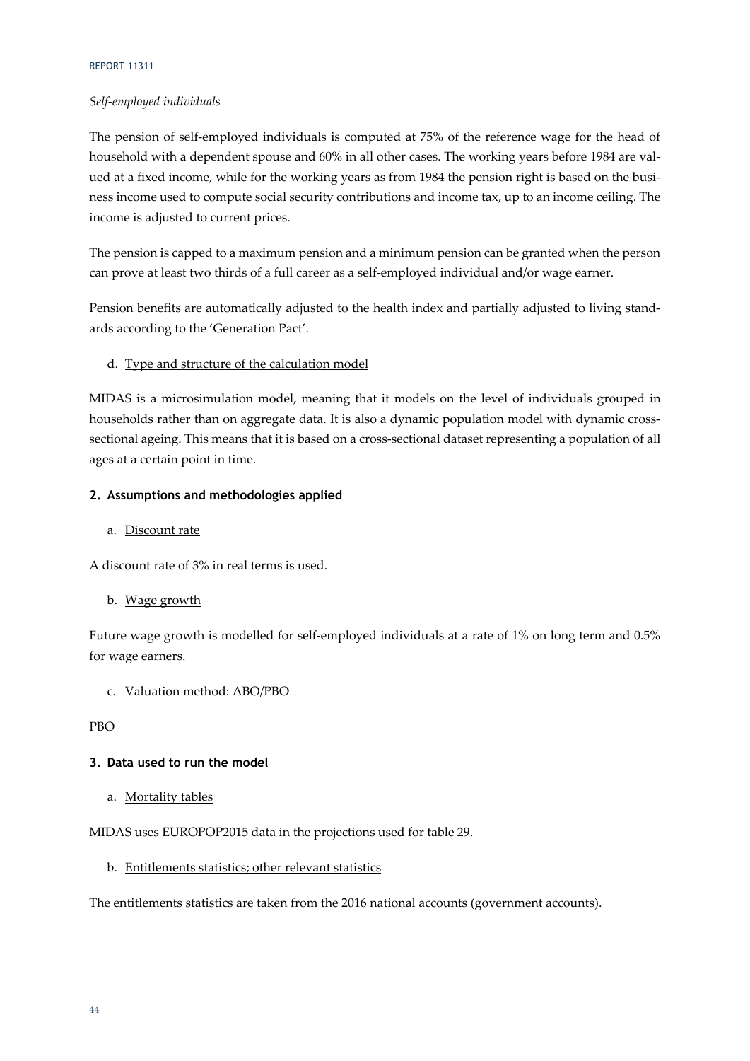*Self-employed individuals*

The pension of self-employed individuals is computed at 75% of the reference wage for the head of household with a dependent spouse and 60% in all other cases. The working years before 1984 are valued at a fixed income, while for the working years as from 1984 the pension right is based on the business income used to compute social security contributions and income tax, up to an income ceiling. The income is adjusted to current prices.

The pension is capped to a maximum pension and a minimum pension can be granted when the person can prove at least two thirds of a full career as a self-employed individual and/or wage earner.

Pension benefits are automatically adjusted to the health index and partially adjusted to living standards according to the 'Generation Pact'.

d. Type and structure of the calculation model

MIDAS is a microsimulation model, meaning that it models on the level of individuals grouped in households rather than on aggregate data. It is also a dynamic population model with dynamic cross-sectional ageing. This means that it is based on a cross-sectional dataset representing a population of all ages at a certain point in time.

## 2. Assumptions and methodologies applied

a. Discount rate

A discount rate of 3% in real terms is used.

b. Wage growth

Future wage growth is modelled for self-employed individuals at a rate of 1% on long term and 0.5% for wage earners.

c. Valuation method: ABO/PBO

PBO

## 3. Data used to run the model

a. Mortality tables

MIDAS uses EUROPOP2015 data in the projections used for table 29.

b. Entitlements statistics; other relevant statistics

The entitlements statistics are taken from the 2016 national accounts (government accounts).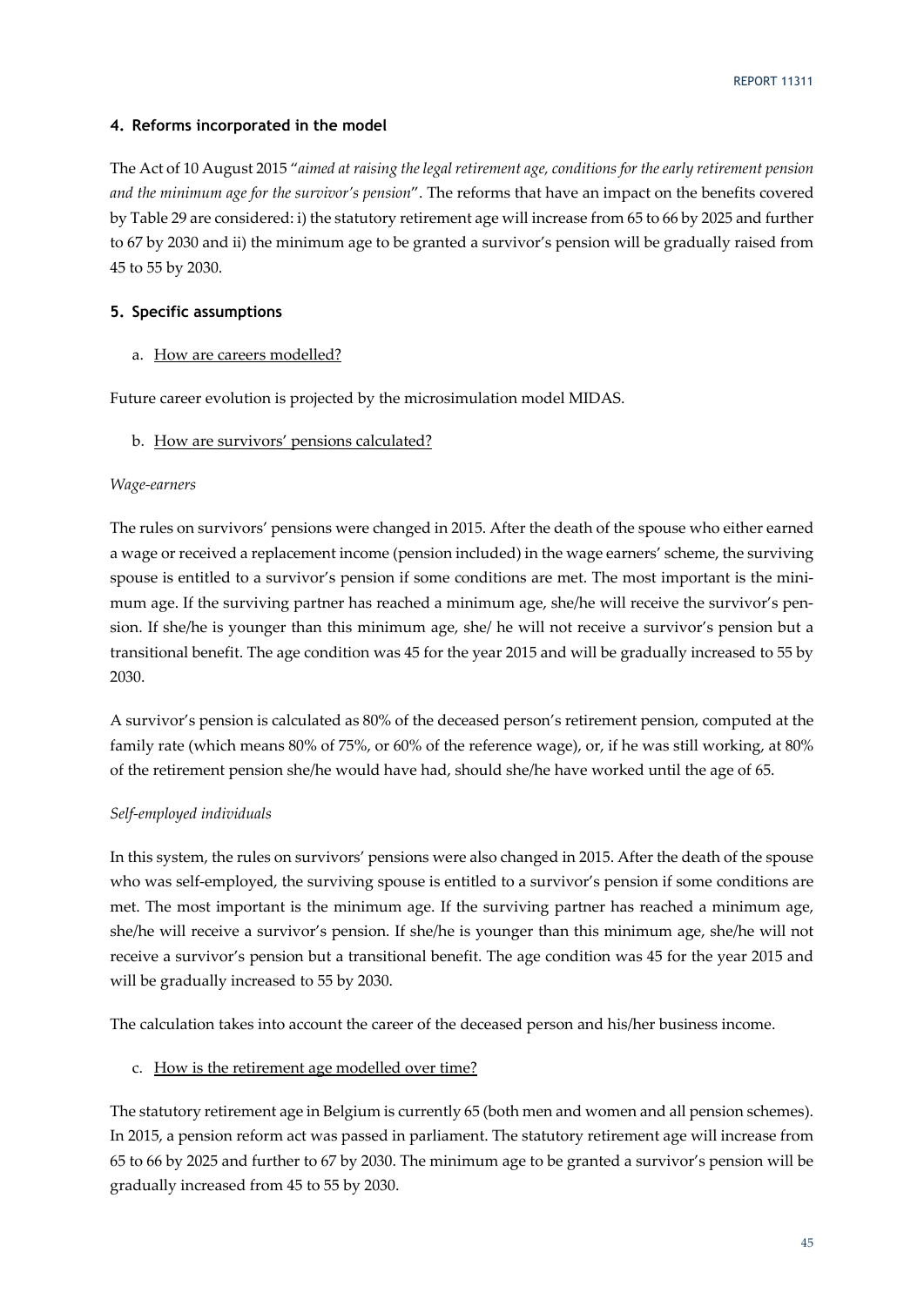### 4. Reforms incorporated in the model

The Act of 10 August 2015 "*aimed at raising the legal retirement age, conditions for the early retirement pension and the minimum age for the survivor's pension*". The reforms that have an impact on the benefits covered by Table 29 are considered: i) the statutory retirement age will increase from 65 to 66 by 2025 and further to 67 by 2030 and ii) the minimum age to be granted a survivor's pension will be gradually raised from 45 to 55 by 2030.

### 5. Specific assumptions

a. <u>How are careers modelled?</u>

Future career evolution is projected by the microsimulation model MIDAS.

b. <u>How are survivors' pensions calculated?</u>

*Wage-earners*

The rules on survivors' pensions were changed in 2015. After the death of the spouse who either earned a wage or received a replacement income (pension included) in the wage earners' scheme, the surviving spouse is entitled to a survivor's pension if some conditions are met. The most important is the minimum age. If the surviving partner has reached a minimum age, she/he will receive the survivor's pension. If she/he is younger than this minimum age, she/ he will not receive a survivor's pension but a transitional benefit. The age condition was 45 for the year 2015 and will be gradually increased to 55 by 2030.

A survivor's pension is calculated as 80% of the deceased person's retirement pension, computed at the family rate (which means 80% of 75%, or 60% of the reference wage), or, if he was still working, at 80% of the retirement pension she/he would have had, should she/he have worked until the age of 65.

*Self-employed individuals*

In this system, the rules on survivors' pensions were also changed in 2015. After the death of the spouse who was self-employed, the surviving spouse is entitled to a survivor's pension if some conditions are met. The most important is the minimum age. If the surviving partner has reached a minimum age, she/he will receive a survivor's pension. If she/he is younger than this minimum age, she/he will not receive a survivor's pension but a transitional benefit. The age condition was 45 for the year 2015 and will be gradually increased to 55 by 2030.

The calculation takes into account the career of the deceased person and his/her business income.

c. <u>How is the retirement age modelled over time?</u>

The statutory retirement age in Belgium is currently 65 (both men and women and all pension schemes). In 2015, a pension reform act was passed in parliament. The statutory retirement age will increase from 65 to 66 by 2025 and further to 67 by 2030. The minimum age to be granted a survivor's pension will be gradually increased from 45 to 55 by 2030.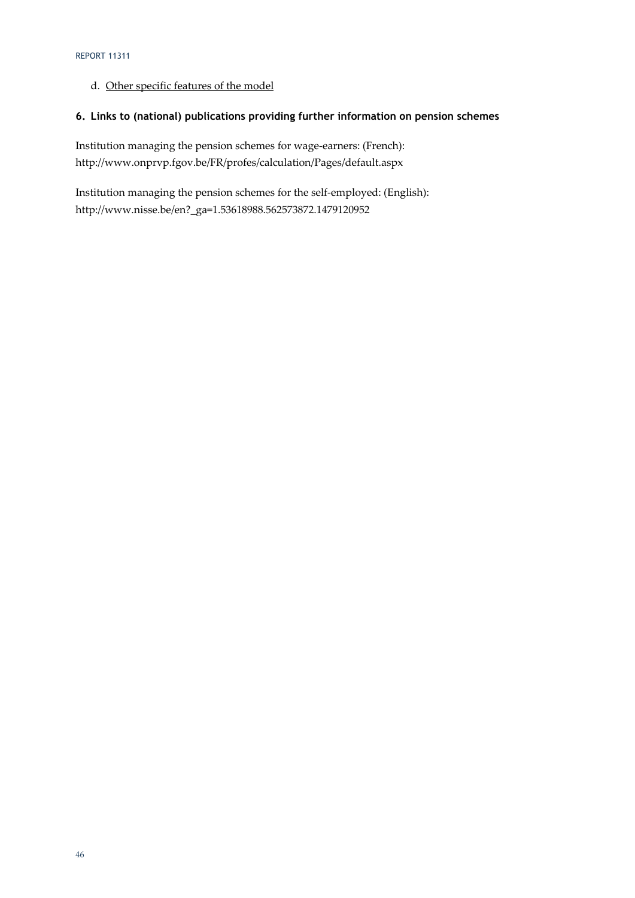d. Other specific features of the model

## 6. Links to (national) publications providing further information on pension schemes

Institution managing the pension schemes for wage-earners: (French):
http://www.onprvp.fgov.be/FR/profes/calculation/Pages/default.aspx

Institution managing the pension schemes for the self-employed: (English):
http://www.nisse.be/en?_ga=1.53618988.562573872.1479120952